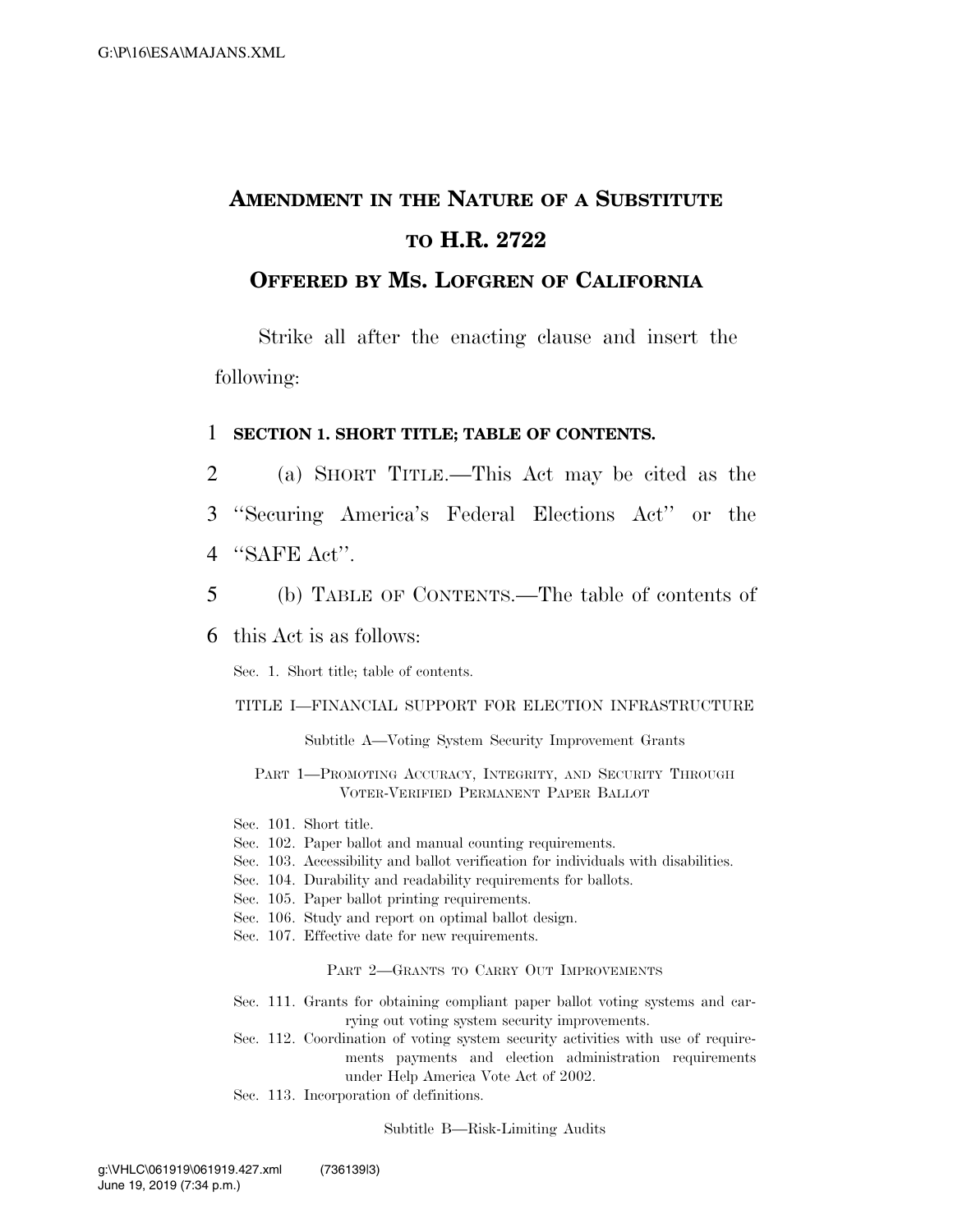# AMENDMENT IN THE NATURE OF A SUBSTITUTE TO H.R. 2722

## OFFERED BY MS. LOFGREN OF CALIFORNIA

Strike all after the enacting clause and insert the following:

**SECTION 1. SHORT TITLE; TABLE OF CONTENTS.**

(a) SHORT TITLE.—This Act may be cited as the "Securing America's Federal Elections Act" or the "SAFE Act".

(b) TABLE OF CONTENTS.—The table of contents of this Act is as follows:

Sec. 1. Short title; table of contents.

TITLE I—FINANCIAL SUPPORT FOR ELECTION INFRASTRUCTURE

Subtitle A—Voting System Security Improvement Grants

PART 1—PROMOTING ACCURACY, INTEGRITY, AND SECURITY THROUGH VOTER-VERIFIED PERMANENT PAPER BALLOT

Sec. 101. Short title.
Sec. 102. Paper ballot and manual counting requirements.
Sec. 103. Accessibility and ballot verification for individuals with disabilities.
Sec. 104. Durability and readability requirements for ballots.
Sec. 105. Paper ballot printing requirements.
Sec. 106. Study and report on optimal ballot design.
Sec. 107. Effective date for new requirements.

PART 2—GRANTS TO CARRY OUT IMPROVEMENTS

Sec. 111. Grants for obtaining compliant paper ballot voting systems and carrying out voting system security improvements.
Sec. 112. Coordination of voting system security activities with use of requirements payments and election administration requirements under Help America Vote Act of 2002.
Sec. 113. Incorporation of definitions.

Subtitle B—Risk-Limiting Audits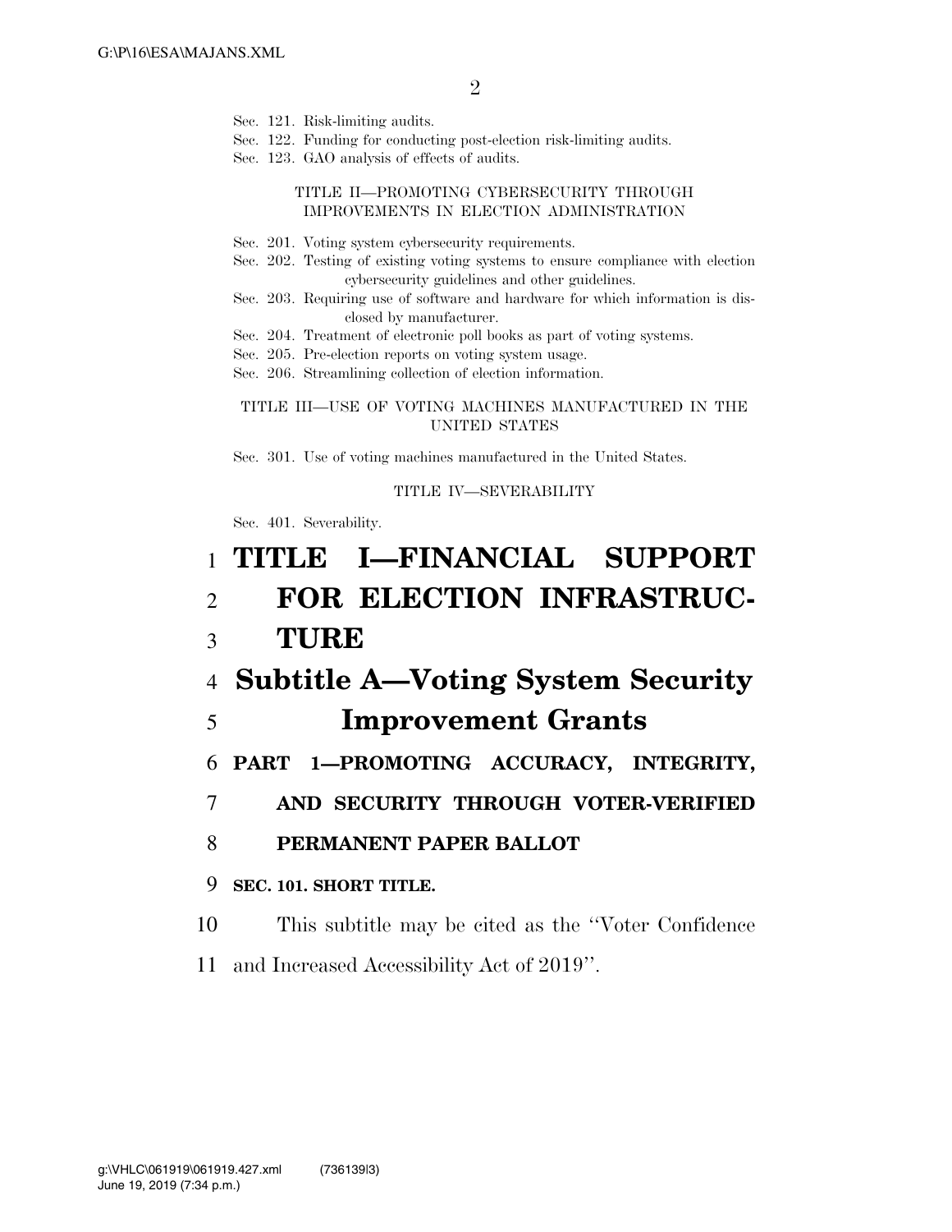Sec. 121. Risk-limiting audits.
Sec. 122. Funding for conducting post-election risk-limiting audits.
Sec. 123. GAO analysis of effects of audits.

TITLE II—PROMOTING CYBERSECURITY THROUGH IMPROVEMENTS IN ELECTION ADMINISTRATION

Sec. 201. Voting system cybersecurity requirements.
Sec. 202. Testing of existing voting systems to ensure compliance with election cybersecurity guidelines and other guidelines.
Sec. 203. Requiring use of software and hardware for which information is disclosed by manufacturer.
Sec. 204. Treatment of electronic poll books as part of voting systems.
Sec. 205. Pre-election reports on voting system usage.
Sec. 206. Streamlining collection of election information.

TITLE III—USE OF VOTING MACHINES MANUFACTURED IN THE UNITED STATES

Sec. 301. Use of voting machines manufactured in the United States.

TITLE IV—SEVERABILITY

Sec. 401. Severability.

# TITLE I—FINANCIAL SUPPORT FOR ELECTION INFRASTRUCTURE

## Subtitle A—Voting System Security Improvement Grants

### PART 1—PROMOTING ACCURACY, INTEGRITY, AND SECURITY THROUGH VOTER-VERIFIED PERMANENT PAPER BALLOT

**SEC. 101. SHORT TITLE.**

This subtitle may be cited as the ''Voter Confidence and Increased Accessibility Act of 2019''.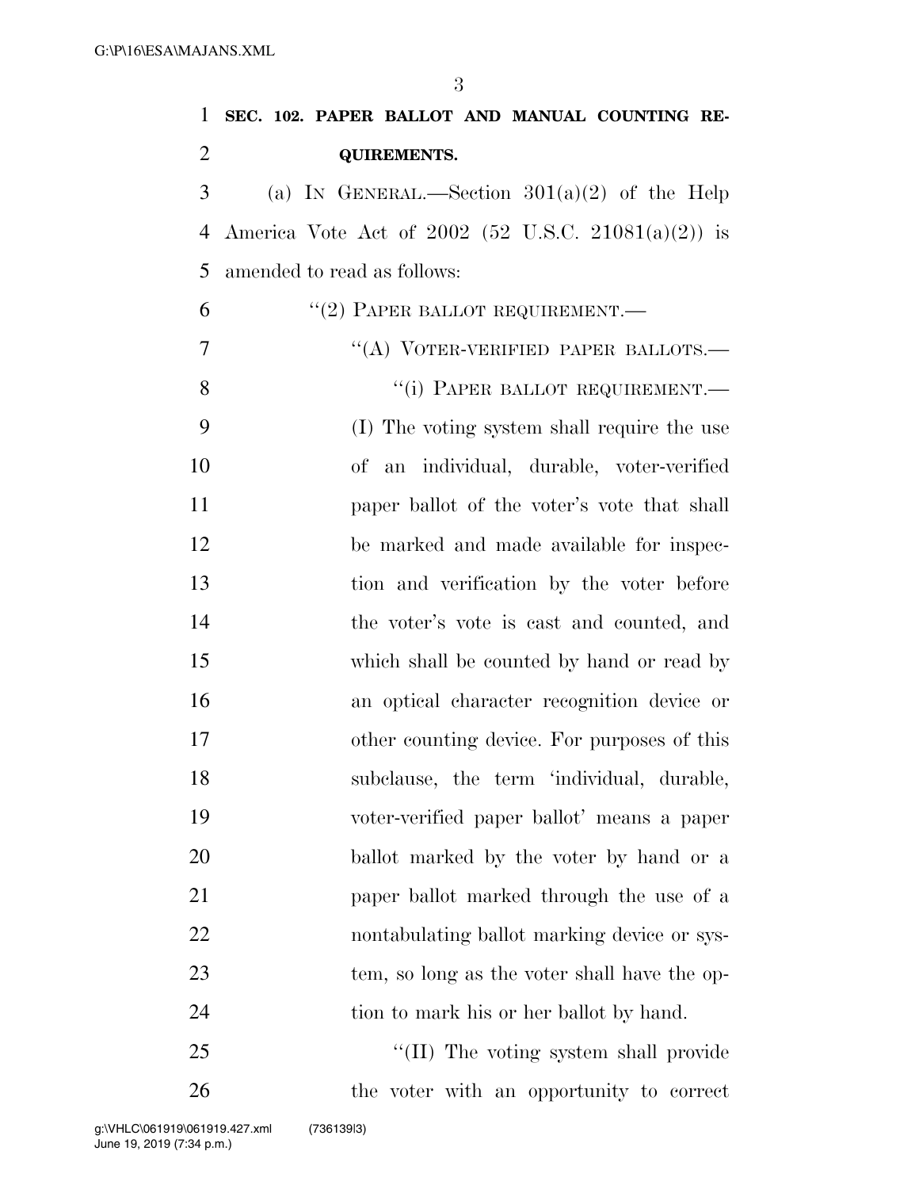**SEC. 102. PAPER BALLOT AND MANUAL COUNTING REQUIREMENTS.**

(a) IN GENERAL.—Section 301(a)(2) of the Help America Vote Act of 2002 (52 U.S.C. 21081(a)(2)) is amended to read as follows:

"(2) PAPER BALLOT REQUIREMENT.—

"(A) VOTER-VERIFIED PAPER BALLOTS.—

"(i) PAPER BALLOT REQUIREMENT.— (I) The voting system shall require the use of an individual, durable, voter-verified paper ballot of the voter's vote that shall be marked and made available for inspection and verification by the voter before the voter's vote is cast and counted, and which shall be counted by hand or read by an optical character recognition device or other counting device. For purposes of this subclause, the term 'individual, durable, voter-verified paper ballot' means a paper ballot marked by the voter by hand or a paper ballot marked through the use of a nontabulating ballot marking device or system, so long as the voter shall have the option to mark his or her ballot by hand.

"(II) The voting system shall provide the voter with an opportunity to correct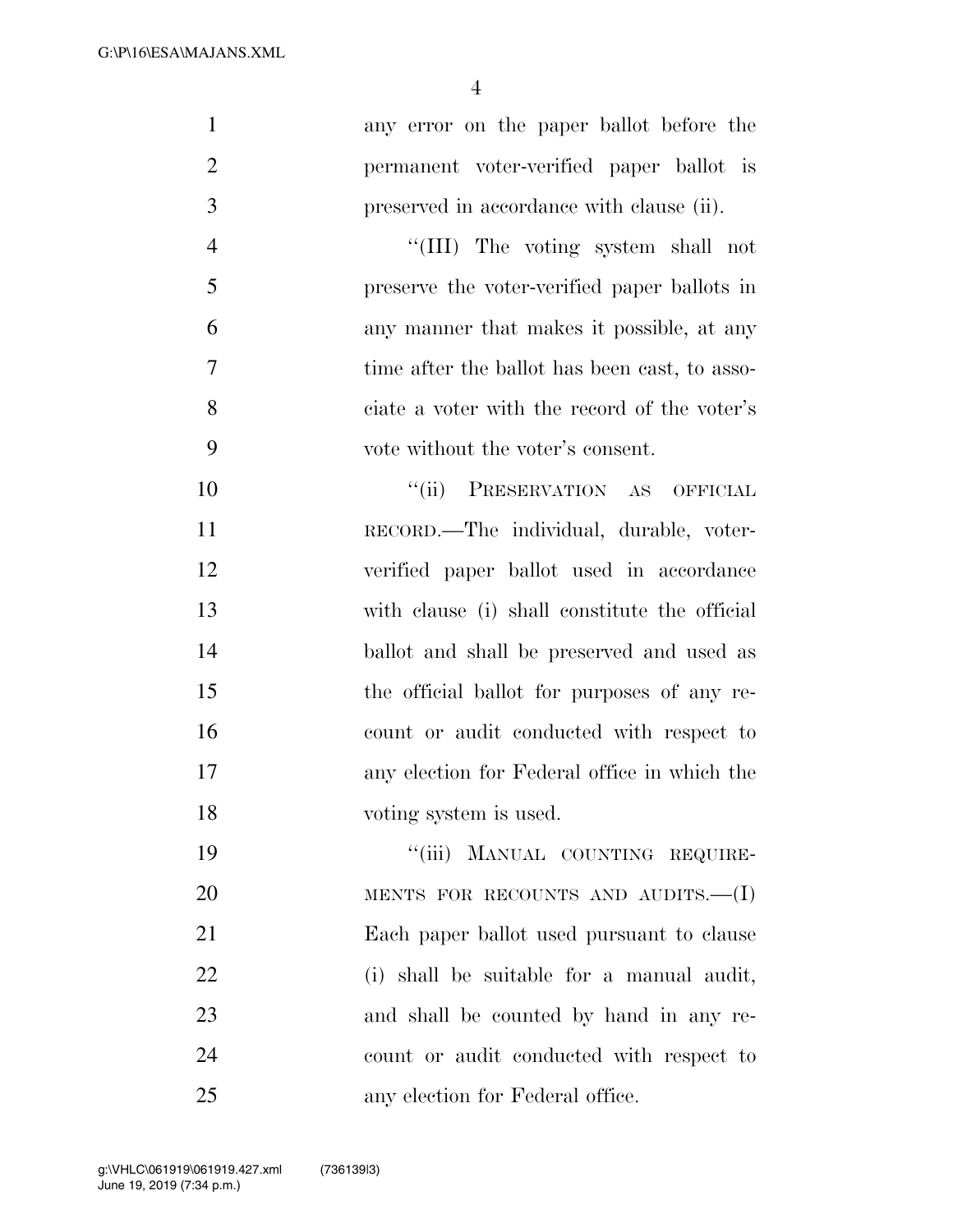any error on the paper ballot before the permanent voter-verified paper ballot is preserved in accordance with clause (ii).

''(III) The voting system shall not preserve the voter-verified paper ballots in any manner that makes it possible, at any time after the ballot has been cast, to associate a voter with the record of the voter's vote without the voter's consent.

''(ii) PRESERVATION AS OFFICIAL RECORD.—The individual, durable, voter-verified paper ballot used in accordance with clause (i) shall constitute the official ballot and shall be preserved and used as the official ballot for purposes of any recount or audit conducted with respect to any election for Federal office in which the voting system is used.

''(iii) MANUAL COUNTING REQUIREMENTS FOR RECOUNTS AND AUDITS.—(I) Each paper ballot used pursuant to clause (i) shall be suitable for a manual audit, and shall be counted by hand in any recount or audit conducted with respect to any election for Federal office.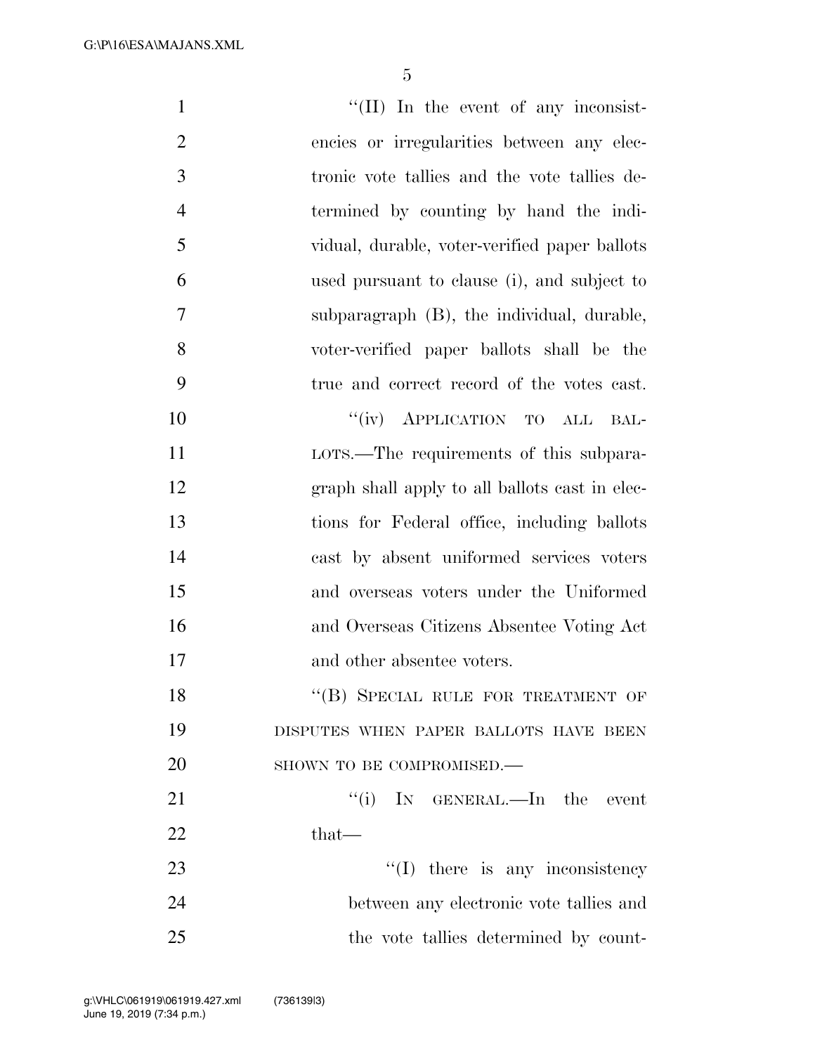"(II) In the event of any inconsistencies or irregularities between any electronic vote tallies and the vote tallies determined by counting by hand the individual, durable, voter-verified paper ballots used pursuant to clause (i), and subject to subparagraph (B), the individual, durable, voter-verified paper ballots shall be the true and correct record of the votes cast.

"(iv) APPLICATION TO ALL BALLOTS.—The requirements of this subparagraph shall apply to all ballots cast in elections for Federal office, including ballots cast by absent uniformed services voters and overseas voters under the Uniformed and Overseas Citizens Absentee Voting Act and other absentee voters.

"(B) SPECIAL RULE FOR TREATMENT OF DISPUTES WHEN PAPER BALLOTS HAVE BEEN SHOWN TO BE COMPROMISED.—

"(i) IN GENERAL.—In the event that—

"(I) there is any inconsistency between any electronic vote tallies and the vote tallies determined by count-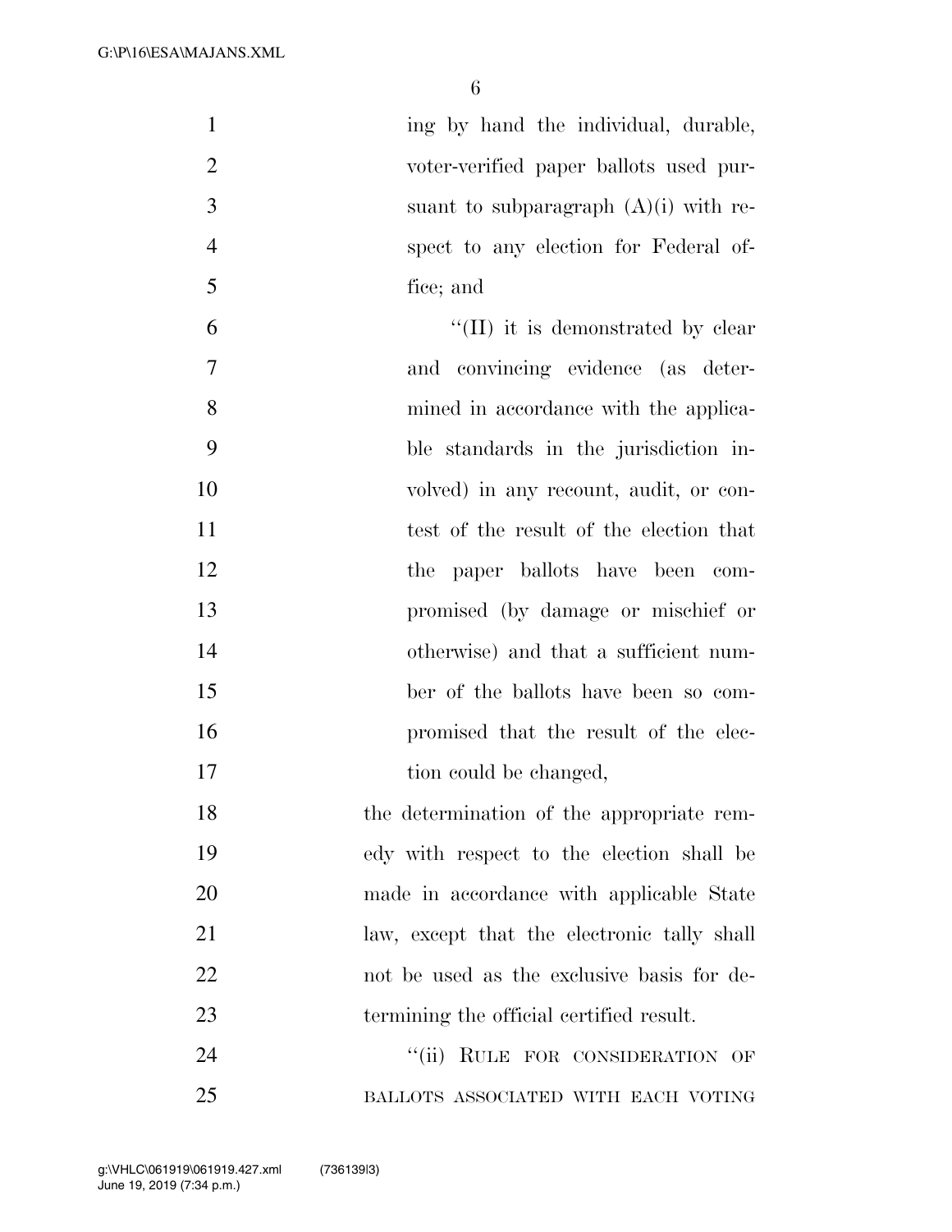ing by hand the individual, durable, voter-verified paper ballots used pursuant to subparagraph (A)(i) with respect to any election for Federal office; and

"(II) it is demonstrated by clear and convincing evidence (as determined in accordance with the applicable standards in the jurisdiction involved) in any recount, audit, or contest of the result of the election that the paper ballots have been compromised (by damage or mischief or otherwise) and that a sufficient number of the ballots have been so compromised that the result of the election could be changed,

the determination of the appropriate remedy with respect to the election shall be made in accordance with applicable State law, except that the electronic tally shall not be used as the exclusive basis for determining the official certified result.

"(ii) RULE FOR CONSIDERATION OF BALLOTS ASSOCIATED WITH EACH VOTING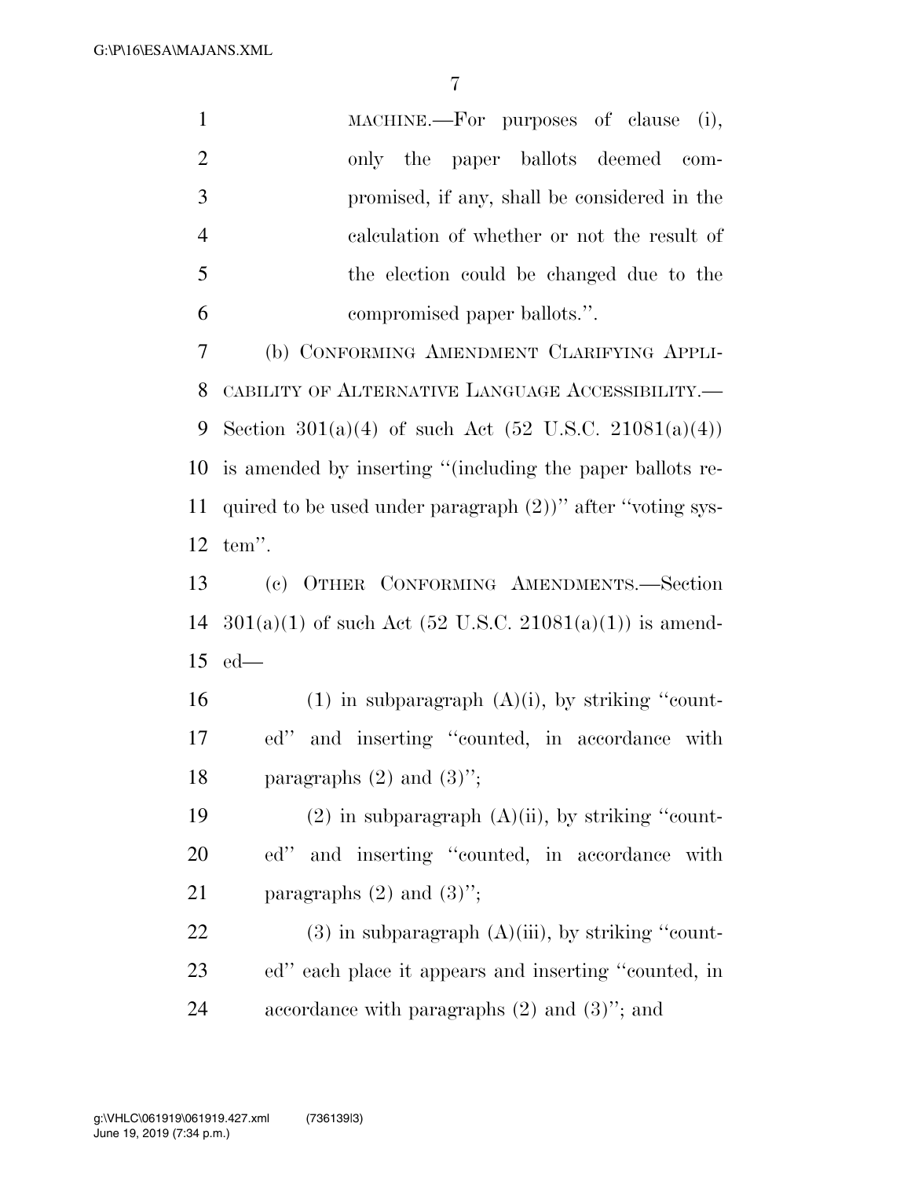MACHINE.—For purposes of clause (i), only the paper ballots deemed compromised, if any, shall be considered in the calculation of whether or not the result of the election could be changed due to the compromised paper ballots.''.

(b) CONFORMING AMENDMENT CLARIFYING APPLICABILITY OF ALTERNATIVE LANGUAGE ACCESSIBILITY.—Section 301(a)(4) of such Act (52 U.S.C. 21081(a)(4)) is amended by inserting ''(including the paper ballots required to be used under paragraph (2))'' after ''voting system''.

(c) OTHER CONFORMING AMENDMENTS.—Section 301(a)(1) of such Act (52 U.S.C. 21081(a)(1)) is amended—

(1) in subparagraph (A)(i), by striking ''counted'' and inserting ''counted, in accordance with paragraphs (2) and (3)'';

(2) in subparagraph (A)(ii), by striking ''counted'' and inserting ''counted, in accordance with paragraphs (2) and (3)'';

(3) in subparagraph (A)(iii), by striking ''counted'' each place it appears and inserting ''counted, in accordance with paragraphs (2) and (3)''; and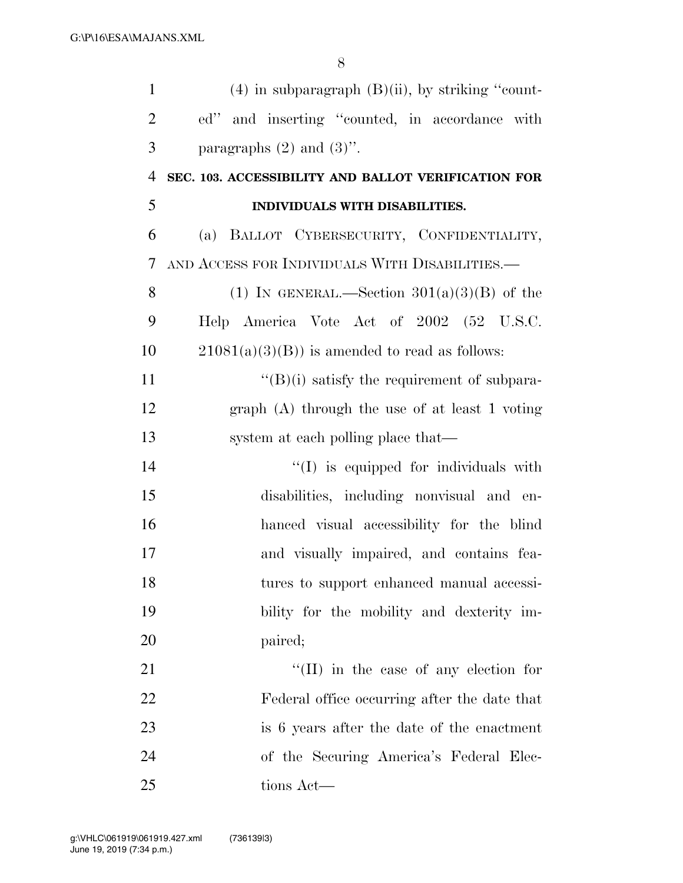(4) in subparagraph (B)(ii), by striking ''counted'' and inserting ''counted, in accordance with paragraphs (2) and (3)''.

**SEC. 103. ACCESSIBILITY AND BALLOT VERIFICATION FOR INDIVIDUALS WITH DISABILITIES.**

(a) BALLOT CYBERSECURITY, CONFIDENTIALITY, AND ACCESS FOR INDIVIDUALS WITH DISABILITIES.—

(1) IN GENERAL.—Section 301(a)(3)(B) of the Help America Vote Act of 2002 (52 U.S.C. 21081(a)(3)(B)) is amended to read as follows:

''(B)(i) satisfy the requirement of subparagraph (A) through the use of at least 1 voting system at each polling place that—

''(I) is equipped for individuals with disabilities, including nonvisual and enhanced visual accessibility for the blind and visually impaired, and contains features to support enhanced manual accessibility for the mobility and dexterity impaired;

''(II) in the case of any election for Federal office occurring after the date that is 6 years after the date of the enactment of the Securing America's Federal Elections Act—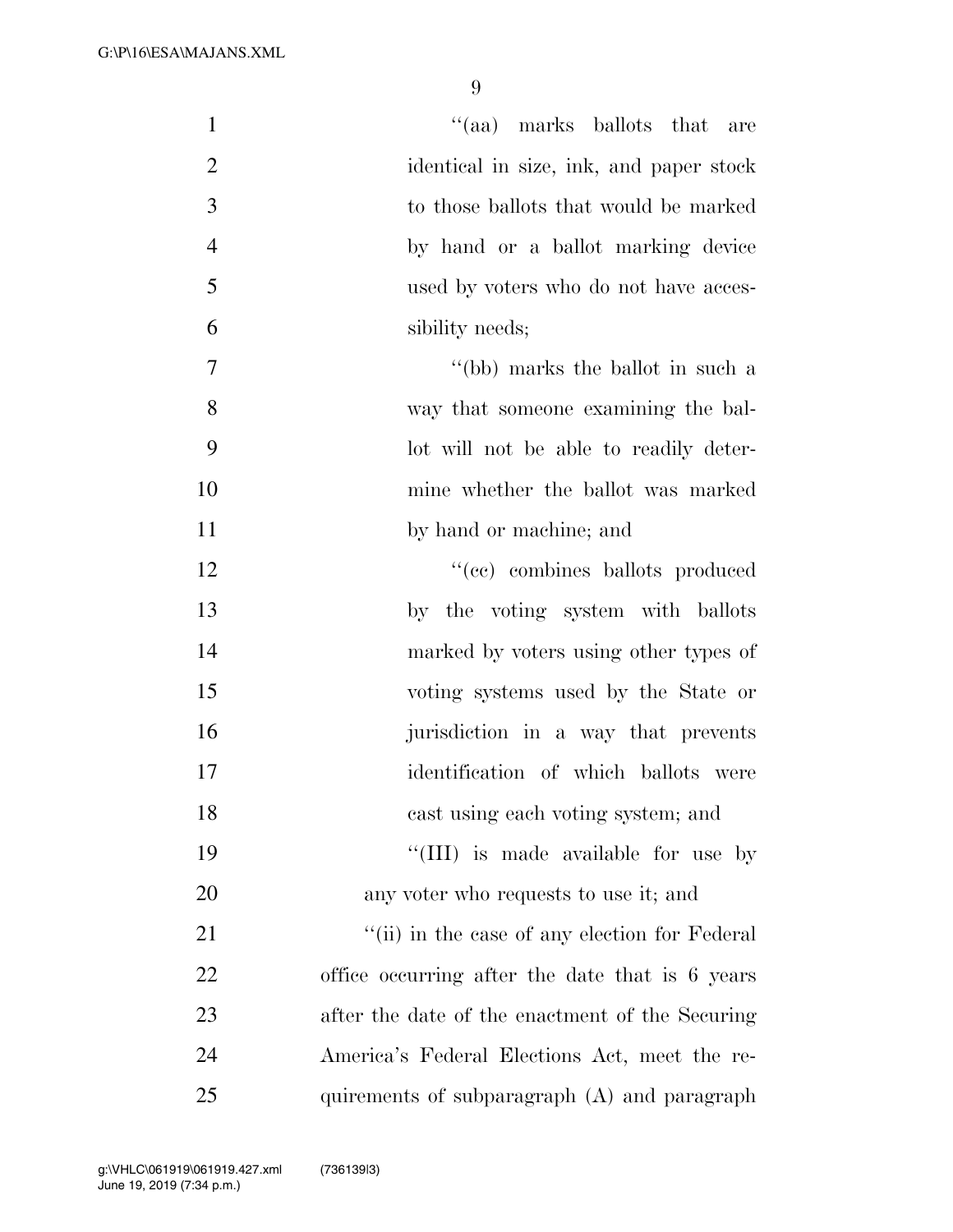"(aa) marks ballots that are identical in size, ink, and paper stock to those ballots that would be marked by hand or a ballot marking device used by voters who do not have accessibility needs;

"(bb) marks the ballot in such a way that someone examining the ballot will not be able to readily determine whether the ballot was marked by hand or machine; and

"(cc) combines ballots produced by the voting system with ballots marked by voters using other types of voting systems used by the State or jurisdiction in a way that prevents identification of which ballots were cast using each voting system; and

"(III) is made available for use by any voter who requests to use it; and

"(ii) in the case of any election for Federal office occurring after the date that is 6 years after the date of the enactment of the Securing America's Federal Elections Act, meet the requirements of subparagraph (A) and paragraph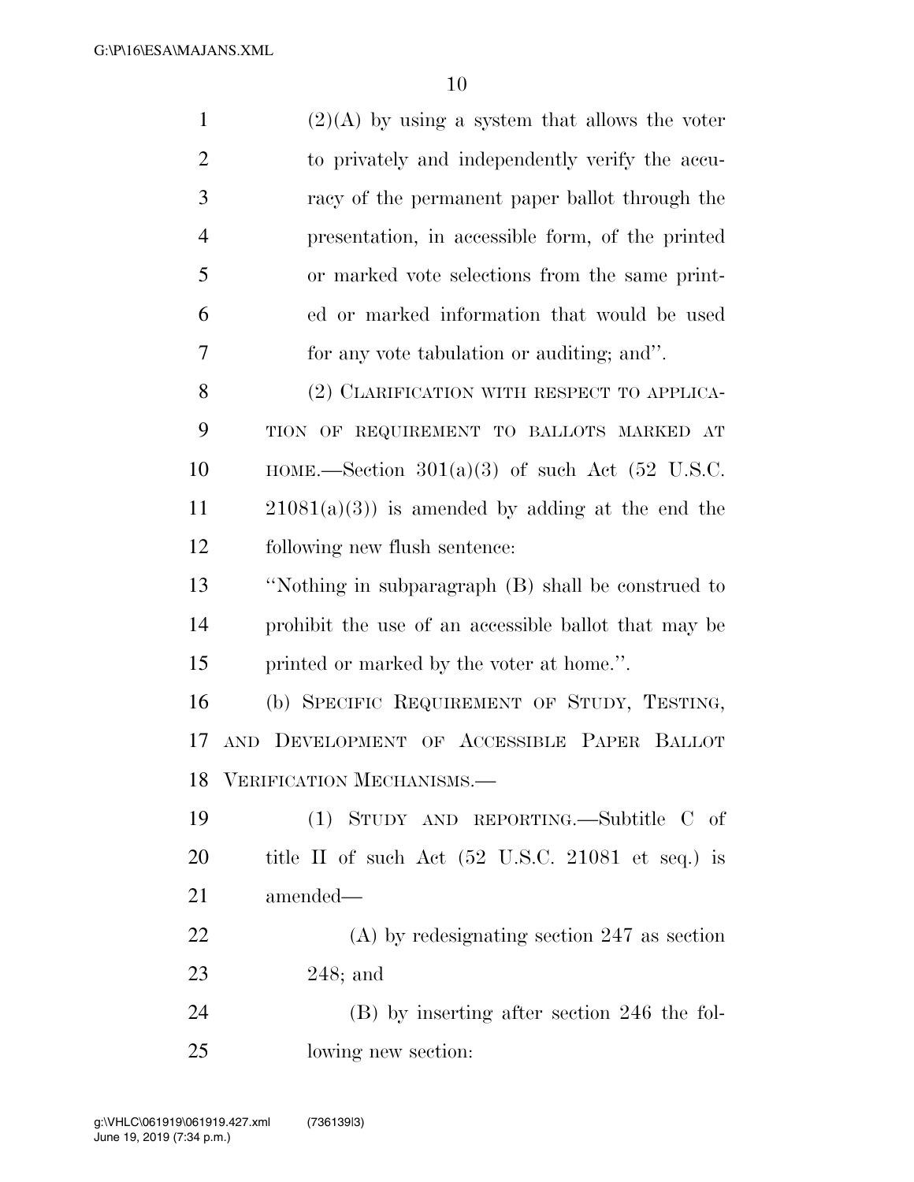(2)(A) by using a system that allows the voter to privately and independently verify the accuracy of the permanent paper ballot through the presentation, in accessible form, of the printed or marked vote selections from the same printed or marked information that would be used for any vote tabulation or auditing; and''.

(2) CLARIFICATION WITH RESPECT TO APPLICATION OF REQUIREMENT TO BALLOTS MARKED AT HOME.—Section 301(a)(3) of such Act (52 U.S.C. 21081(a)(3)) is amended by adding at the end the following new flush sentence:

''Nothing in subparagraph (B) shall be construed to prohibit the use of an accessible ballot that may be printed or marked by the voter at home.''.

(b) SPECIFIC REQUIREMENT OF STUDY, TESTING, AND DEVELOPMENT OF ACCESSIBLE PAPER BALLOT VERIFICATION MECHANISMS.—

(1) STUDY AND REPORTING.—Subtitle C of title II of such Act (52 U.S.C. 21081 et seq.) is amended—

(A) by redesignating section 247 as section 248; and

(B) by inserting after section 246 the following new section: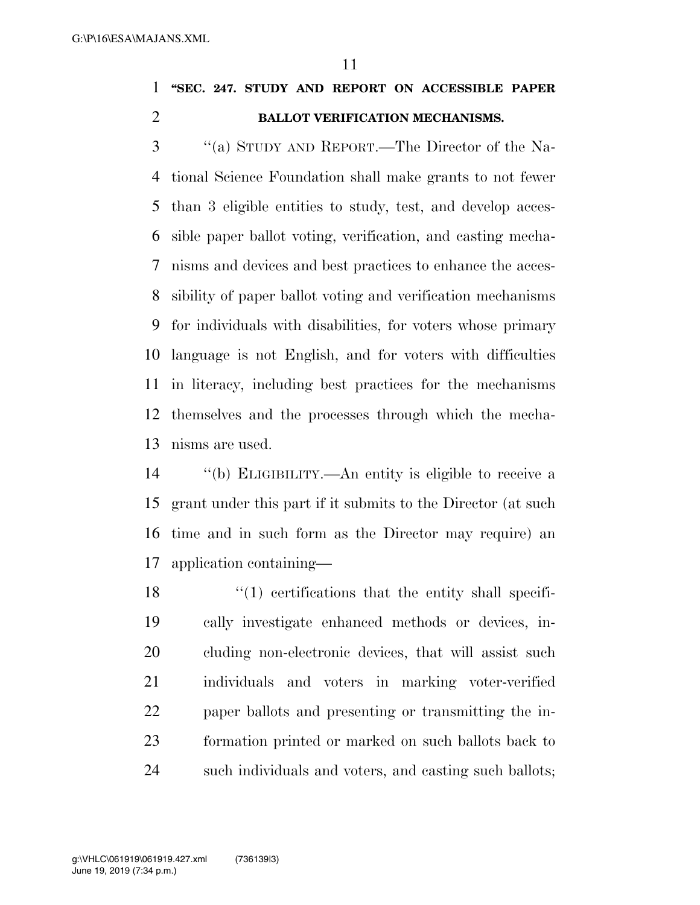**"SEC. 247. STUDY AND REPORT ON ACCESSIBLE PAPER BALLOT VERIFICATION MECHANISMS.**

"(a) STUDY AND REPORT.—The Director of the National Science Foundation shall make grants to not fewer than 3 eligible entities to study, test, and develop accessible paper ballot voting, verification, and casting mechanisms and devices and best practices to enhance the accessibility of paper ballot voting and verification mechanisms for individuals with disabilities, for voters whose primary language is not English, and for voters with difficulties in literacy, including best practices for the mechanisms themselves and the processes through which the mechanisms are used.

"(b) ELIGIBILITY.—An entity is eligible to receive a grant under this part if it submits to the Director (at such time and in such form as the Director may require) an application containing—

"(1) certifications that the entity shall specifically investigate enhanced methods or devices, including non-electronic devices, that will assist such individuals and voters in marking voter-verified paper ballots and presenting or transmitting the information printed or marked on such ballots back to such individuals and voters, and casting such ballots;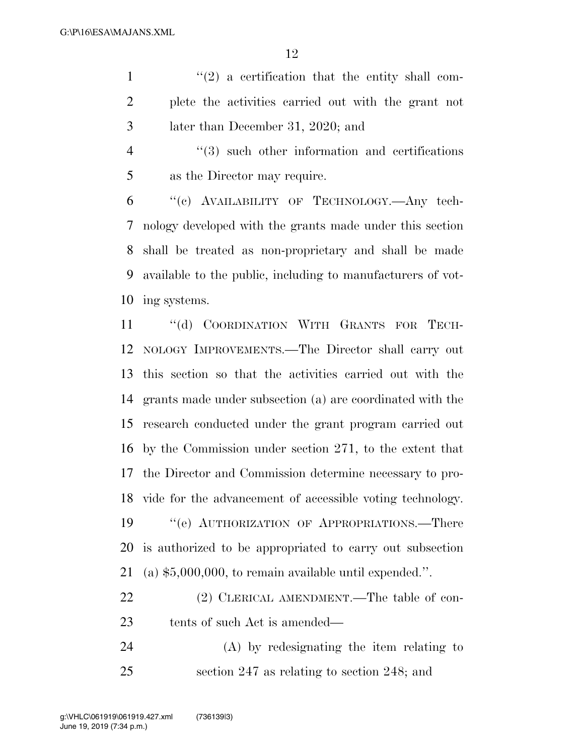"(2) a certification that the entity shall complete the activities carried out with the grant not later than December 31, 2020; and

"(3) such other information and certifications as the Director may require.

"(c) AVAILABILITY OF TECHNOLOGY.—Any technology developed with the grants made under this section shall be treated as non-proprietary and shall be made available to the public, including to manufacturers of voting systems.

"(d) COORDINATION WITH GRANTS FOR TECHNOLOGY IMPROVEMENTS.—The Director shall carry out this section so that the activities carried out with the grants made under subsection (a) are coordinated with the research conducted under the grant program carried out by the Commission under section 271, to the extent that the Director and Commission determine necessary to provide for the advancement of accessible voting technology.

"(e) AUTHORIZATION OF APPROPRIATIONS.—There is authorized to be appropriated to carry out subsection (a) $5,000,000, to remain available until expended.".

(2) CLERICAL AMENDMENT.—The table of contents of such Act is amended—

(A) by redesignating the item relating to section 247 as relating to section 248; and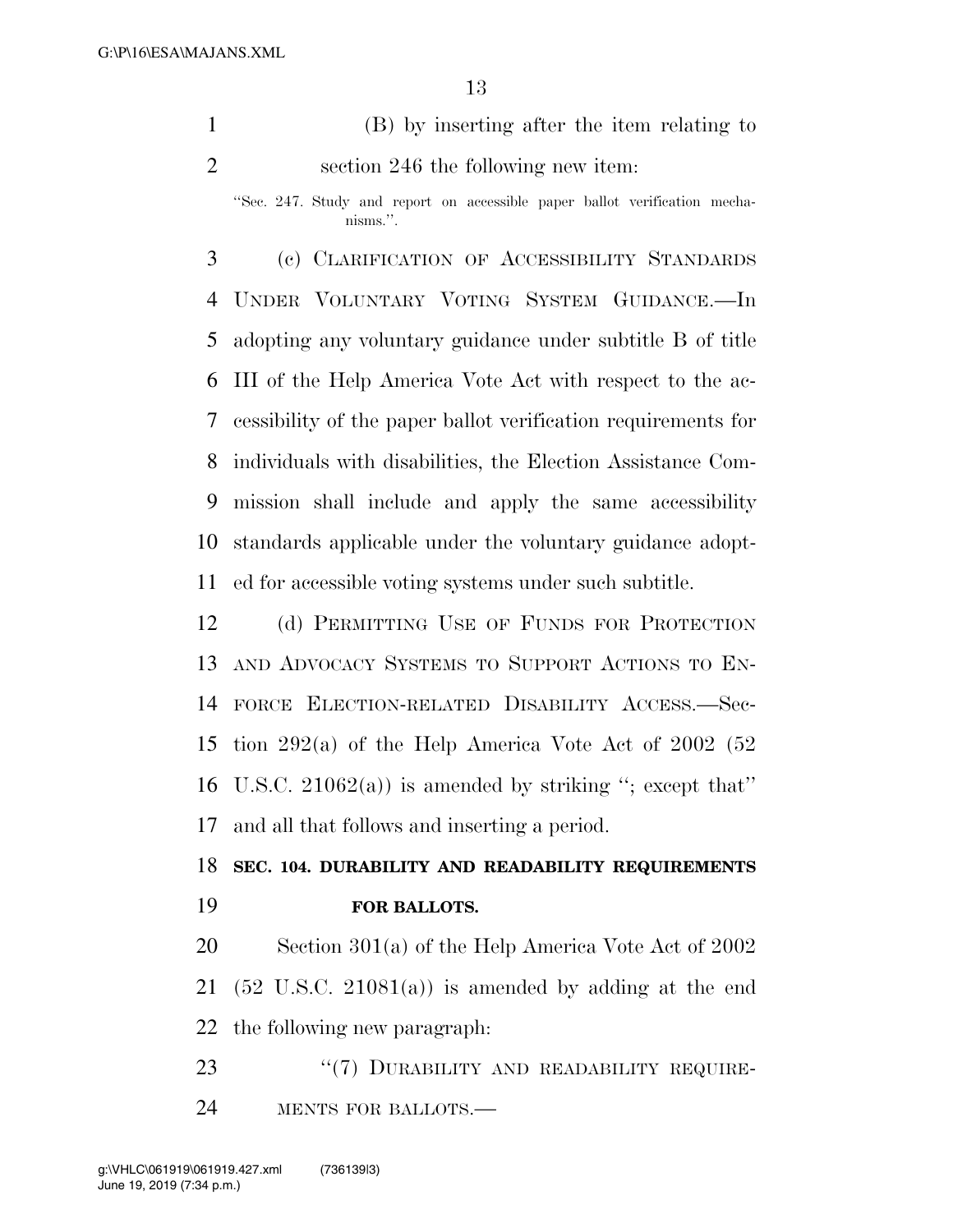(B) by inserting after the item relating to section 246 the following new item:

"Sec. 247. Study and report on accessible paper ballot verification mechanisms.".

(c) CLARIFICATION OF ACCESSIBILITY STANDARDS UNDER VOLUNTARY VOTING SYSTEM GUIDANCE.—In adopting any voluntary guidance under subtitle B of title III of the Help America Vote Act with respect to the accessibility of the paper ballot verification requirements for individuals with disabilities, the Election Assistance Commission shall include and apply the same accessibility standards applicable under the voluntary guidance adopted for accessible voting systems under such subtitle.

(d) PERMITTING USE OF FUNDS FOR PROTECTION AND ADVOCACY SYSTEMS TO SUPPORT ACTIONS TO ENFORCE ELECTION-RELATED DISABILITY ACCESS.—Section 292(a) of the Help America Vote Act of 2002 (52 U.S.C. 21062(a)) is amended by striking "; except that" and all that follows and inserting a period.

**SEC. 104. DURABILITY AND READABILITY REQUIREMENTS FOR BALLOTS.**

Section 301(a) of the Help America Vote Act of 2002 (52 U.S.C. 21081(a)) is amended by adding at the end the following new paragraph:

"(7) DURABILITY AND READABILITY REQUIREMENTS FOR BALLOTS.—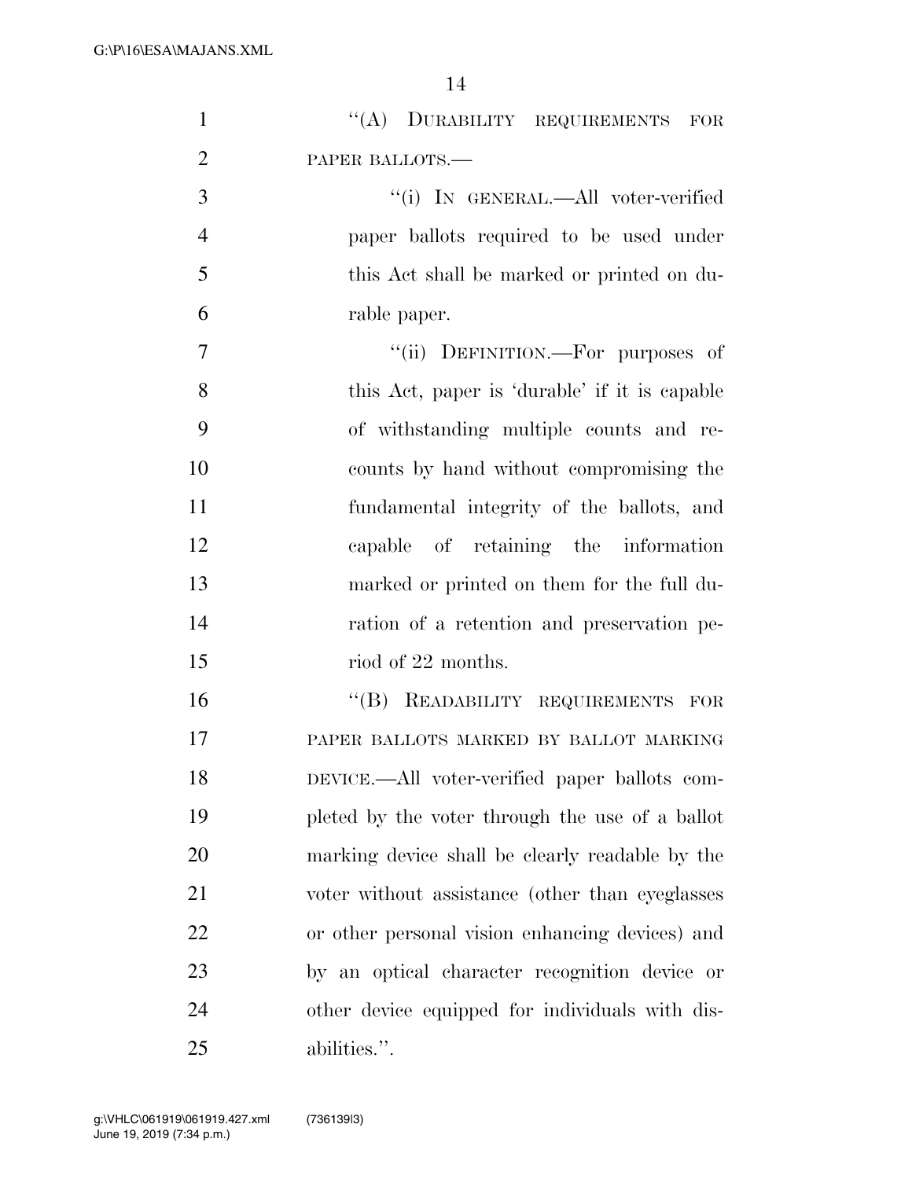''(A) DURABILITY REQUIREMENTS FOR PAPER BALLOTS.—

''(i) IN GENERAL.—All voter-verified paper ballots required to be used under this Act shall be marked or printed on durable paper.

''(ii) DEFINITION.—For purposes of this Act, paper is 'durable' if it is capable of withstanding multiple counts and recounts by hand without compromising the fundamental integrity of the ballots, and capable of retaining the information marked or printed on them for the full duration of a retention and preservation period of 22 months.

''(B) READABILITY REQUIREMENTS FOR PAPER BALLOTS MARKED BY BALLOT MARKING DEVICE.—All voter-verified paper ballots completed by the voter through the use of a ballot marking device shall be clearly readable by the voter without assistance (other than eyeglasses or other personal vision enhancing devices) and by an optical character recognition device or other device equipped for individuals with disabilities.''.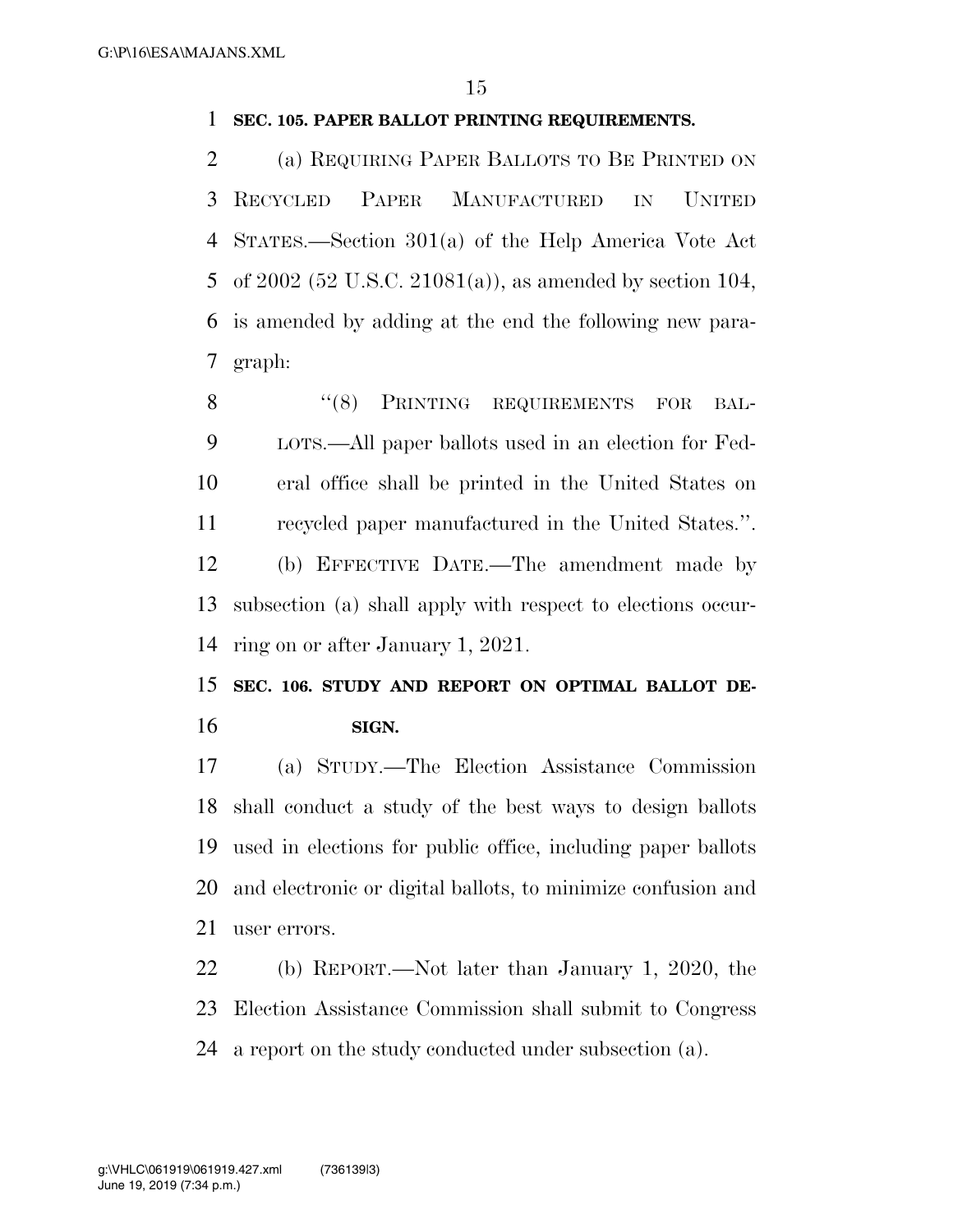**SEC. 105. PAPER BALLOT PRINTING REQUIREMENTS.**

(a) REQUIRING PAPER BALLOTS TO BE PRINTED ON RECYCLED PAPER MANUFACTURED IN UNITED STATES.—Section 301(a) of the Help America Vote Act of 2002 (52 U.S.C. 21081(a)), as amended by section 104, is amended by adding at the end the following new paragraph:

"(8) PRINTING REQUIREMENTS FOR BALLOTS.—All paper ballots used in an election for Federal office shall be printed in the United States on recycled paper manufactured in the United States.".

(b) EFFECTIVE DATE.—The amendment made by subsection (a) shall apply with respect to elections occurring on or after January 1, 2021.

**SEC. 106. STUDY AND REPORT ON OPTIMAL BALLOT DESIGN.**

(a) STUDY.—The Election Assistance Commission shall conduct a study of the best ways to design ballots used in elections for public office, including paper ballots and electronic or digital ballots, to minimize confusion and user errors.

(b) REPORT.—Not later than January 1, 2020, the Election Assistance Commission shall submit to Congress a report on the study conducted under subsection (a).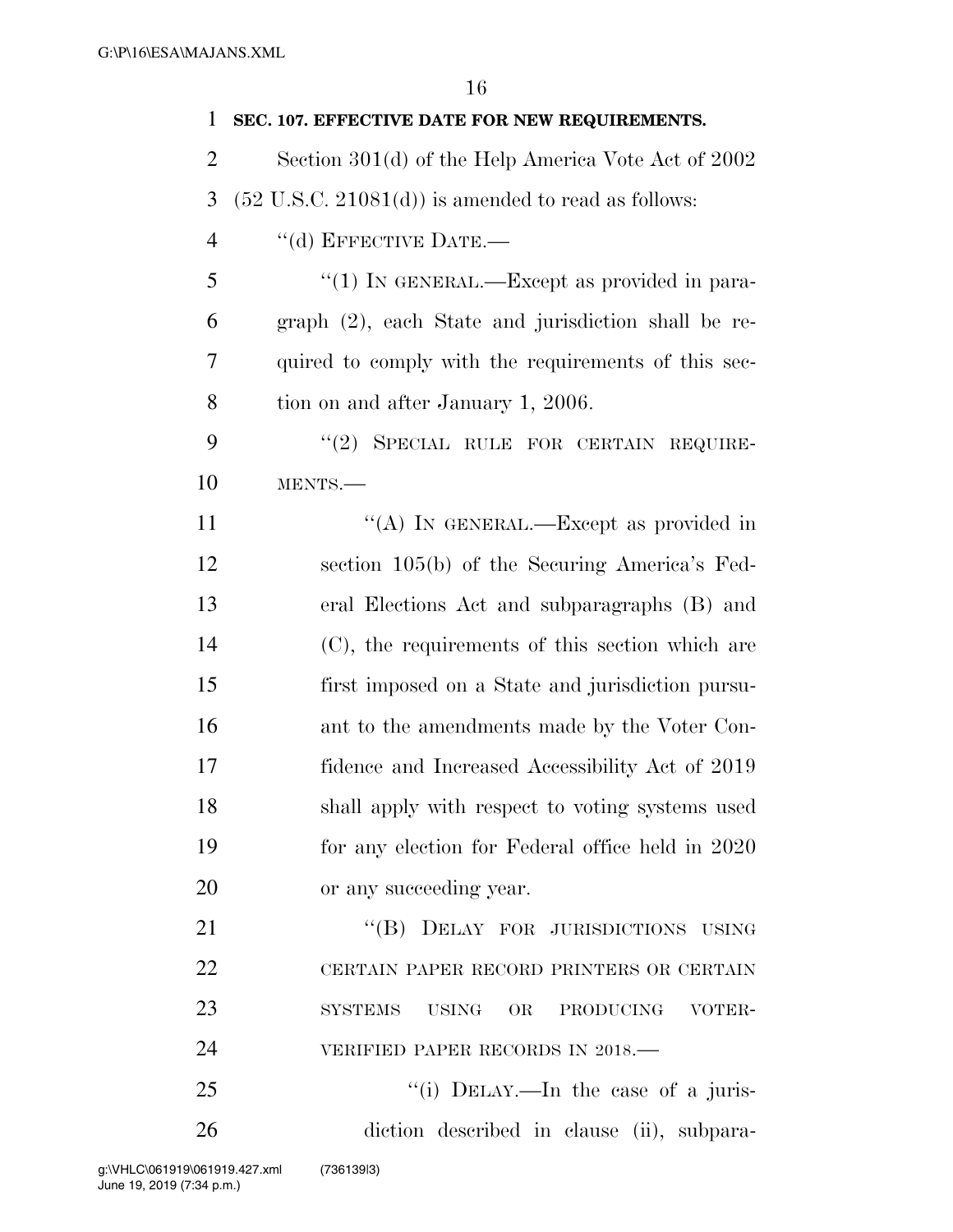**SEC. 107. EFFECTIVE DATE FOR NEW REQUIREMENTS.**

Section 301(d) of the Help America Vote Act of 2002 (52 U.S.C. 21081(d)) is amended to read as follows:

"(d) EFFECTIVE DATE.—

"(1) IN GENERAL.—Except as provided in paragraph (2), each State and jurisdiction shall be required to comply with the requirements of this section on and after January 1, 2006.

"(2) SPECIAL RULE FOR CERTAIN REQUIREMENTS.—

"(A) IN GENERAL.—Except as provided in section 105(b) of the Securing America's Federal Elections Act and subparagraphs (B) and (C), the requirements of this section which are first imposed on a State and jurisdiction pursuant to the amendments made by the Voter Confidence and Increased Accessibility Act of 2019 shall apply with respect to voting systems used for any election for Federal office held in 2020 or any succeeding year.

"(B) DELAY FOR JURISDICTIONS USING CERTAIN PAPER RECORD PRINTERS OR CERTAIN SYSTEMS USING OR PRODUCING VOTER-VERIFIED PAPER RECORDS IN 2018.—

"(i) DELAY.—In the case of a jurisdiction described in clause (ii), subpara-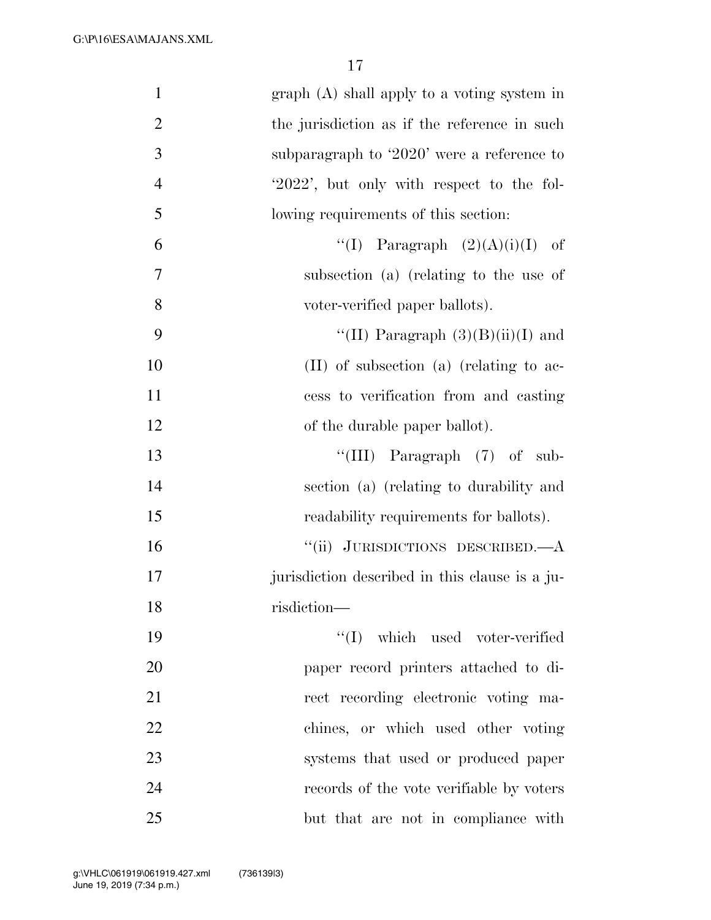graph (A) shall apply to a voting system in the jurisdiction as if the reference in such subparagraph to '2020' were a reference to '2022', but only with respect to the following requirements of this section:

"(I) Paragraph (2)(A)(i)(I) of subsection (a) (relating to the use of voter-verified paper ballots).

"(II) Paragraph (3)(B)(ii)(I) and (II) of subsection (a) (relating to access to verification from and casting of the durable paper ballot).

"(III) Paragraph (7) of subsection (a) (relating to durability and readability requirements for ballots).

"(ii) JURISDICTIONS DESCRIBED.—A jurisdiction described in this clause is a jurisdiction—

"(I) which used voter-verified paper record printers attached to direct recording electronic voting machines, or which used other voting systems that used or produced paper records of the vote verifiable by voters but that are not in compliance with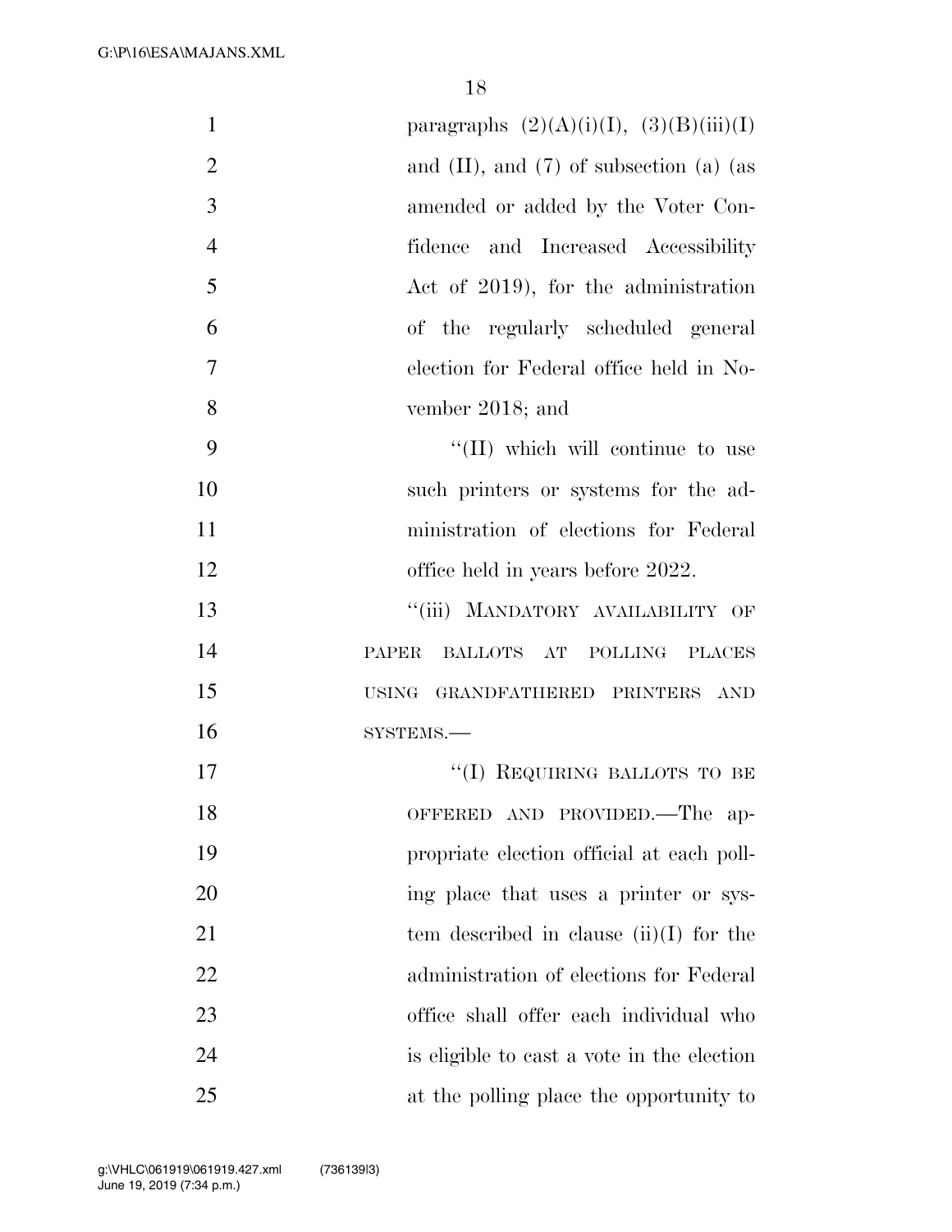paragraphs (2)(A)(i)(I), (3)(B)(iii)(I) and (II), and (7) of subsection (a) (as amended or added by the Voter Confidence and Increased Accessibility Act of 2019), for the administration of the regularly scheduled general election for Federal office held in November 2018; and

"(II) which will continue to use such printers or systems for the administration of elections for Federal office held in years before 2022.

"(iii) MANDATORY AVAILABILITY OF PAPER BALLOTS AT POLLING PLACES USING GRANDFATHERED PRINTERS AND SYSTEMS.—

"(I) REQUIRING BALLOTS TO BE OFFERED AND PROVIDED.—The appropriate election official at each polling place that uses a printer or system described in clause (ii)(I) for the administration of elections for Federal office shall offer each individual who is eligible to cast a vote in the election at the polling place the opportunity to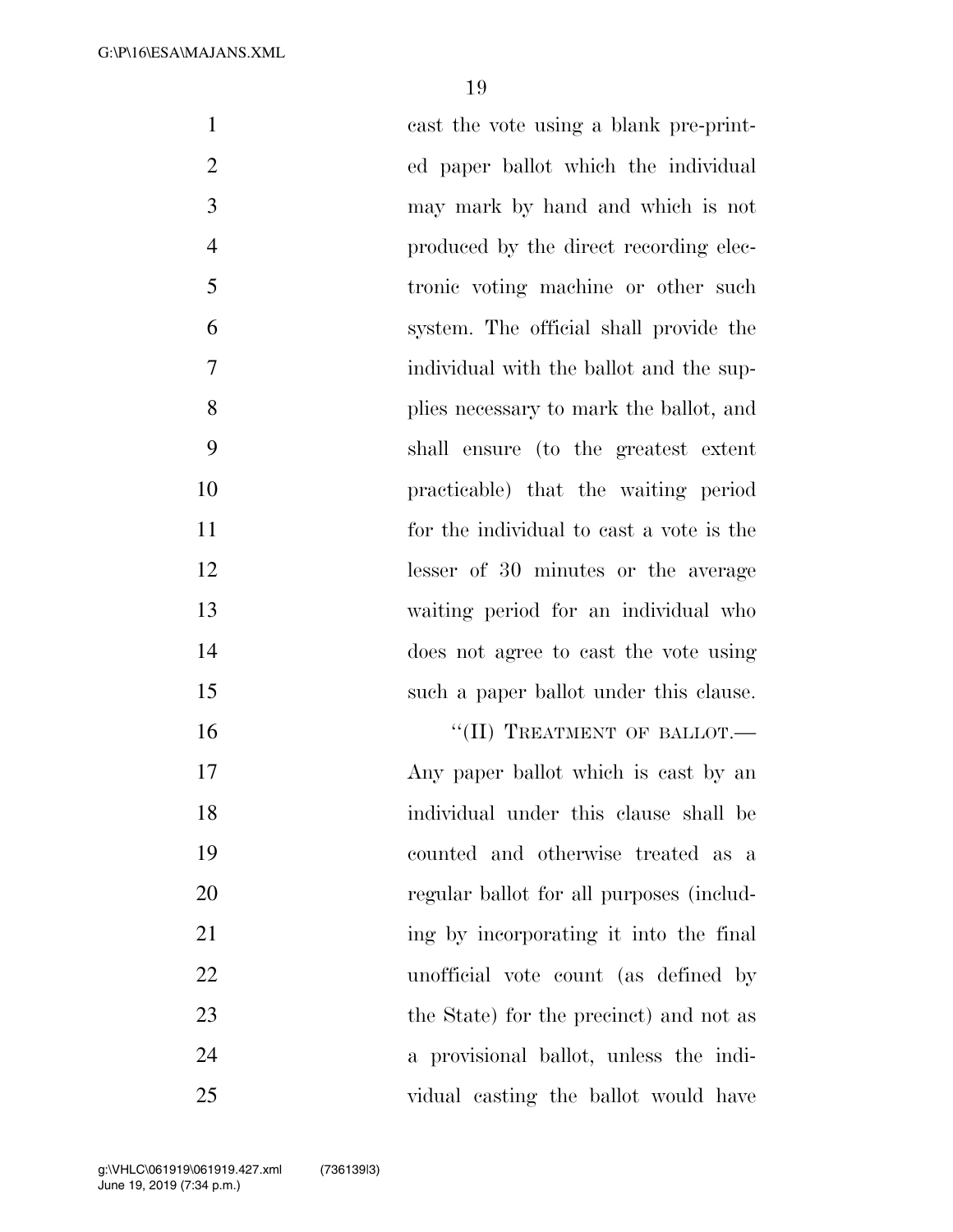cast the vote using a blank pre-printed paper ballot which the individual may mark by hand and which is not produced by the direct recording electronic voting machine or other such system. The official shall provide the individual with the ballot and the supplies necessary to mark the ballot, and shall ensure (to the greatest extent practicable) that the waiting period for the individual to cast a vote is the lesser of 30 minutes or the average waiting period for an individual who does not agree to cast the vote using such a paper ballot under this clause.

"(II) TREATMENT OF BALLOT.— Any paper ballot which is cast by an individual under this clause shall be counted and otherwise treated as a regular ballot for all purposes (including by incorporating it into the final unofficial vote count (as defined by the State) for the precinct) and not as a provisional ballot, unless the individual casting the ballot would have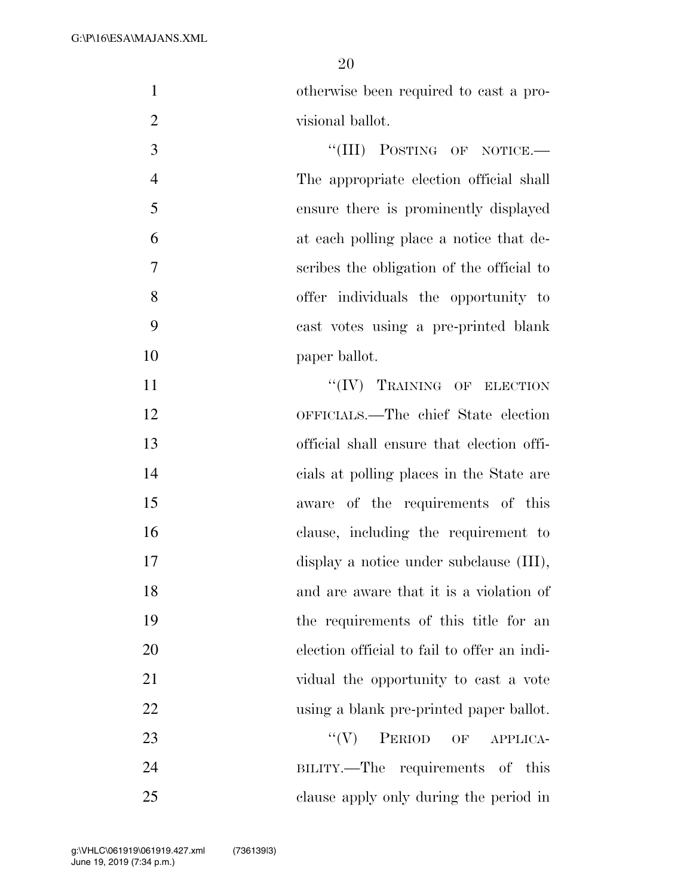otherwise been required to cast a provisional ballot.

"(III) POSTING OF NOTICE.—The appropriate election official shall ensure there is prominently displayed at each polling place a notice that describes the obligation of the official to offer individuals the opportunity to cast votes using a pre-printed blank paper ballot.

"(IV) TRAINING OF ELECTION OFFICIALS.—The chief State election official shall ensure that election officials at polling places in the State are aware of the requirements of this clause, including the requirement to display a notice under subclause (III), and are aware that it is a violation of the requirements of this title for an election official to fail to offer an individual the opportunity to cast a vote using a blank pre-printed paper ballot.

"(V) PERIOD OF APPLICABILITY.—The requirements of this clause apply only during the period in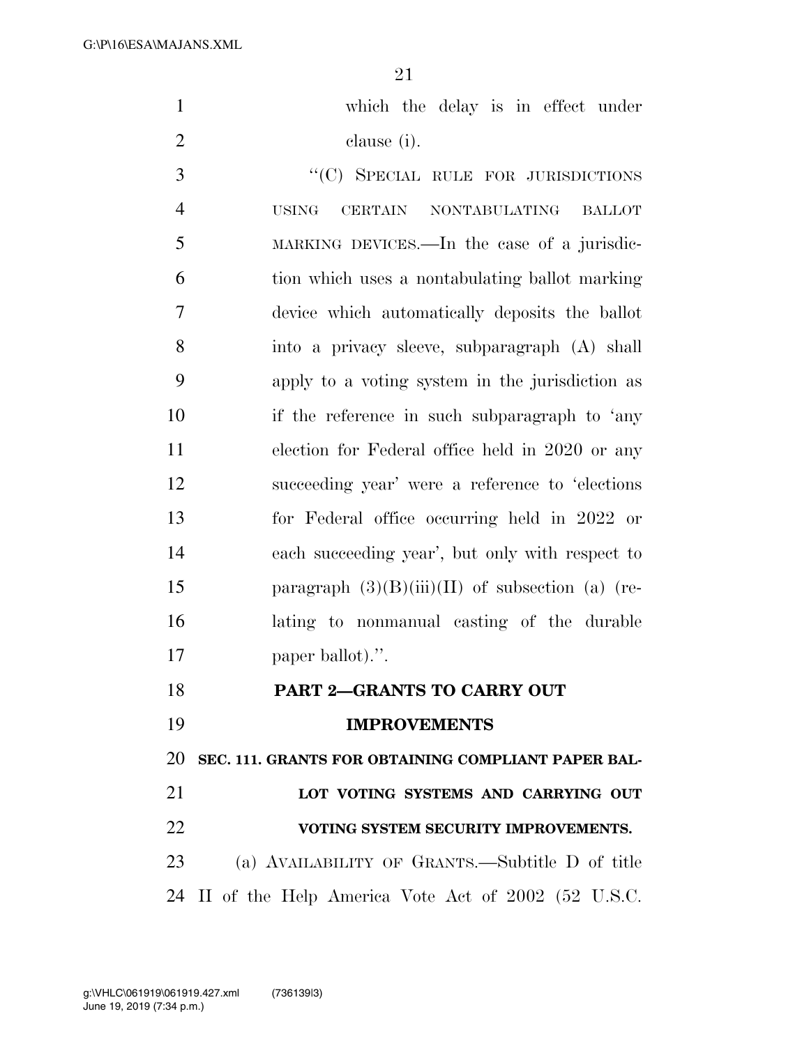which the delay is in effect under clause (i).

"(C) SPECIAL RULE FOR JURISDICTIONS USING CERTAIN NONTABULATING BALLOT MARKING DEVICES.—In the case of a jurisdiction which uses a nontabulating ballot marking device which automatically deposits the ballot into a privacy sleeve, subparagraph (A) shall apply to a voting system in the jurisdiction as if the reference in such subparagraph to 'any election for Federal office held in 2020 or any succeeding year' were a reference to 'elections for Federal office occurring held in 2022 or each succeeding year', but only with respect to paragraph (3)(B)(iii)(II) of subsection (a) (relating to nonmanual casting of the durable paper ballot).".

## PART 2—GRANTS TO CARRY OUT IMPROVEMENTS

### SEC. 111. GRANTS FOR OBTAINING COMPLIANT PAPER BALLOT VOTING SYSTEMS AND CARRYING OUT VOTING SYSTEM SECURITY IMPROVEMENTS.

(a) AVAILABILITY OF GRANTS.—Subtitle D of title II of the Help America Vote Act of 2002 (52 U.S.C.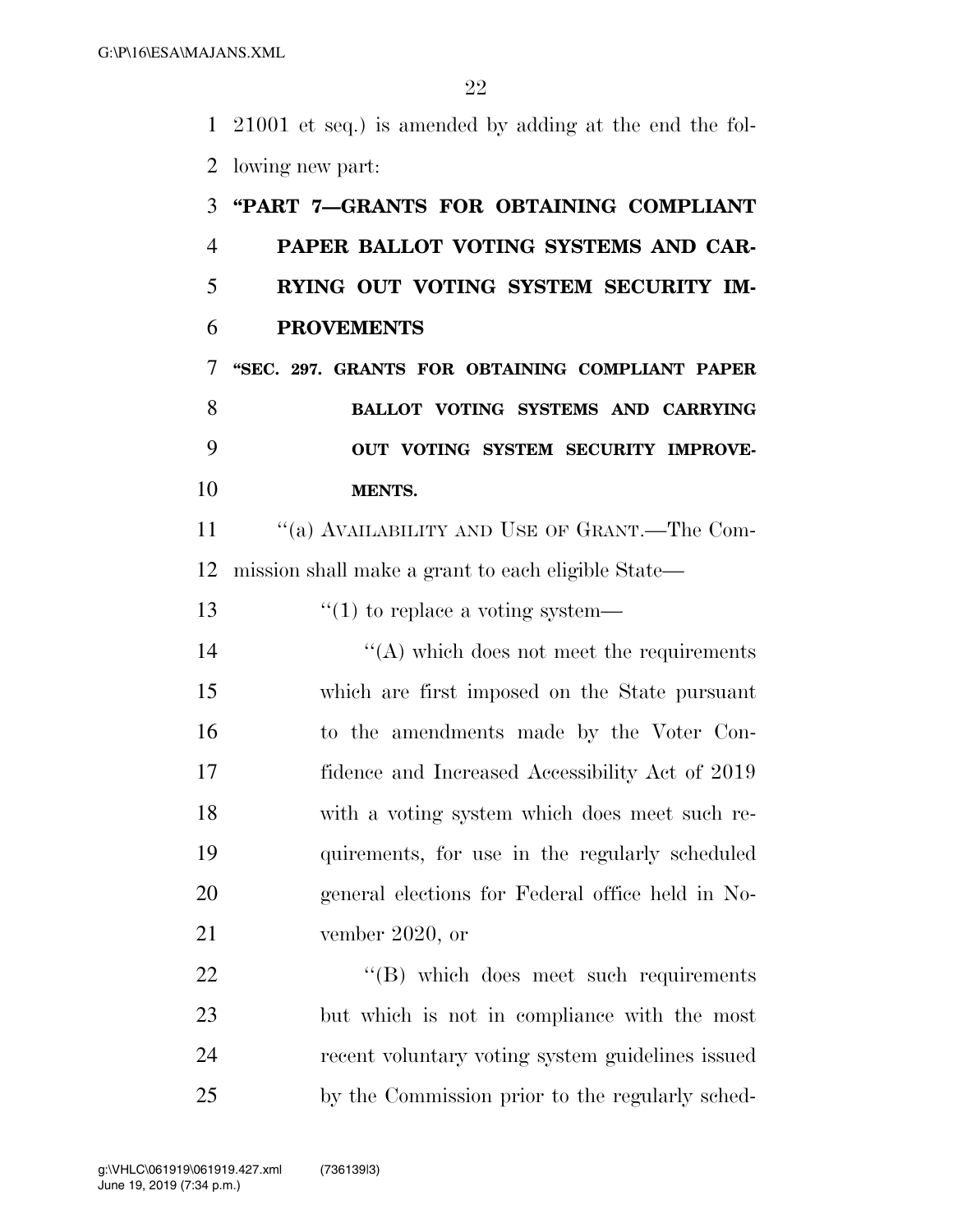21001 et seq.) is amended by adding at the end the following new part:

## "PART 7—GRANTS FOR OBTAINING COMPLIANT PAPER BALLOT VOTING SYSTEMS AND CARRYING OUT VOTING SYSTEM SECURITY IMPROVEMENTS

### "SEC. 297. GRANTS FOR OBTAINING COMPLIANT PAPER BALLOT VOTING SYSTEMS AND CARRYING OUT VOTING SYSTEM SECURITY IMPROVEMENTS.

"(a) AVAILABILITY AND USE OF GRANT.—The Commission shall make a grant to each eligible State—

"(1) to replace a voting system—

"(A) which does not meet the requirements which are first imposed on the State pursuant to the amendments made by the Voter Confidence and Increased Accessibility Act of 2019 with a voting system which does meet such requirements, for use in the regularly scheduled general elections for Federal office held in November 2020, or

"(B) which does meet such requirements but which is not in compliance with the most recent voluntary voting system guidelines issued by the Commission prior to the regularly sched-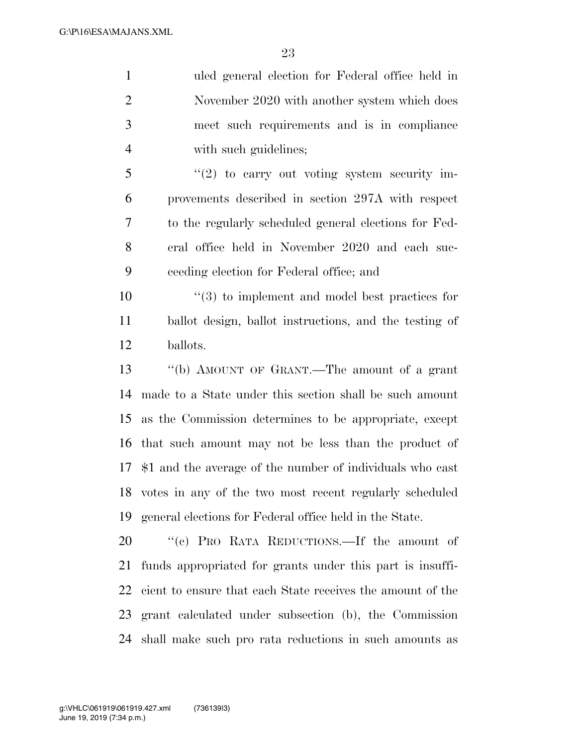uled general election for Federal office held in November 2020 with another system which does meet such requirements and is in compliance with such guidelines;

"(2) to carry out voting system security improvements described in section 297A with respect to the regularly scheduled general elections for Federal office held in November 2020 and each succeeding election for Federal office; and

"(3) to implement and model best practices for ballot design, ballot instructions, and the testing of ballots.

"(b) AMOUNT OF GRANT.—The amount of a grant made to a State under this section shall be such amount as the Commission determines to be appropriate, except that such amount may not be less than the product of $1 and the average of the number of individuals who cast votes in any of the two most recent regularly scheduled general elections for Federal office held in the State.

"(c) PRO RATA REDUCTIONS.—If the amount of funds appropriated for grants under this part is insufficient to ensure that each State receives the amount of the grant calculated under subsection (b), the Commission shall make such pro rata reductions in such amounts as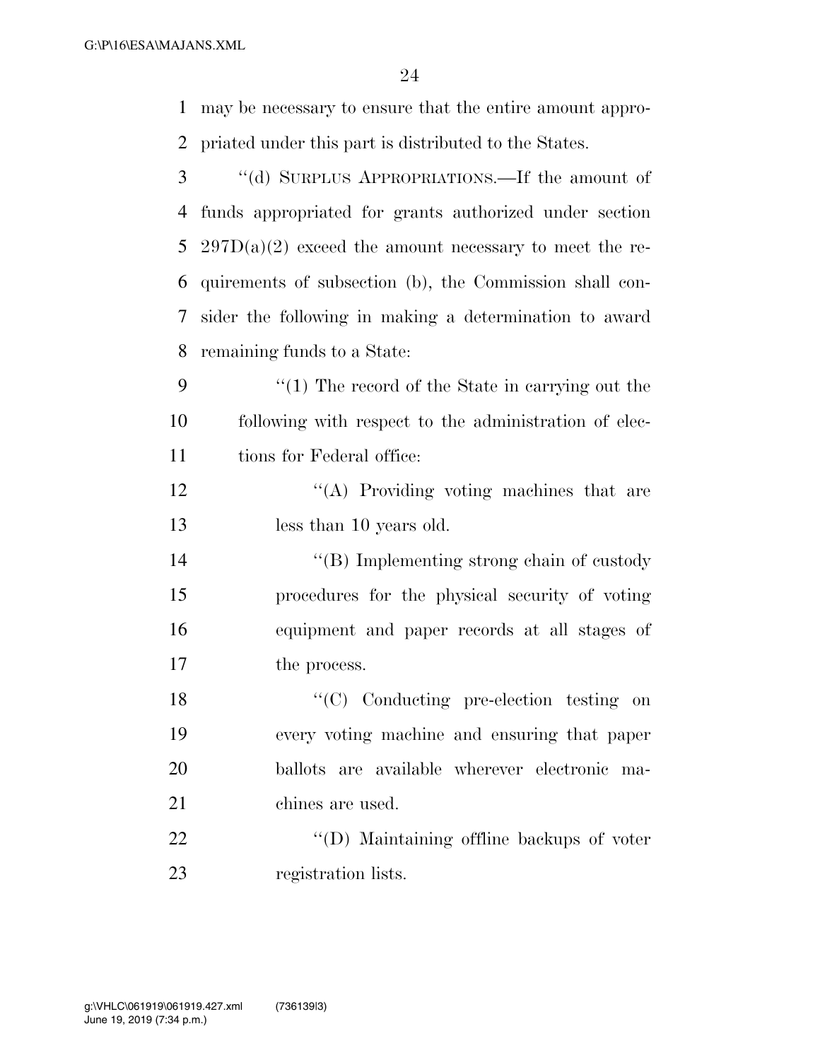may be necessary to ensure that the entire amount appropriated under this part is distributed to the States.

"(d) SURPLUS APPROPRIATIONS.—If the amount of funds appropriated for grants authorized under section 297D(a)(2) exceed the amount necessary to meet the requirements of subsection (b), the Commission shall consider the following in making a determination to award remaining funds to a State:

"(1) The record of the State in carrying out the following with respect to the administration of elections for Federal office:

"(A) Providing voting machines that are less than 10 years old.

"(B) Implementing strong chain of custody procedures for the physical security of voting equipment and paper records at all stages of the process.

"(C) Conducting pre-election testing on every voting machine and ensuring that paper ballots are available wherever electronic machines are used.

"(D) Maintaining offline backups of voter registration lists.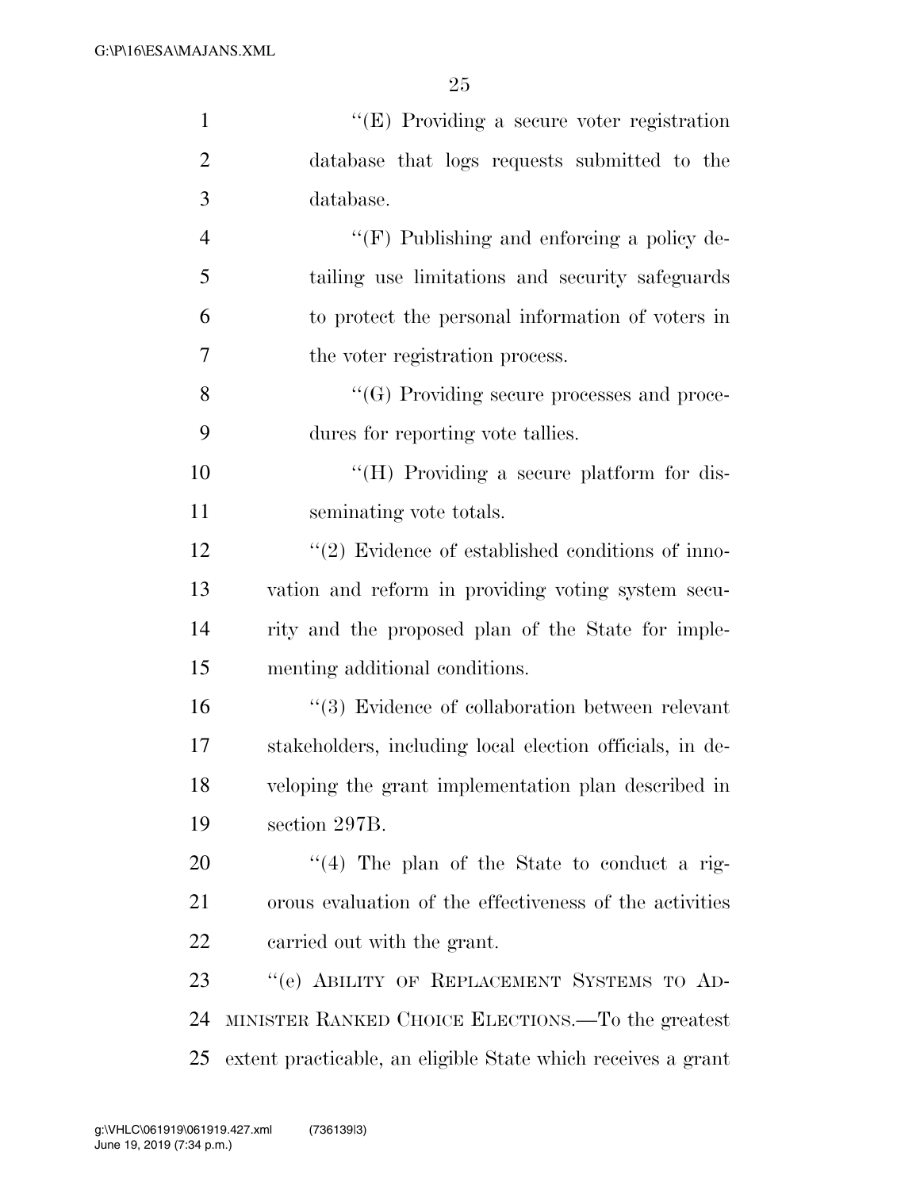''(E) Providing a secure voter registration database that logs requests submitted to the database.

''(F) Publishing and enforcing a policy detailing use limitations and security safeguards to protect the personal information of voters in the voter registration process.

''(G) Providing secure processes and procedures for reporting vote tallies.

''(H) Providing a secure platform for disseminating vote totals.

''(2) Evidence of established conditions of innovation and reform in providing voting system security and the proposed plan of the State for implementing additional conditions.

''(3) Evidence of collaboration between relevant stakeholders, including local election officials, in developing the grant implementation plan described in section 297B.

''(4) The plan of the State to conduct a rigorous evaluation of the effectiveness of the activities carried out with the grant.

''(e) ABILITY OF REPLACEMENT SYSTEMS TO ADMINISTER RANKED CHOICE ELECTIONS.—To the greatest extent practicable, an eligible State which receives a grant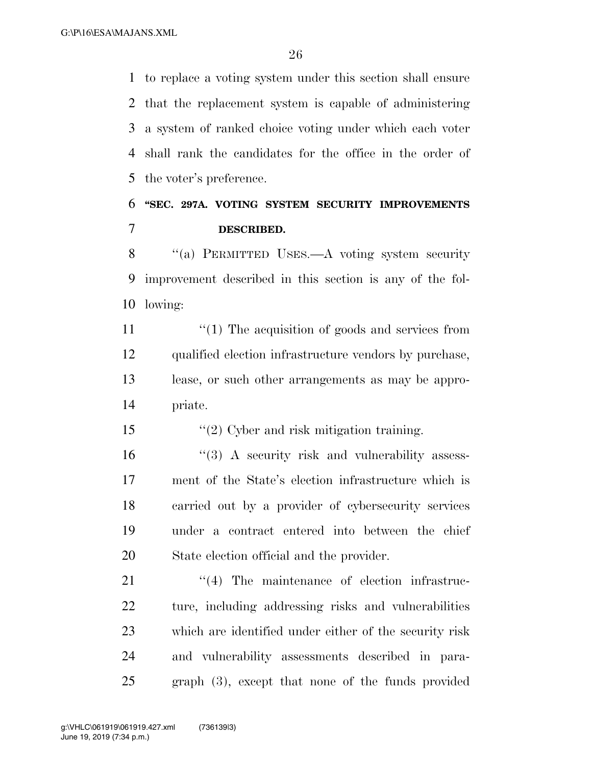to replace a voting system under this section shall ensure that the replacement system is capable of administering a system of ranked choice voting under which each voter shall rank the candidates for the office in the order of the voter's preference.

**"SEC. 297A. VOTING SYSTEM SECURITY IMPROVEMENTS DESCRIBED.**

"(a) PERMITTED USES.—A voting system security improvement described in this section is any of the following:

"(1) The acquisition of goods and services from qualified election infrastructure vendors by purchase, lease, or such other arrangements as may be appropriate.

"(2) Cyber and risk mitigation training.

"(3) A security risk and vulnerability assessment of the State's election infrastructure which is carried out by a provider of cybersecurity services under a contract entered into between the chief State election official and the provider.

"(4) The maintenance of election infrastructure, including addressing risks and vulnerabilities which are identified under either of the security risk and vulnerability assessments described in paragraph (3), except that none of the funds provided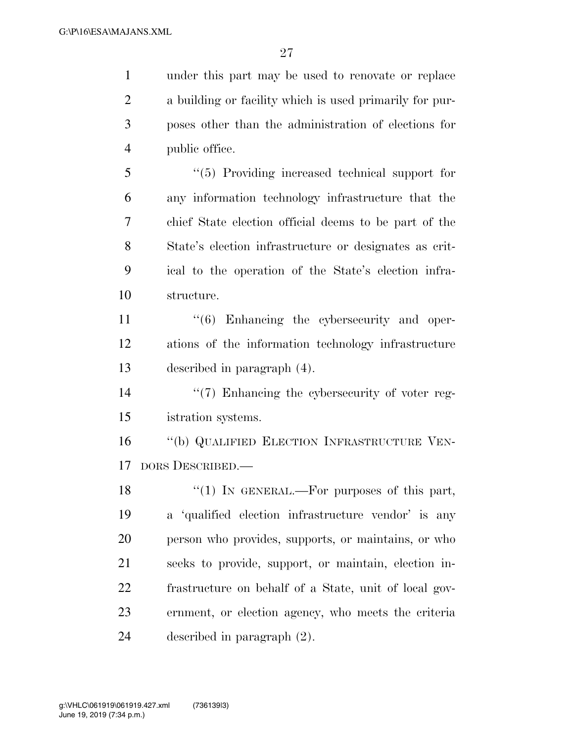under this part may be used to renovate or replace a building or facility which is used primarily for purposes other than the administration of elections for public office.

"(5) Providing increased technical support for any information technology infrastructure that the chief State election official deems to be part of the State's election infrastructure or designates as critical to the operation of the State's election infrastructure.

"(6) Enhancing the cybersecurity and operations of the information technology infrastructure described in paragraph (4).

"(7) Enhancing the cybersecurity of voter registration systems.

"(b) QUALIFIED ELECTION INFRASTRUCTURE VENDORS DESCRIBED.—

"(1) IN GENERAL.—For purposes of this part, a 'qualified election infrastructure vendor' is any person who provides, supports, or maintains, or who seeks to provide, support, or maintain, election infrastructure on behalf of a State, unit of local government, or election agency, who meets the criteria described in paragraph (2).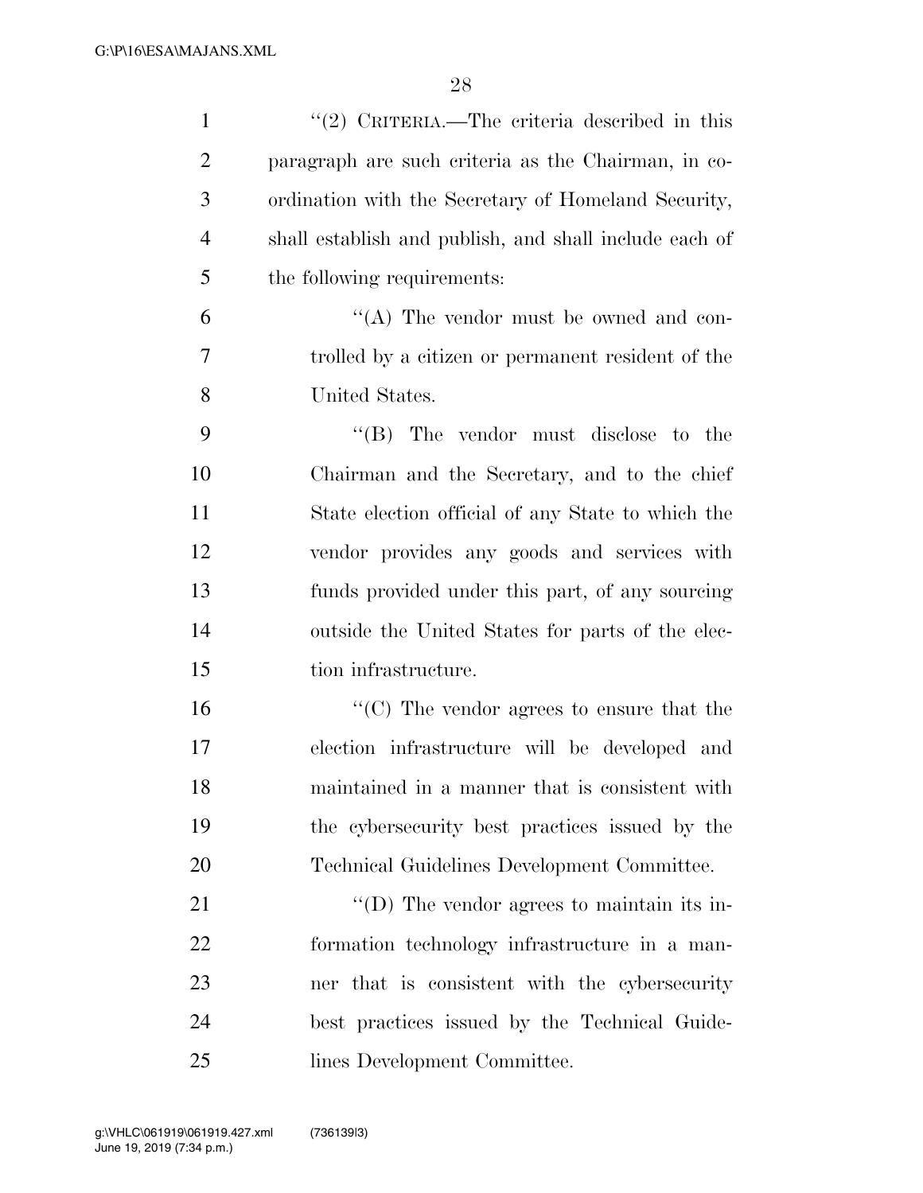"(2) CRITERIA.—The criteria described in this paragraph are such criteria as the Chairman, in coordination with the Secretary of Homeland Security, shall establish and publish, and shall include each of the following requirements:

"(A) The vendor must be owned and controlled by a citizen or permanent resident of the United States.

"(B) The vendor must disclose to the Chairman and the Secretary, and to the chief State election official of any State to which the vendor provides any goods and services with funds provided under this part, of any sourcing outside the United States for parts of the election infrastructure.

"(C) The vendor agrees to ensure that the election infrastructure will be developed and maintained in a manner that is consistent with the cybersecurity best practices issued by the Technical Guidelines Development Committee.

"(D) The vendor agrees to maintain its information technology infrastructure in a manner that is consistent with the cybersecurity best practices issued by the Technical Guidelines Development Committee.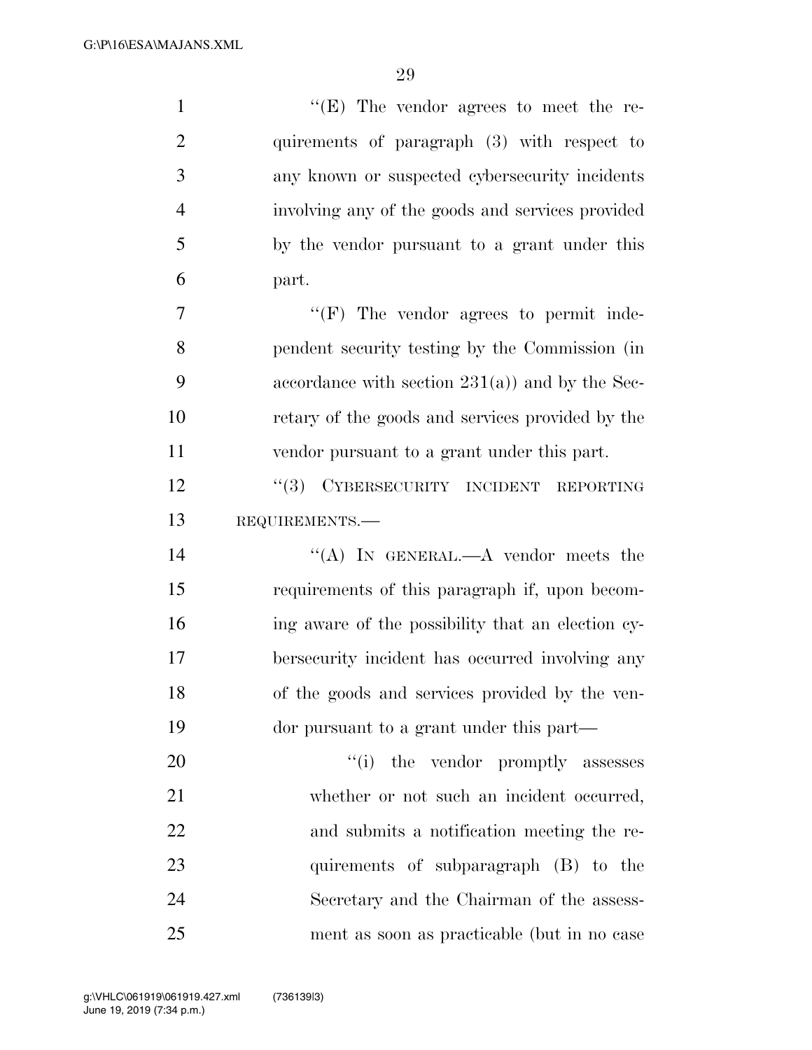''(E) The vendor agrees to meet the requirements of paragraph (3) with respect to any known or suspected cybersecurity incidents involving any of the goods and services provided by the vendor pursuant to a grant under this part.

''(F) The vendor agrees to permit independent security testing by the Commission (in accordance with section 231(a)) and by the Secretary of the goods and services provided by the vendor pursuant to a grant under this part.

''(3) CYBERSECURITY INCIDENT REPORTING REQUIREMENTS.—

''(A) IN GENERAL.—A vendor meets the requirements of this paragraph if, upon becoming aware of the possibility that an election cybersecurity incident has occurred involving any of the goods and services provided by the vendor pursuant to a grant under this part—

''(i) the vendor promptly assesses whether or not such an incident occurred, and submits a notification meeting the requirements of subparagraph (B) to the Secretary and the Chairman of the assessment as soon as practicable (but in no case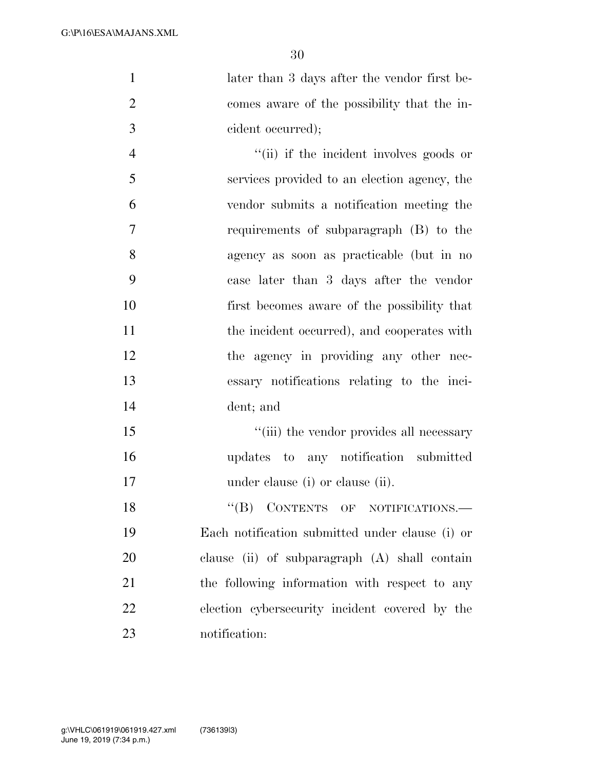later than 3 days after the vendor first becomes aware of the possibility that the incident occurred);

"(ii) if the incident involves goods or services provided to an election agency, the vendor submits a notification meeting the requirements of subparagraph (B) to the agency as soon as practicable (but in no case later than 3 days after the vendor first becomes aware of the possibility that the incident occurred), and cooperates with the agency in providing any other necessary notifications relating to the incident; and

"(iii) the vendor provides all necessary updates to any notification submitted under clause (i) or clause (ii).

"(B) CONTENTS OF NOTIFICATIONS.—Each notification submitted under clause (i) or clause (ii) of subparagraph (A) shall contain the following information with respect to any election cybersecurity incident covered by the notification: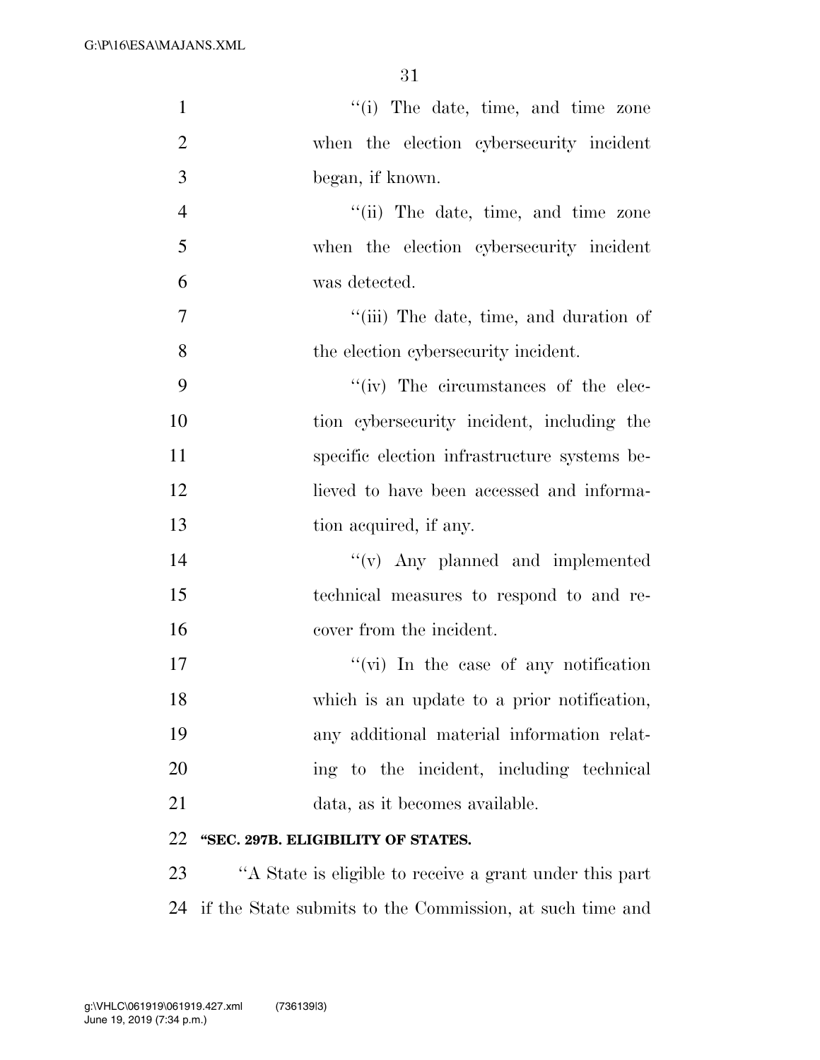"(i) The date, time, and time zone when the election cybersecurity incident began, if known.

"(ii) The date, time, and time zone when the election cybersecurity incident was detected.

"(iii) The date, time, and duration of the election cybersecurity incident.

"(iv) The circumstances of the election cybersecurity incident, including the specific election infrastructure systems believed to have been accessed and information acquired, if any.

"(v) Any planned and implemented technical measures to respond to and recover from the incident.

"(vi) In the case of any notification which is an update to a prior notification, any additional material information relating to the incident, including technical data, as it becomes available.

**"SEC. 297B. ELIGIBILITY OF STATES.**

"A State is eligible to receive a grant under this part if the State submits to the Commission, at such time and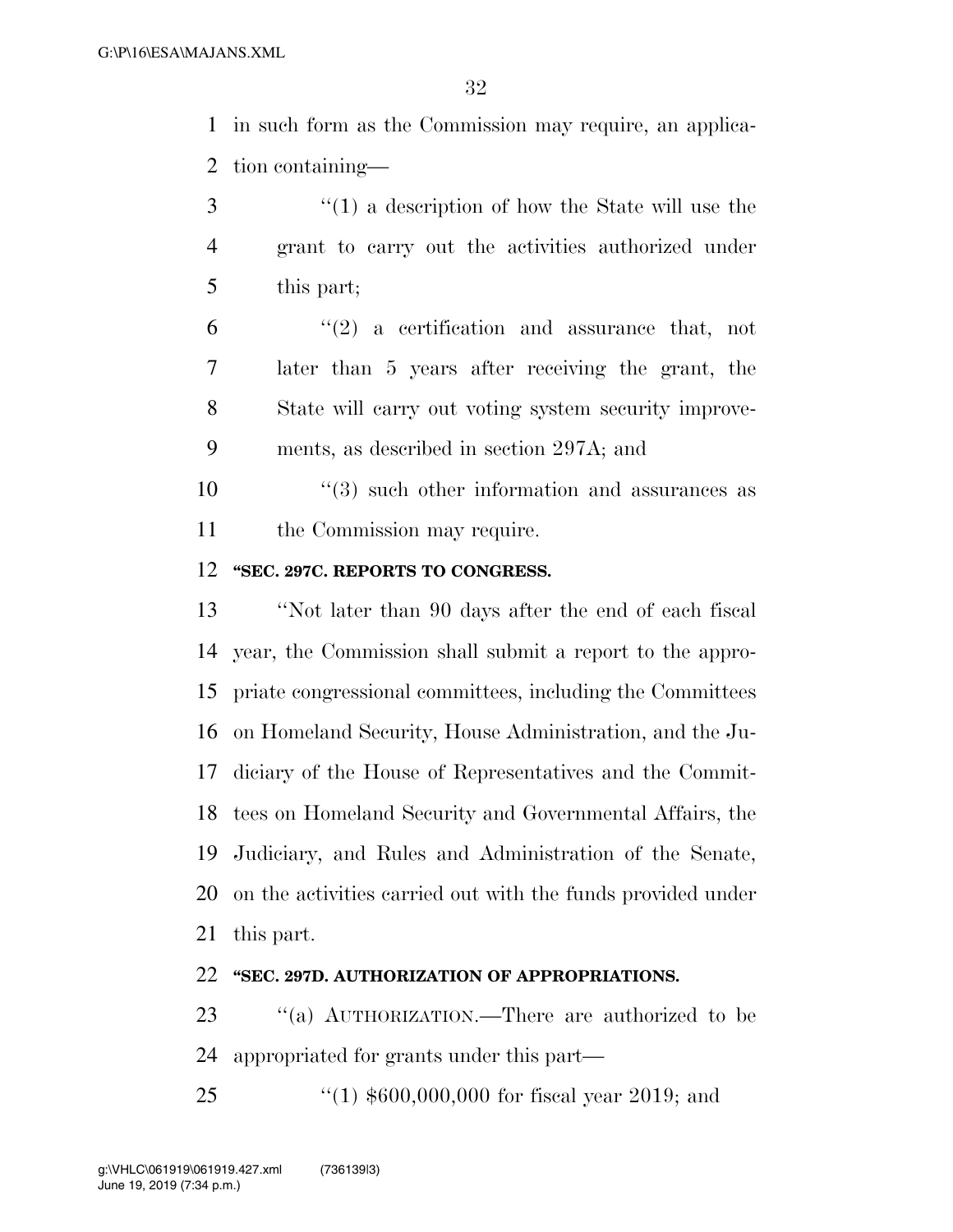in such form as the Commission may require, an application containing—

"(1) a description of how the State will use the grant to carry out the activities authorized under this part;

"(2) a certification and assurance that, not later than 5 years after receiving the grant, the State will carry out voting system security improvements, as described in section 297A; and

"(3) such other information and assurances as the Commission may require.

**"SEC. 297C. REPORTS TO CONGRESS.**

"Not later than 90 days after the end of each fiscal year, the Commission shall submit a report to the appropriate congressional committees, including the Committees on Homeland Security, House Administration, and the Judiciary of the House of Representatives and the Committees on Homeland Security and Governmental Affairs, the Judiciary, and Rules and Administration of the Senate, on the activities carried out with the funds provided under this part.

**"SEC. 297D. AUTHORIZATION OF APPROPRIATIONS.**

"(a) AUTHORIZATION.—There are authorized to be appropriated for grants under this part—

"(1) $600,000,000 for fiscal year 2019; and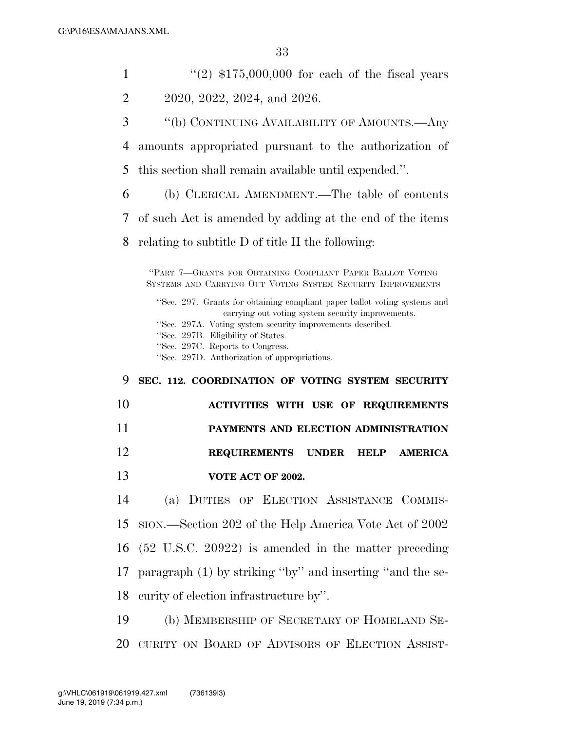"(2) $175,000,000 for each of the fiscal years 2020, 2022, 2024, and 2026.

"(b) CONTINUING AVAILABILITY OF AMOUNTS.—Any amounts appropriated pursuant to the authorization of this section shall remain available until expended.".

(b) CLERICAL AMENDMENT.—The table of contents of such Act is amended by adding at the end of the items relating to subtitle D of title II the following:

"PART 7—GRANTS FOR OBTAINING COMPLIANT PAPER BALLOT VOTING SYSTEMS AND CARRYING OUT VOTING SYSTEM SECURITY IMPROVEMENTS

"Sec. 297. Grants for obtaining compliant paper ballot voting systems and carrying out voting system security improvements.
"Sec. 297A. Voting system security improvements described.
"Sec. 297B. Eligibility of States.
"Sec. 297C. Reports to Congress.
"Sec. 297D. Authorization of appropriations.

**SEC. 112. COORDINATION OF VOTING SYSTEM SECURITY ACTIVITIES WITH USE OF REQUIREMENTS PAYMENTS AND ELECTION ADMINISTRATION REQUIREMENTS UNDER HELP AMERICA VOTE ACT OF 2002.**

(a) DUTIES OF ELECTION ASSISTANCE COMMISSION.—Section 202 of the Help America Vote Act of 2002 (52 U.S.C. 20922) is amended in the matter preceding paragraph (1) by striking "by" and inserting "and the security of election infrastructure by".

(b) MEMBERSHIP OF SECRETARY OF HOMELAND SECURITY ON BOARD OF ADVISORS OF ELECTION ASSIST-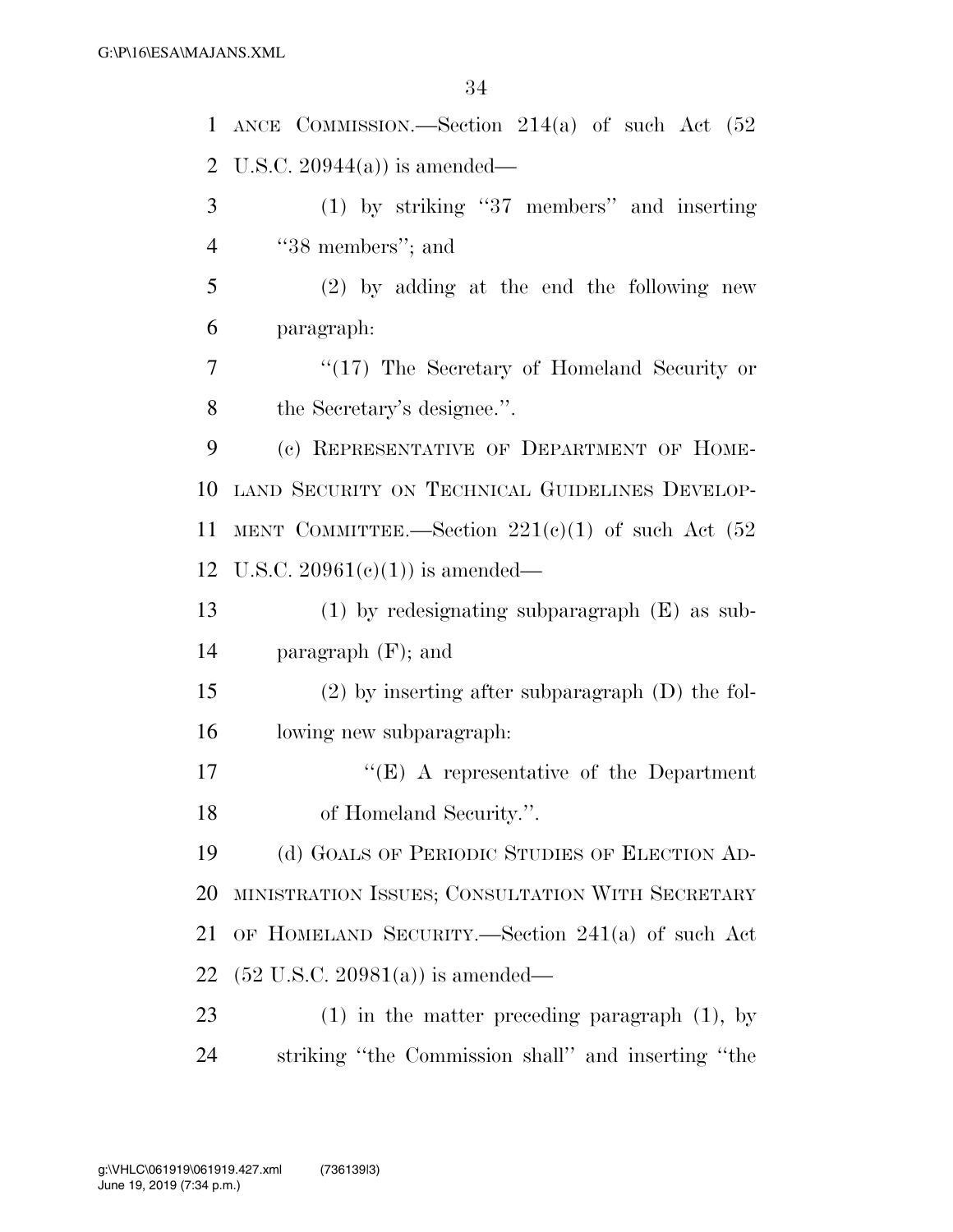ANCE COMMISSION.—Section 214(a) of such Act (52 U.S.C. 20944(a)) is amended—

(1) by striking ‘‘37 members’’ and inserting ‘‘38 members’’; and

(2) by adding at the end the following new paragraph:

‘‘(17) The Secretary of Homeland Security or the Secretary's designee.’’.

(c) REPRESENTATIVE OF DEPARTMENT OF HOMELAND SECURITY ON TECHNICAL GUIDELINES DEVELOPMENT COMMITTEE.—Section 221(c)(1) of such Act (52 U.S.C. 20961(c)(1)) is amended—

(1) by redesignating subparagraph (E) as subparagraph (F); and

(2) by inserting after subparagraph (D) the following new subparagraph:

‘‘(E) A representative of the Department of Homeland Security.’’.

(d) GOALS OF PERIODIC STUDIES OF ELECTION ADMINISTRATION ISSUES; CONSULTATION WITH SECRETARY OF HOMELAND SECURITY.—Section 241(a) of such Act (52 U.S.C. 20981(a)) is amended—

(1) in the matter preceding paragraph (1), by striking ‘‘the Commission shall’’ and inserting ‘‘the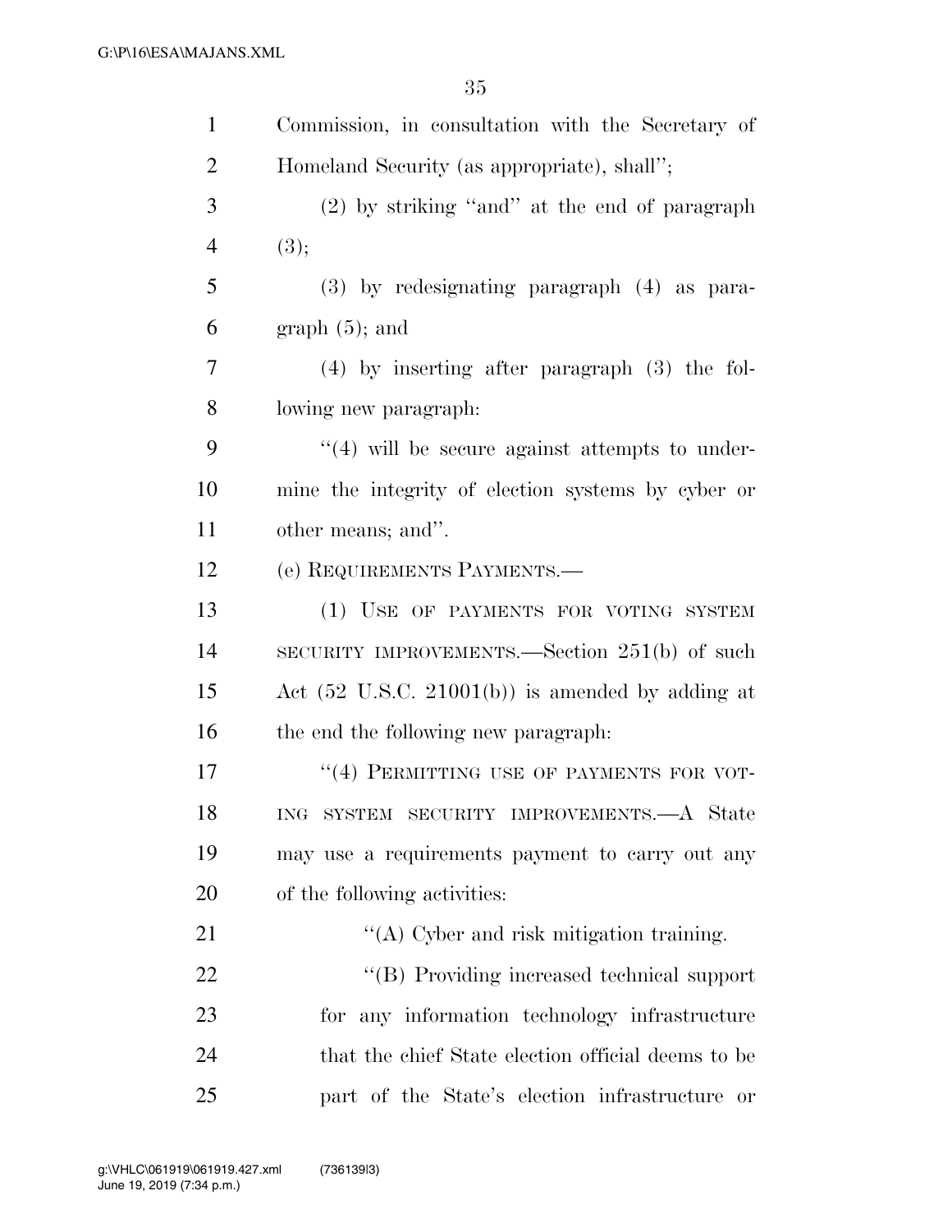Commission, in consultation with the Secretary of Homeland Security (as appropriate), shall'';

(2) by striking ''and'' at the end of paragraph (3);

(3) by redesignating paragraph (4) as paragraph (5); and

(4) by inserting after paragraph (3) the following new paragraph:

''(4) will be secure against attempts to undermine the integrity of election systems by cyber or other means; and''.

(e) REQUIREMENTS PAYMENTS.—

(1) USE OF PAYMENTS FOR VOTING SYSTEM SECURITY IMPROVEMENTS.—Section 251(b) of such Act (52 U.S.C. 21001(b)) is amended by adding at the end the following new paragraph:

''(4) PERMITTING USE OF PAYMENTS FOR VOTING SYSTEM SECURITY IMPROVEMENTS.—A State may use a requirements payment to carry out any of the following activities:

''(A) Cyber and risk mitigation training.

''(B) Providing increased technical support for any information technology infrastructure that the chief State election official deems to be part of the State's election infrastructure or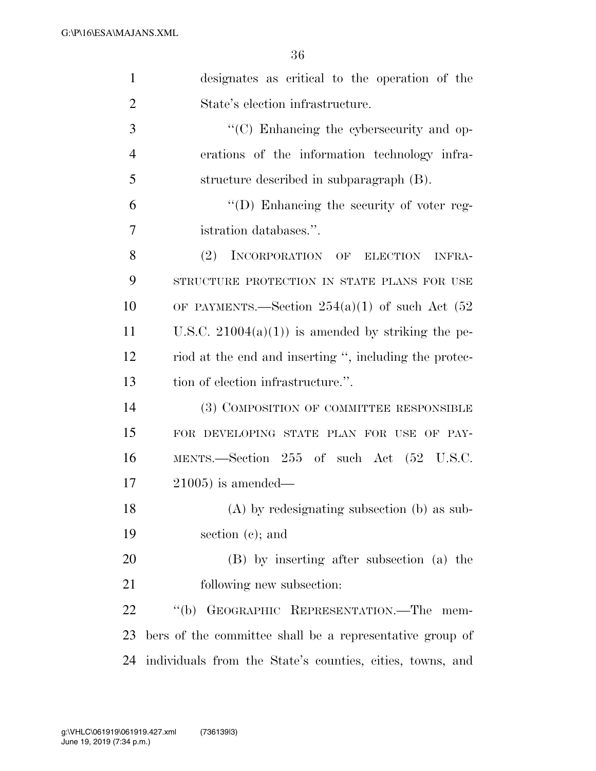designates as critical to the operation of the State's election infrastructure.

"(C) Enhancing the cybersecurity and operations of the information technology infrastructure described in subparagraph (B).

"(D) Enhancing the security of voter registration databases.".

(2) INCORPORATION OF ELECTION INFRASTRUCTURE PROTECTION IN STATE PLANS FOR USE OF PAYMENTS.—Section 254(a)(1) of such Act (52 U.S.C. 21004(a)(1)) is amended by striking the period at the end and inserting ", including the protection of election infrastructure.".

(3) COMPOSITION OF COMMITTEE RESPONSIBLE FOR DEVELOPING STATE PLAN FOR USE OF PAYMENTS.—Section 255 of such Act (52 U.S.C. 21005) is amended—

(A) by redesignating subsection (b) as subsection (c); and

(B) by inserting after subsection (a) the following new subsection:

"(b) GEOGRAPHIC REPRESENTATION.—The members of the committee shall be a representative group of individuals from the State's counties, cities, towns, and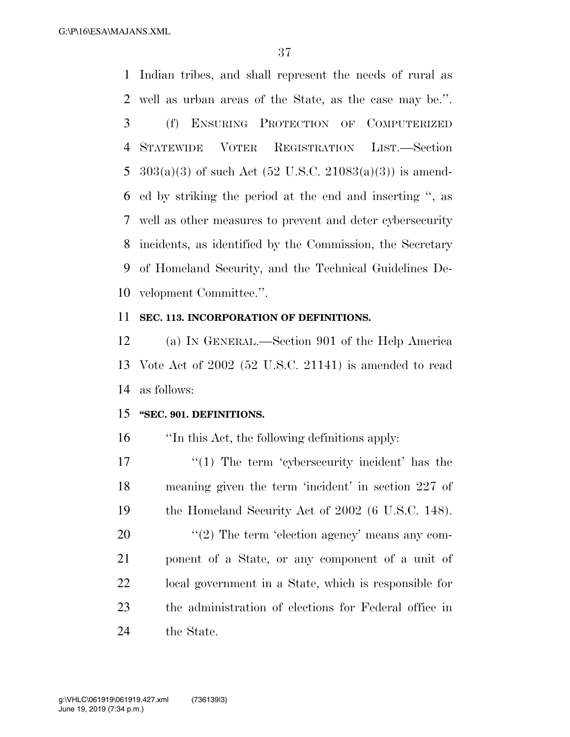Indian tribes, and shall represent the needs of rural as well as urban areas of the State, as the case may be.''.

(f) ENSURING PROTECTION OF COMPUTERIZED STATEWIDE VOTER REGISTRATION LIST.—Section 303(a)(3) of such Act (52 U.S.C. 21083(a)(3)) is amended by striking the period at the end and inserting '', as well as other measures to prevent and deter cybersecurity incidents, as identified by the Commission, the Secretary of Homeland Security, and the Technical Guidelines Development Committee.''.

**SEC. 113. INCORPORATION OF DEFINITIONS.**

(a) IN GENERAL.—Section 901 of the Help America Vote Act of 2002 (52 U.S.C. 21141) is amended to read as follows:

**''SEC. 901. DEFINITIONS.**

''In this Act, the following definitions apply:

''(1) The term 'cybersecurity incident' has the meaning given the term 'incident' in section 227 of the Homeland Security Act of 2002 (6 U.S.C. 148).

''(2) The term 'election agency' means any component of a State, or any component of a unit of local government in a State, which is responsible for the administration of elections for Federal office in the State.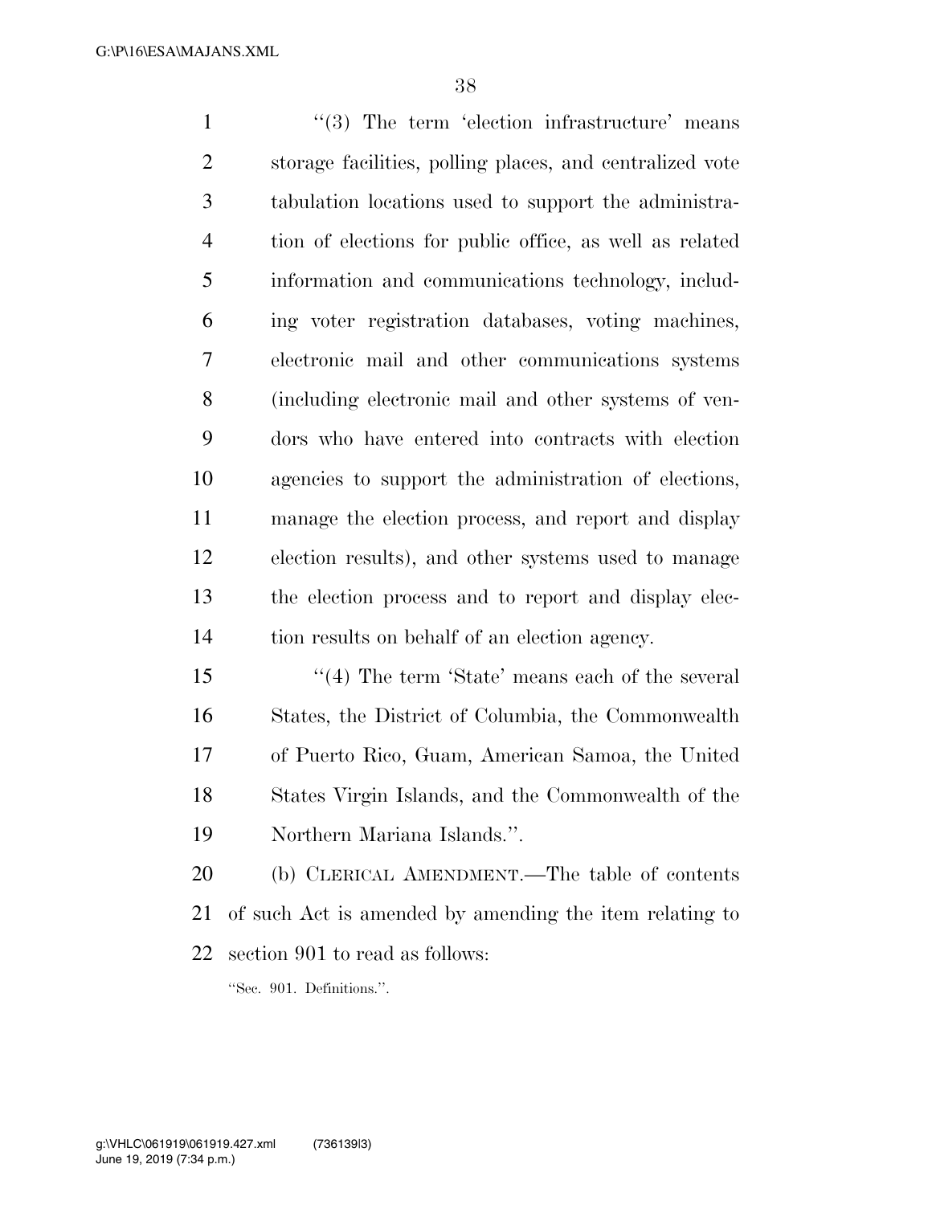''(3) The term 'election infrastructure' means storage facilities, polling places, and centralized vote tabulation locations used to support the administration of elections for public office, as well as related information and communications technology, including voter registration databases, voting machines, electronic mail and other communications systems (including electronic mail and other systems of vendors who have entered into contracts with election agencies to support the administration of elections, manage the election process, and report and display election results), and other systems used to manage the election process and to report and display election results on behalf of an election agency.

''(4) The term 'State' means each of the several States, the District of Columbia, the Commonwealth of Puerto Rico, Guam, American Samoa, the United States Virgin Islands, and the Commonwealth of the Northern Mariana Islands.''.

(b) CLERICAL AMENDMENT.—The table of contents of such Act is amended by amending the item relating to section 901 to read as follows:

''Sec. 901. Definitions.''.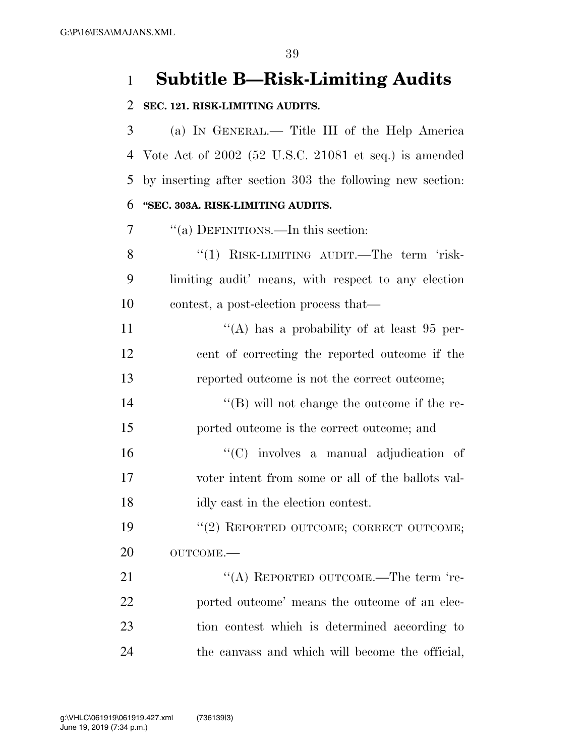# Subtitle B—Risk-Limiting Audits

**SEC. 121. RISK-LIMITING AUDITS.**

(a) IN GENERAL.— Title III of the Help America Vote Act of 2002 (52 U.S.C. 21081 et seq.) is amended by inserting after section 303 the following new section:

**"SEC. 303A. RISK-LIMITING AUDITS.**

"(a) DEFINITIONS.—In this section:

"(1) RISK-LIMITING AUDIT.—The term 'risk-limiting audit' means, with respect to any election contest, a post-election process that—

"(A) has a probability of at least 95 percent of correcting the reported outcome if the reported outcome is not the correct outcome;

"(B) will not change the outcome if the reported outcome is the correct outcome; and

"(C) involves a manual adjudication of voter intent from some or all of the ballots validly cast in the election contest.

"(2) REPORTED OUTCOME; CORRECT OUTCOME; OUTCOME.—

"(A) REPORTED OUTCOME.—The term 'reported outcome' means the outcome of an election contest which is determined according to the canvass and which will become the official,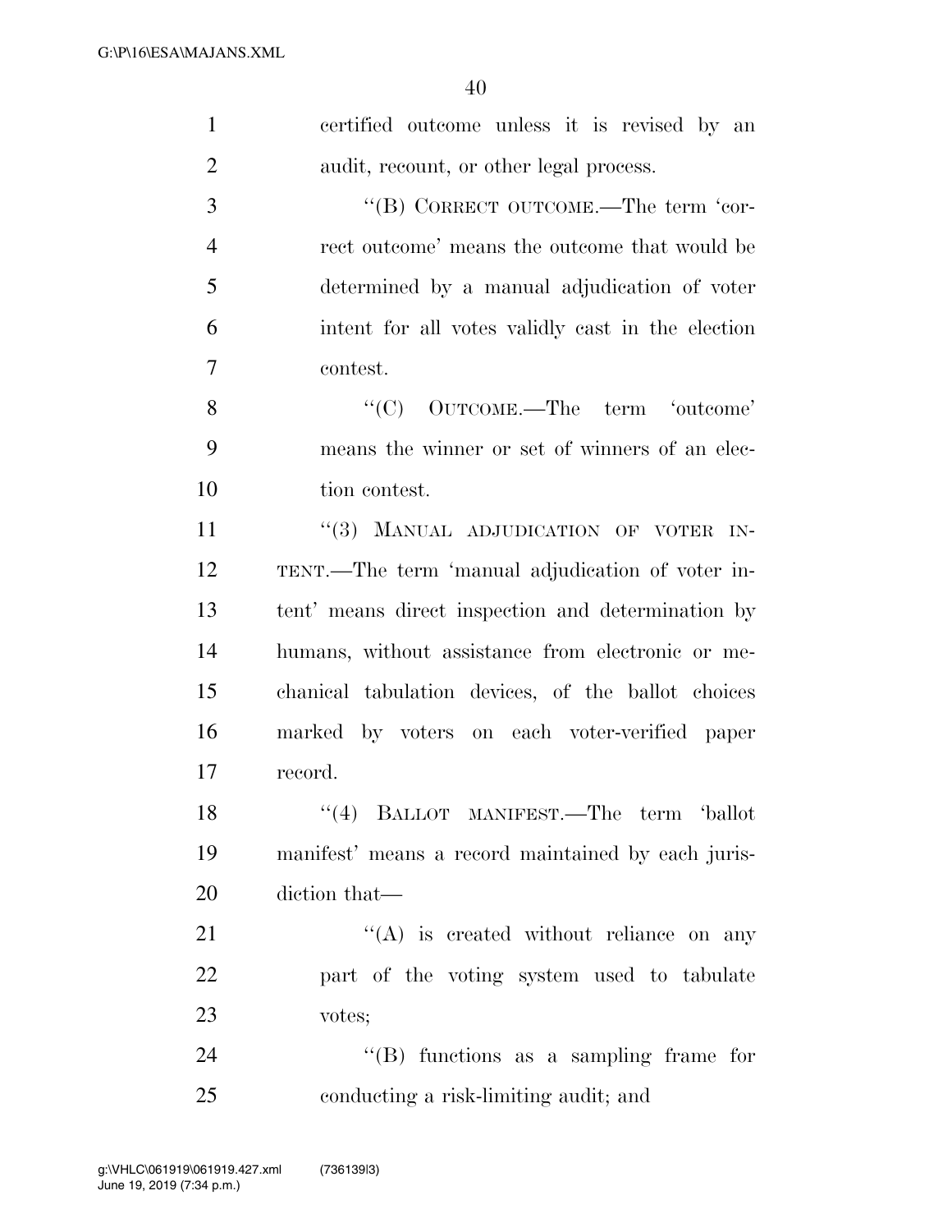certified outcome unless it is revised by an audit, recount, or other legal process.

"(B) CORRECT OUTCOME.—The term 'correct outcome' means the outcome that would be determined by a manual adjudication of voter intent for all votes validly cast in the election contest.

"(C) OUTCOME.—The term 'outcome' means the winner or set of winners of an election contest.

"(3) MANUAL ADJUDICATION OF VOTER INTENT.—The term 'manual adjudication of voter intent' means direct inspection and determination by humans, without assistance from electronic or mechanical tabulation devices, of the ballot choices marked by voters on each voter-verified paper record.

"(4) BALLOT MANIFEST.—The term 'ballot manifest' means a record maintained by each jurisdiction that—

"(A) is created without reliance on any part of the voting system used to tabulate votes;

"(B) functions as a sampling frame for conducting a risk-limiting audit; and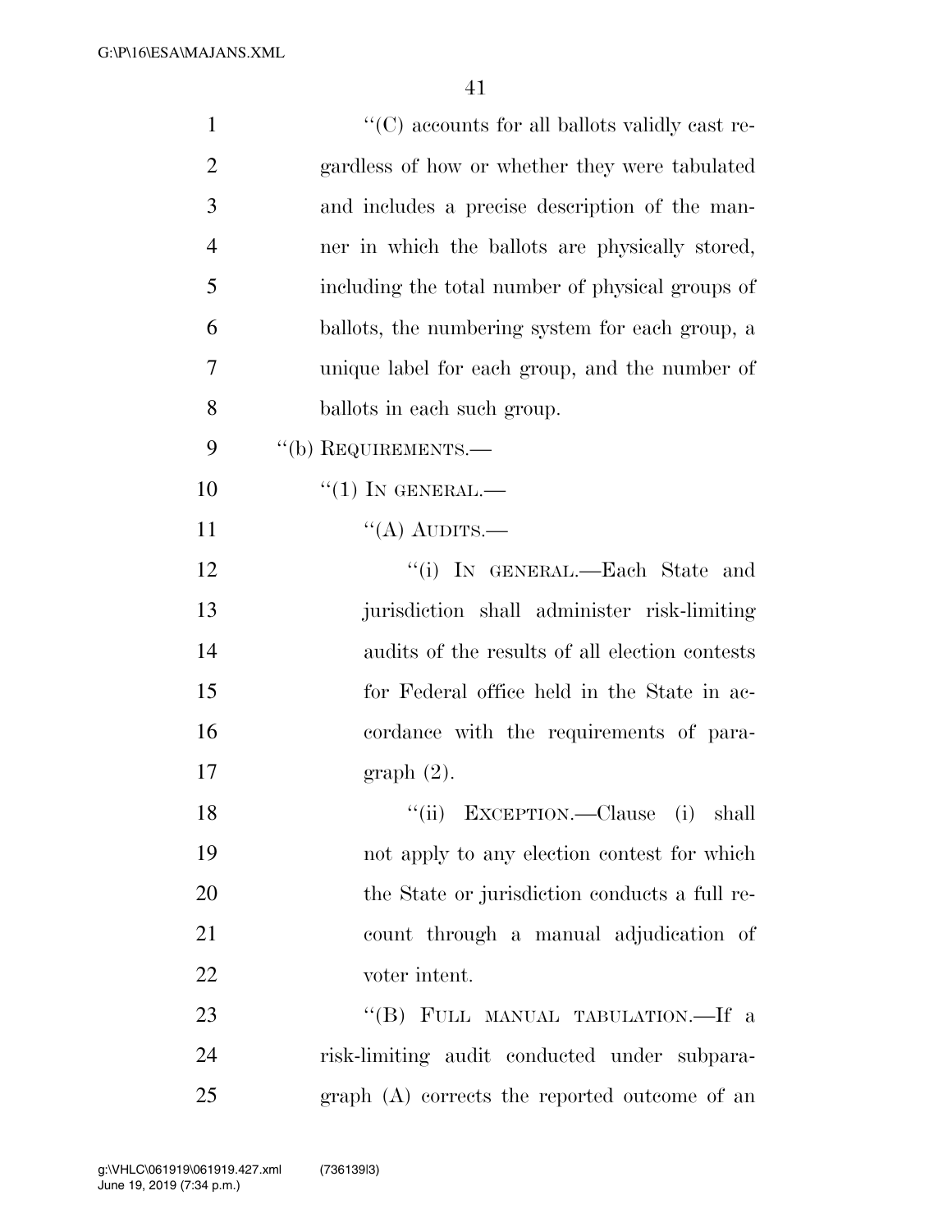"(C) accounts for all ballots validly cast regardless of how or whether they were tabulated and includes a precise description of the manner in which the ballots are physically stored, including the total number of physical groups of ballots, the numbering system for each group, a unique label for each group, and the number of ballots in each such group.

"(b) REQUIREMENTS.—

"(1) IN GENERAL.—

"(A) AUDITS.—

"(i) IN GENERAL.—Each State and jurisdiction shall administer risk-limiting audits of the results of all election contests for Federal office held in the State in accordance with the requirements of paragraph (2).

"(ii) EXCEPTION.—Clause (i) shall not apply to any election contest for which the State or jurisdiction conducts a full recount through a manual adjudication of voter intent.

"(B) FULL MANUAL TABULATION.—If a risk-limiting audit conducted under subparagraph (A) corrects the reported outcome of an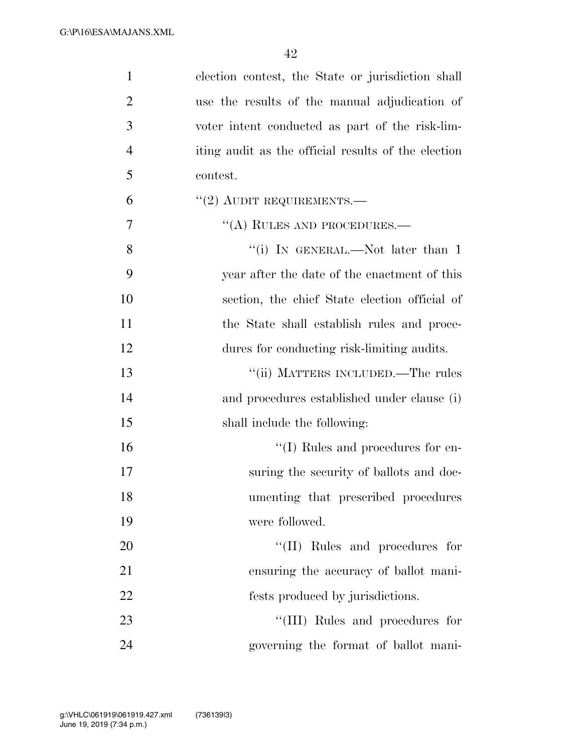election contest, the State or jurisdiction shall use the results of the manual adjudication of voter intent conducted as part of the risk-limiting audit as the official results of the election contest.

"(2) AUDIT REQUIREMENTS.—

"(A) RULES AND PROCEDURES.—

"(i) IN GENERAL.—Not later than 1 year after the date of the enactment of this section, the chief State election official of the State shall establish rules and procedures for conducting risk-limiting audits.

"(ii) MATTERS INCLUDED.—The rules and procedures established under clause (i) shall include the following:

"(I) Rules and procedures for ensuring the security of ballots and documenting that prescribed procedures were followed.

"(II) Rules and procedures for ensuring the accuracy of ballot manifests produced by jurisdictions.

"(III) Rules and procedures for governing the format of ballot mani-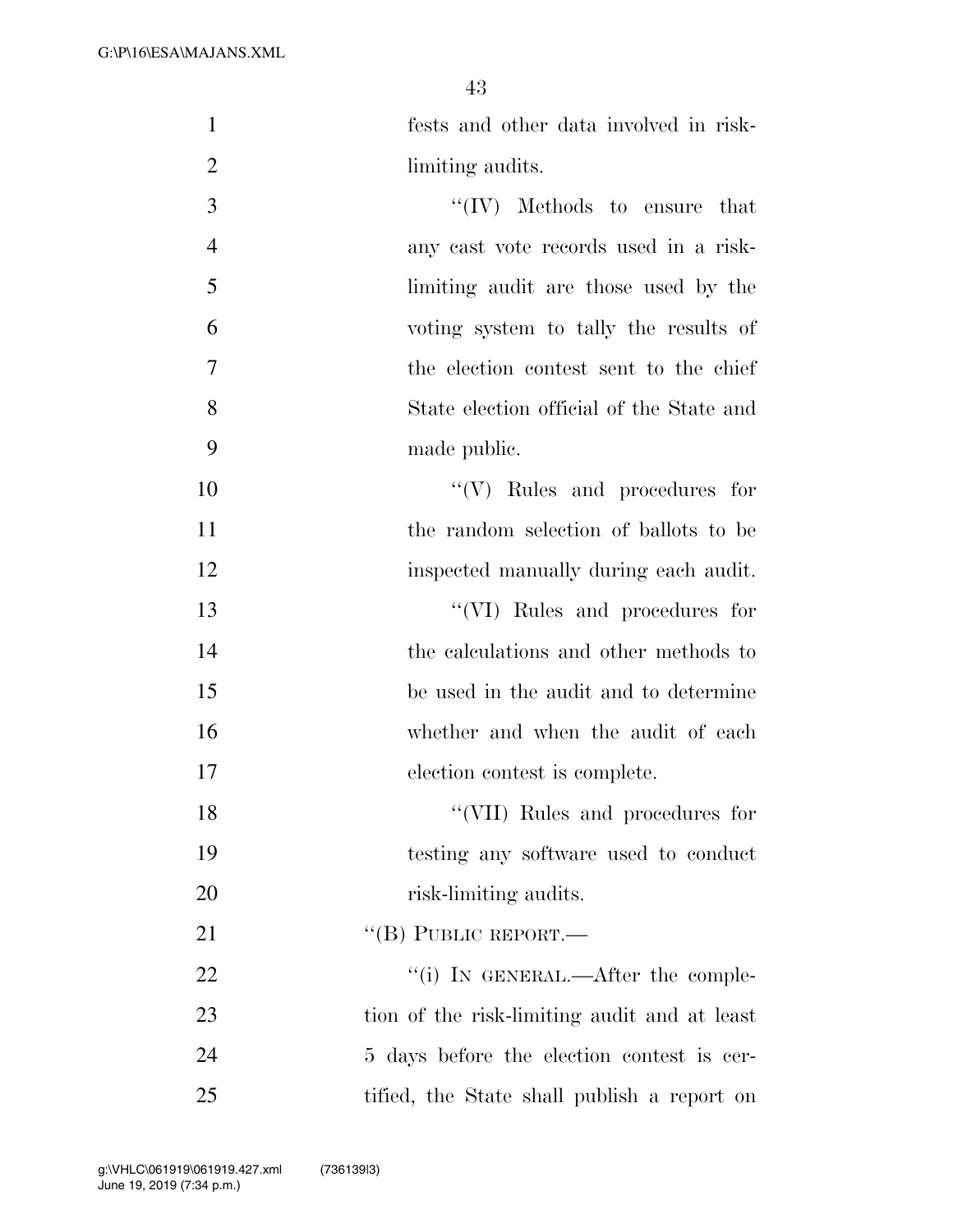fests and other data involved in risk-limiting audits.

''(IV) Methods to ensure that any cast vote records used in a risk-limiting audit are those used by the voting system to tally the results of the election contest sent to the chief State election official of the State and made public.

''(V) Rules and procedures for the random selection of ballots to be inspected manually during each audit.

''(VI) Rules and procedures for the calculations and other methods to be used in the audit and to determine whether and when the audit of each election contest is complete.

''(VII) Rules and procedures for testing any software used to conduct risk-limiting audits.

''(B) PUBLIC REPORT.—

''(i) IN GENERAL.—After the completion of the risk-limiting audit and at least 5 days before the election contest is certified, the State shall publish a report on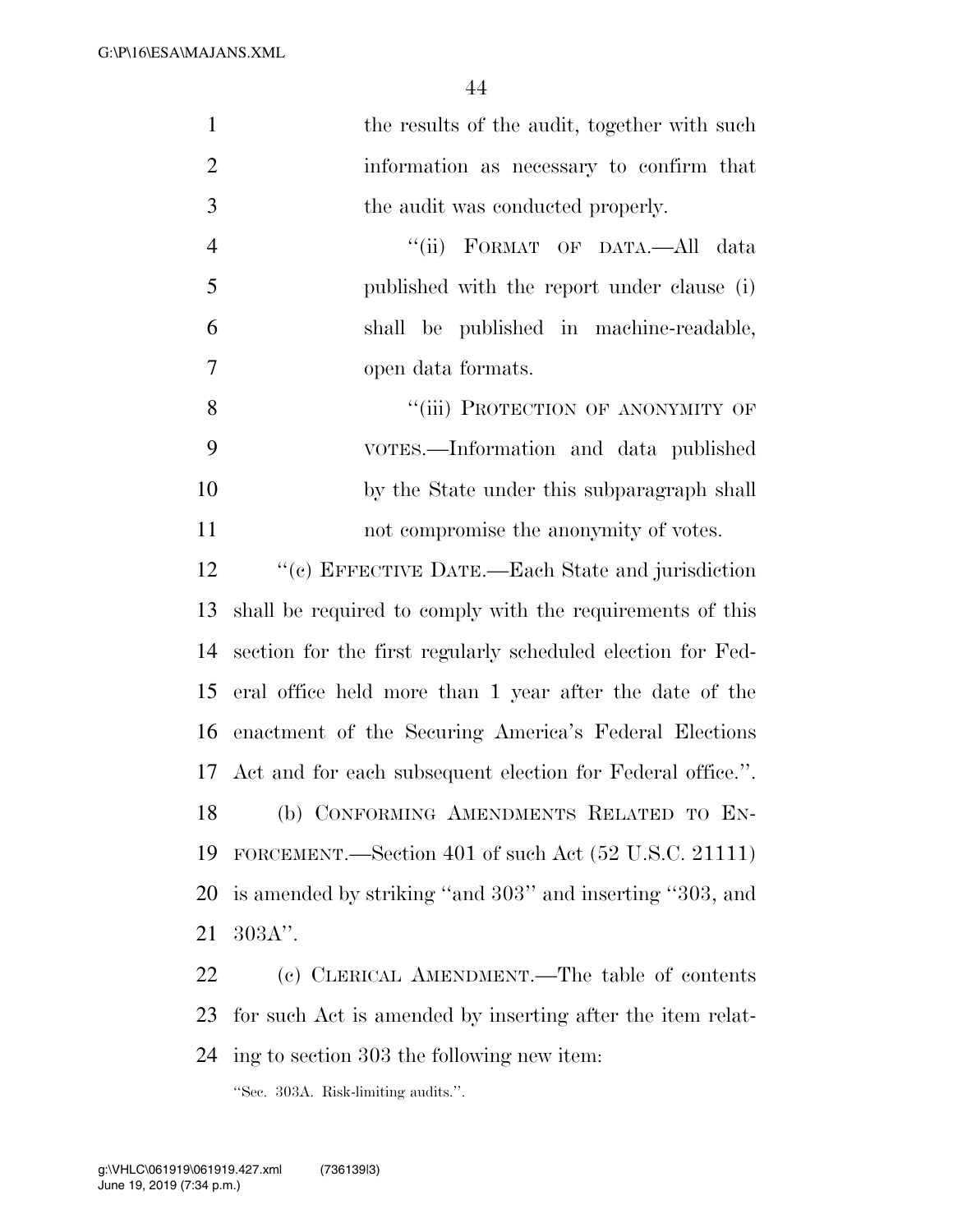the results of the audit, together with such information as necessary to confirm that the audit was conducted properly.

"(ii) FORMAT OF DATA.—All data published with the report under clause (i) shall be published in machine-readable, open data formats.

"(iii) PROTECTION OF ANONYMITY OF VOTES.—Information and data published by the State under this subparagraph shall not compromise the anonymity of votes.

"(c) EFFECTIVE DATE.—Each State and jurisdiction shall be required to comply with the requirements of this section for the first regularly scheduled election for Federal office held more than 1 year after the date of the enactment of the Securing America's Federal Elections Act and for each subsequent election for Federal office.".

(b) CONFORMING AMENDMENTS RELATED TO ENFORCEMENT.—Section 401 of such Act (52 U.S.C. 21111) is amended by striking "and 303" and inserting "303, and 303A".

(c) CLERICAL AMENDMENT.—The table of contents for such Act is amended by inserting after the item relating to section 303 the following new item:

"Sec. 303A. Risk-limiting audits.".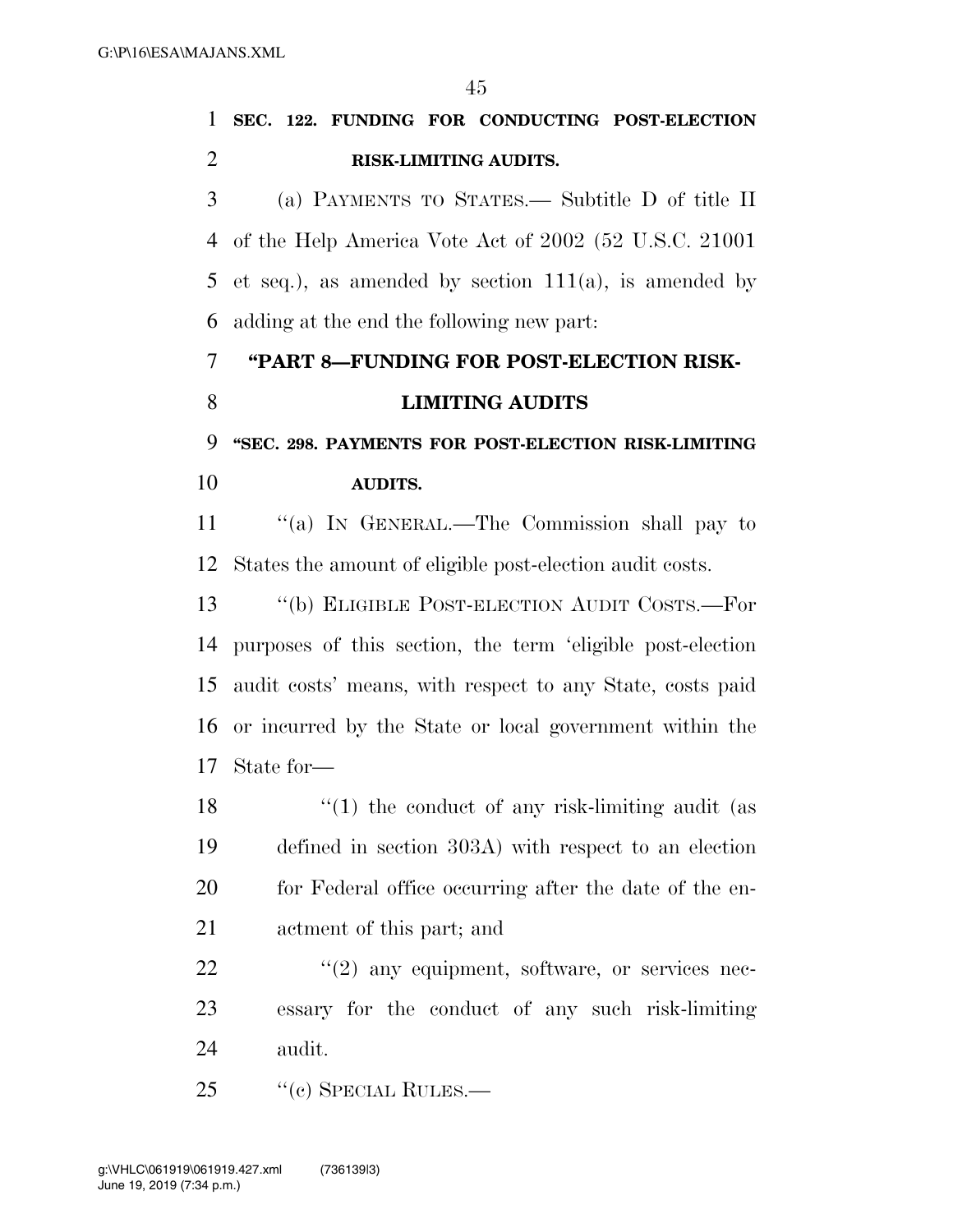**SEC. 122. FUNDING FOR CONDUCTING POST-ELECTION RISK-LIMITING AUDITS.**

(a) PAYMENTS TO STATES.— Subtitle D of title II of the Help America Vote Act of 2002 (52 U.S.C. 21001 et seq.), as amended by section 111(a), is amended by adding at the end the following new part:

**"PART 8—FUNDING FOR POST-ELECTION RISK-LIMITING AUDITS**

**"SEC. 298. PAYMENTS FOR POST-ELECTION RISK-LIMITING AUDITS.**

"(a) IN GENERAL.—The Commission shall pay to States the amount of eligible post-election audit costs.

"(b) ELIGIBLE POST-ELECTION AUDIT COSTS.—For purposes of this section, the term 'eligible post-election audit costs' means, with respect to any State, costs paid or incurred by the State or local government within the State for—

"(1) the conduct of any risk-limiting audit (as defined in section 303A) with respect to an election for Federal office occurring after the date of the enactment of this part; and

"(2) any equipment, software, or services necessary for the conduct of any such risk-limiting audit.

"(c) SPECIAL RULES.—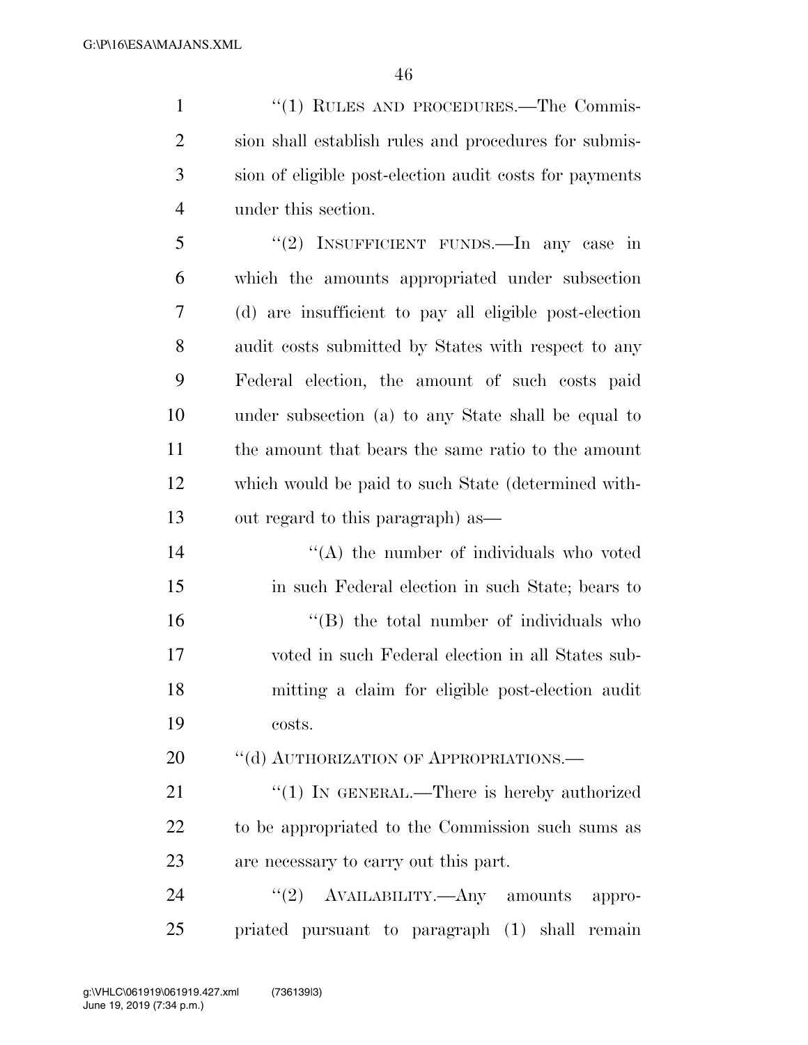"(1) RULES AND PROCEDURES.—The Commission shall establish rules and procedures for submission of eligible post-election audit costs for payments under this section.

"(2) INSUFFICIENT FUNDS.—In any case in which the amounts appropriated under subsection (d) are insufficient to pay all eligible post-election audit costs submitted by States with respect to any Federal election, the amount of such costs paid under subsection (a) to any State shall be equal to the amount that bears the same ratio to the amount which would be paid to such State (determined without regard to this paragraph) as—

"(A) the number of individuals who voted in such Federal election in such State; bears to

"(B) the total number of individuals who voted in such Federal election in all States submitting a claim for eligible post-election audit costs.

"(d) AUTHORIZATION OF APPROPRIATIONS.—

"(1) IN GENERAL.—There is hereby authorized to be appropriated to the Commission such sums as are necessary to carry out this part.

"(2) AVAILABILITY.—Any amounts appropriated pursuant to paragraph (1) shall remain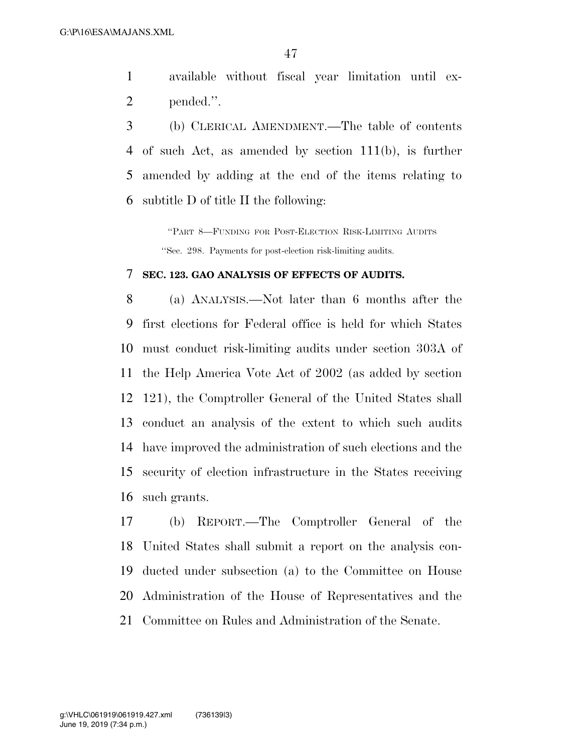available without fiscal year limitation until expended.''.

(b) CLERICAL AMENDMENT.—The table of contents of such Act, as amended by section 111(b), is further amended by adding at the end of the items relating to subtitle D of title II the following:

> ''PART 8—FUNDING FOR POST-ELECTION RISK-LIMITING AUDITS
>
> ''Sec. 298. Payments for post-election risk-limiting audits.

### SEC. 123. GAO ANALYSIS OF EFFECTS OF AUDITS.

(a) ANALYSIS.—Not later than 6 months after the first elections for Federal office is held for which States must conduct risk-limiting audits under section 303A of the Help America Vote Act of 2002 (as added by section 121), the Comptroller General of the United States shall conduct an analysis of the extent to which such audits have improved the administration of such elections and the security of election infrastructure in the States receiving such grants.

(b) REPORT.—The Comptroller General of the United States shall submit a report on the analysis conducted under subsection (a) to the Committee on House Administration of the House of Representatives and the Committee on Rules and Administration of the Senate.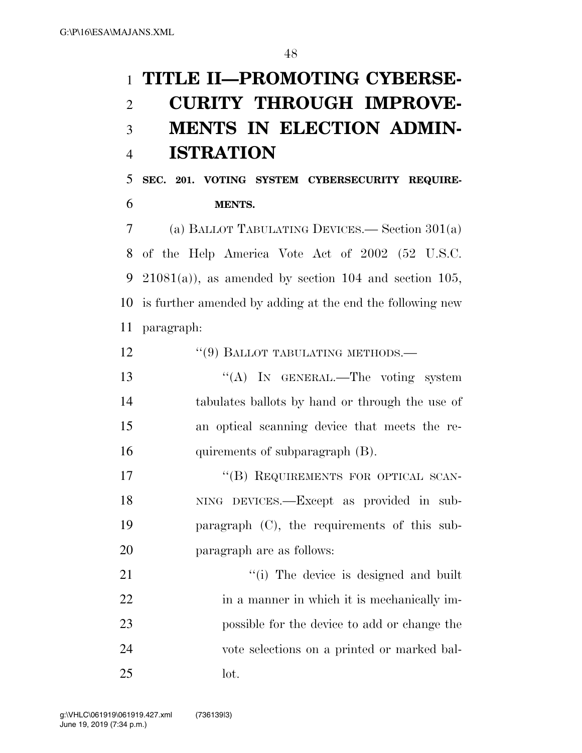# TITLE II—PROMOTING CYBERSECURITY THROUGH IMPROVEMENTS IN ELECTION ADMINISTRATION

## SEC. 201. VOTING SYSTEM CYBERSECURITY REQUIREMENTS.

(a) BALLOT TABULATING DEVICES.— Section 301(a) of the Help America Vote Act of 2002 (52 U.S.C. 21081(a)), as amended by section 104 and section 105, is further amended by adding at the end the following new paragraph:

"(9) BALLOT TABULATING METHODS.—

"(A) IN GENERAL.—The voting system tabulates ballots by hand or through the use of an optical scanning device that meets the requirements of subparagraph (B).

"(B) REQUIREMENTS FOR OPTICAL SCANNING DEVICES.—Except as provided in subparagraph (C), the requirements of this subparagraph are as follows:

"(i) The device is designed and built in a manner in which it is mechanically impossible for the device to add or change the vote selections on a printed or marked ballot.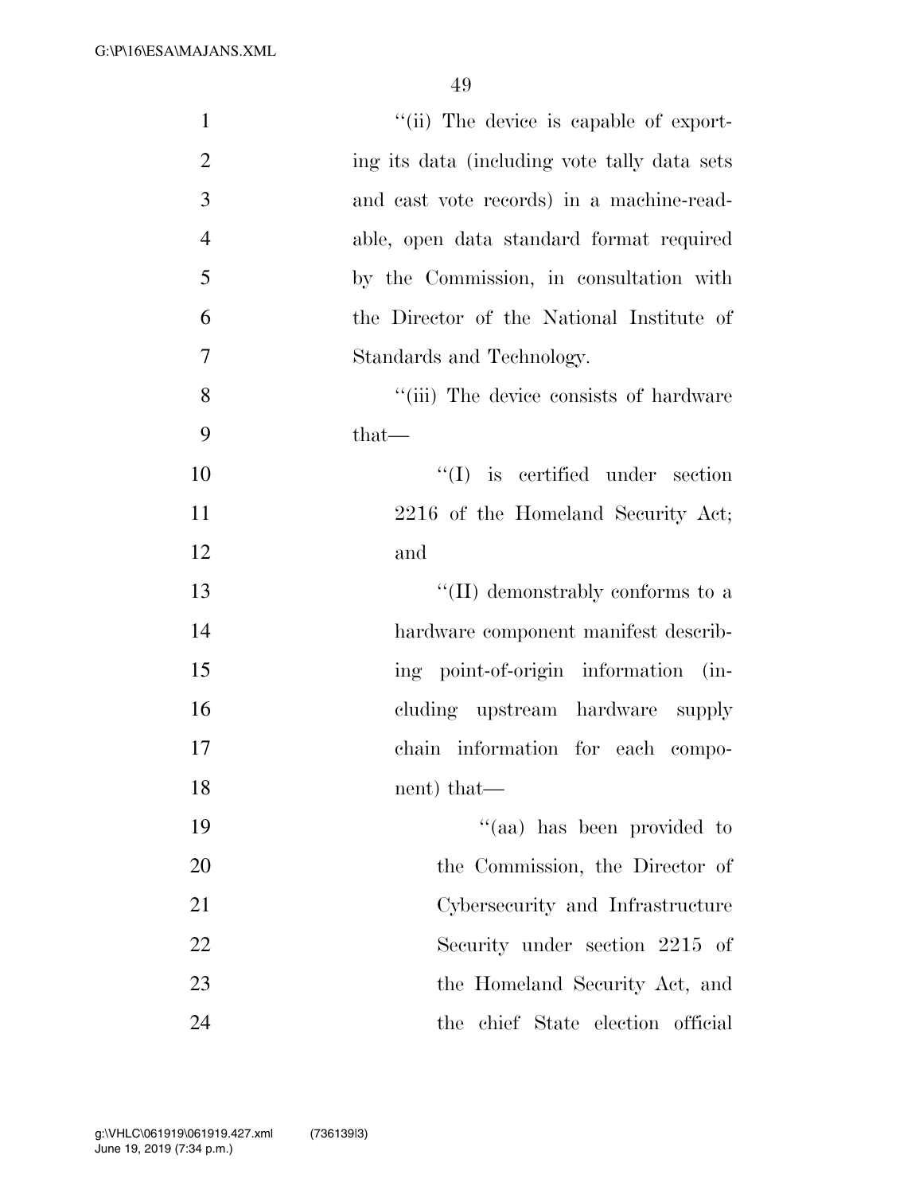"(ii) The device is capable of exporting its data (including vote tally data sets and cast vote records) in a machine-readable, open data standard format required by the Commission, in consultation with the Director of the National Institute of Standards and Technology.

"(iii) The device consists of hardware that—

"(I) is certified under section 2216 of the Homeland Security Act; and

"(II) demonstrably conforms to a hardware component manifest describing point-of-origin information (including upstream hardware supply chain information for each component) that—

"(aa) has been provided to the Commission, the Director of Cybersecurity and Infrastructure Security under section 2215 of the Homeland Security Act, and the chief State election official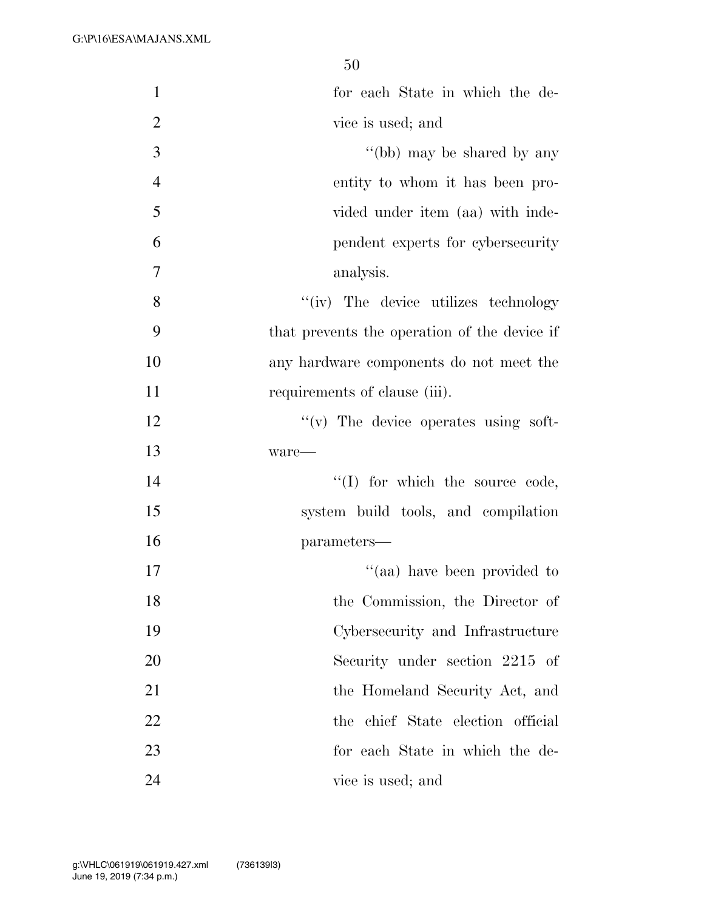for each State in which the device is used; and

''(bb) may be shared by any entity to whom it has been provided under item (aa) with independent experts for cybersecurity analysis.

''(iv) The device utilizes technology that prevents the operation of the device if any hardware components do not meet the requirements of clause (iii).

''(v) The device operates using software—

''(I) for which the source code, system build tools, and compilation parameters—

''(aa) have been provided to the Commission, the Director of Cybersecurity and Infrastructure Security under section 2215 of the Homeland Security Act, and the chief State election official for each State in which the device is used; and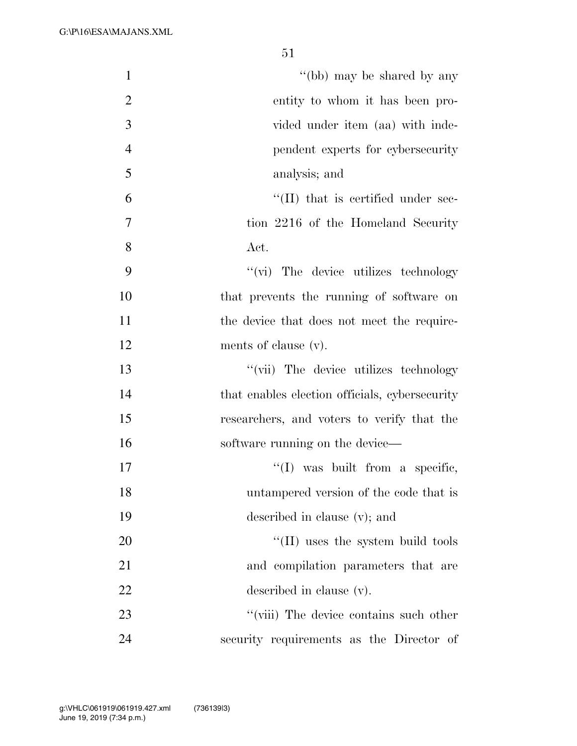''(bb) may be shared by any entity to whom it has been provided under item (aa) with independent experts for cybersecurity analysis; and

''(II) that is certified under section 2216 of the Homeland Security Act.

''(vi) The device utilizes technology that prevents the running of software on the device that does not meet the requirements of clause (v).

''(vii) The device utilizes technology that enables election officials, cybersecurity researchers, and voters to verify that the software running on the device—

''(I) was built from a specific, untampered version of the code that is described in clause (v); and

''(II) uses the system build tools and compilation parameters that are described in clause (v).

''(viii) The device contains such other security requirements as the Director of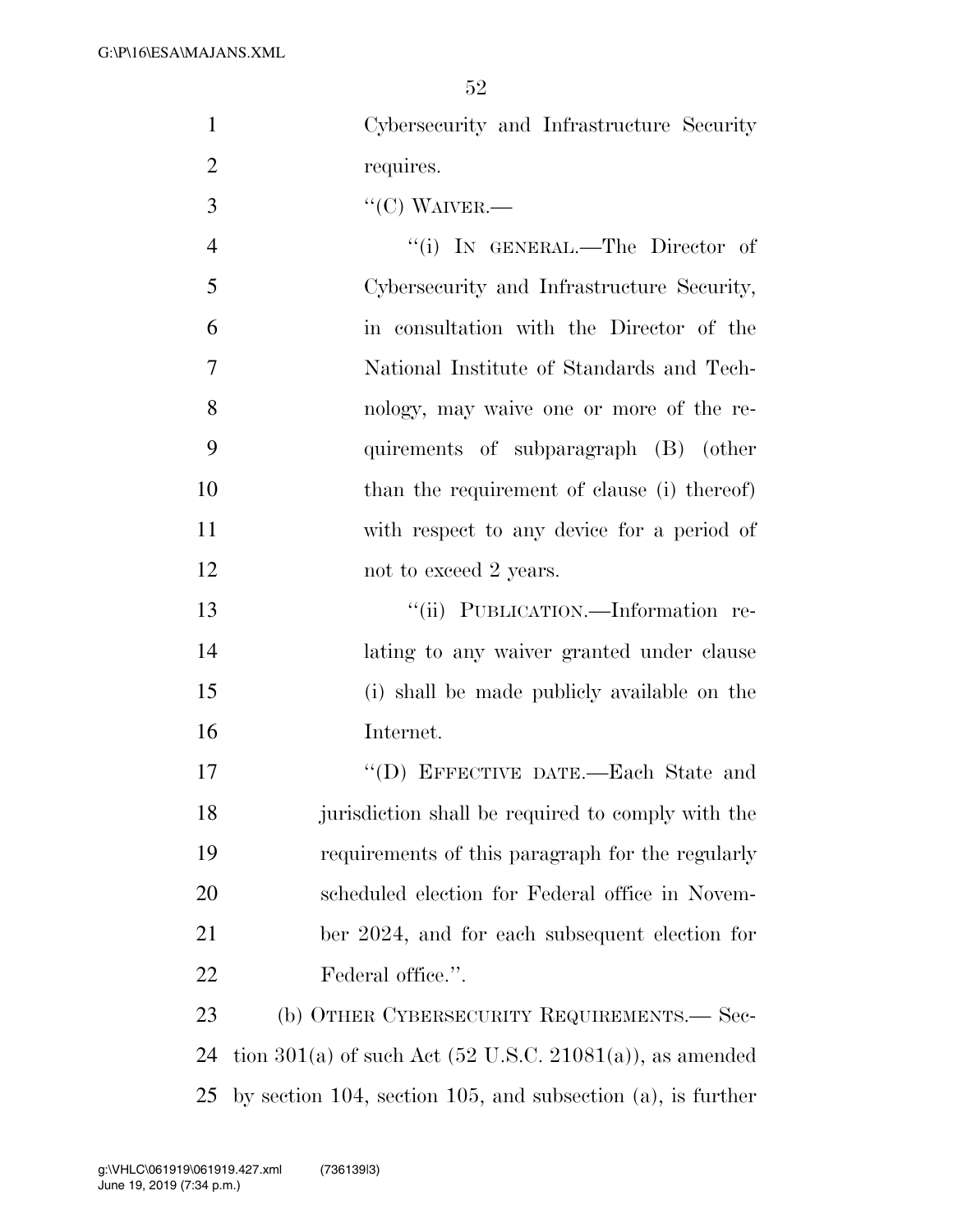Cybersecurity and Infrastructure Security requires.

"(C) WAIVER.—

"(i) IN GENERAL.—The Director of Cybersecurity and Infrastructure Security, in consultation with the Director of the National Institute of Standards and Technology, may waive one or more of the requirements of subparagraph (B) (other than the requirement of clause (i) thereof) with respect to any device for a period of not to exceed 2 years.

"(ii) PUBLICATION.—Information relating to any waiver granted under clause (i) shall be made publicly available on the Internet.

"(D) EFFECTIVE DATE.—Each State and jurisdiction shall be required to comply with the requirements of this paragraph for the regularly scheduled election for Federal office in November 2024, and for each subsequent election for Federal office.".

(b) OTHER CYBERSECURITY REQUIREMENTS.— Section 301(a) of such Act (52 U.S.C. 21081(a)), as amended by section 104, section 105, and subsection (a), is further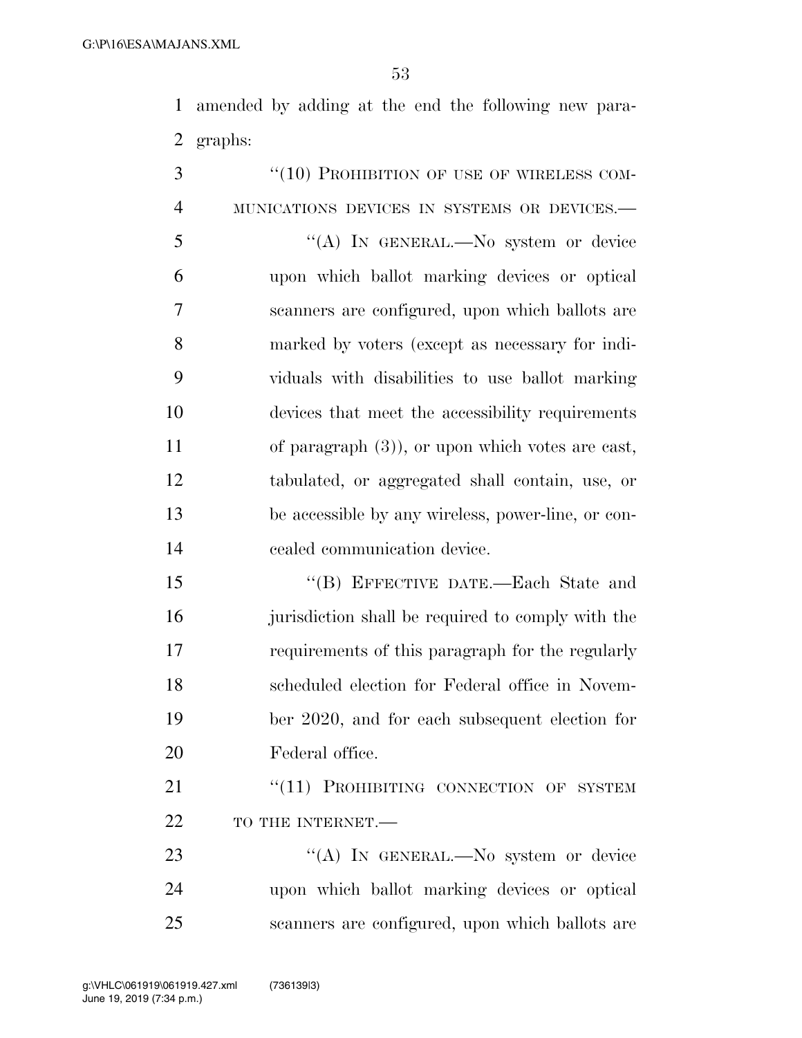amended by adding at the end the following new paragraphs:

"(10) PROHIBITION OF USE OF WIRELESS COMMUNICATIONS DEVICES IN SYSTEMS OR DEVICES.—

"(A) IN GENERAL.—No system or device upon which ballot marking devices or optical scanners are configured, upon which ballots are marked by voters (except as necessary for individuals with disabilities to use ballot marking devices that meet the accessibility requirements of paragraph (3)), or upon which votes are cast, tabulated, or aggregated shall contain, use, or be accessible by any wireless, power-line, or concealed communication device.

"(B) EFFECTIVE DATE.—Each State and jurisdiction shall be required to comply with the requirements of this paragraph for the regularly scheduled election for Federal office in November 2020, and for each subsequent election for Federal office.

"(11) PROHIBITING CONNECTION OF SYSTEM TO THE INTERNET.—

"(A) IN GENERAL.—No system or device upon which ballot marking devices or optical scanners are configured, upon which ballots are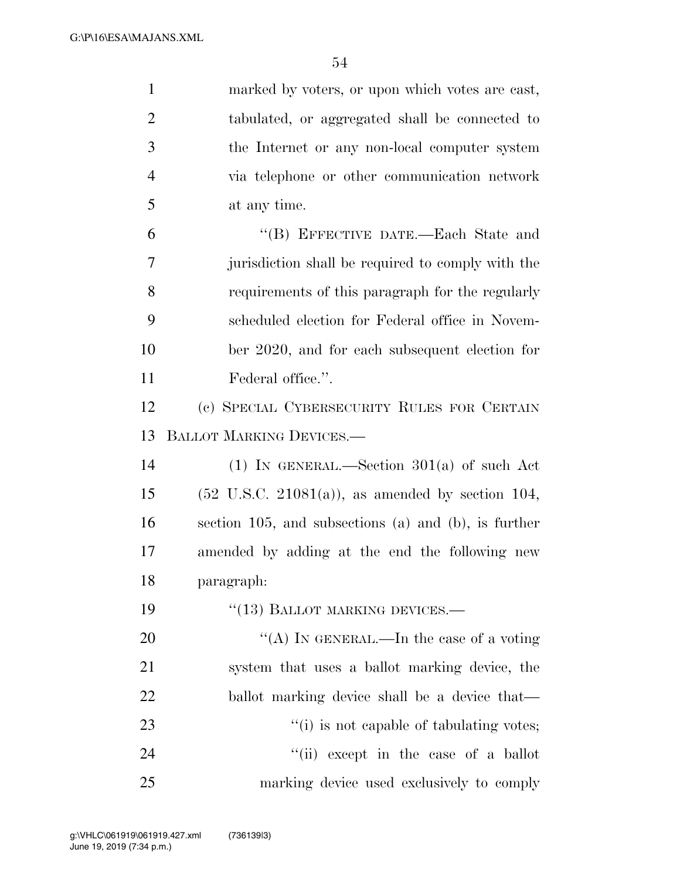marked by voters, or upon which votes are cast, tabulated, or aggregated shall be connected to the Internet or any non-local computer system via telephone or other communication network at any time.

"(B) EFFECTIVE DATE.—Each State and jurisdiction shall be required to comply with the requirements of this paragraph for the regularly scheduled election for Federal office in November 2020, and for each subsequent election for Federal office.".

(c) SPECIAL CYBERSECURITY RULES FOR CERTAIN BALLOT MARKING DEVICES.—

(1) IN GENERAL.—Section 301(a) of such Act (52 U.S.C. 21081(a)), as amended by section 104, section 105, and subsections (a) and (b), is further amended by adding at the end the following new paragraph:

"(13) BALLOT MARKING DEVICES.—

"(A) IN GENERAL.—In the case of a voting system that uses a ballot marking device, the ballot marking device shall be a device that—

"(i) is not capable of tabulating votes;

"(ii) except in the case of a ballot marking device used exclusively to comply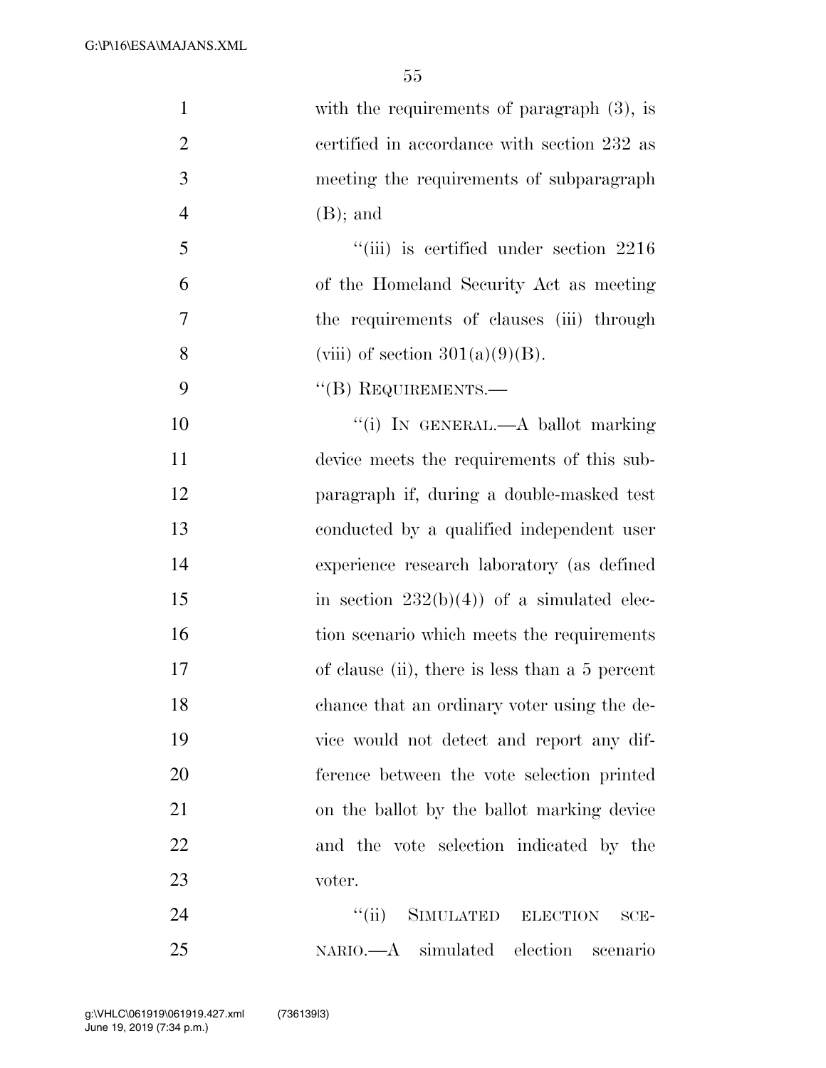with the requirements of paragraph (3), is certified in accordance with section 232 as meeting the requirements of subparagraph (B); and

"(iii) is certified under section 2216 of the Homeland Security Act as meeting the requirements of clauses (iii) through (viii) of section 301(a)(9)(B).

"(B) REQUIREMENTS.—

"(i) IN GENERAL.—A ballot marking device meets the requirements of this subparagraph if, during a double-masked test conducted by a qualified independent user experience research laboratory (as defined in section 232(b)(4)) of a simulated election scenario which meets the requirements of clause (ii), there is less than a 5 percent chance that an ordinary voter using the device would not detect and report any difference between the vote selection printed on the ballot by the ballot marking device and the vote selection indicated by the voter.

"(ii) SIMULATED ELECTION SCENARIO.—A simulated election scenario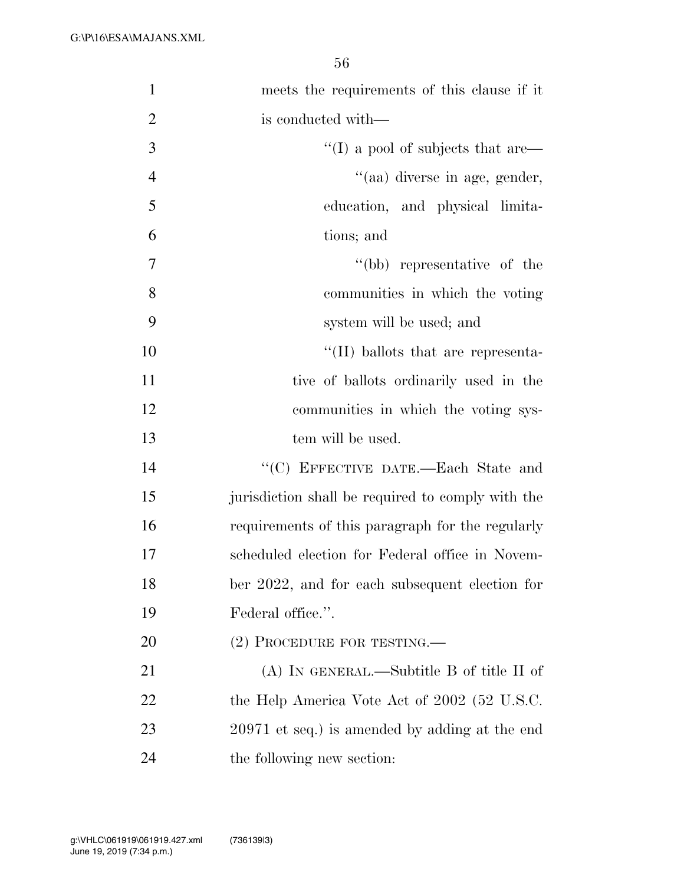meets the requirements of this clause if it is conducted with—

''(I) a pool of subjects that are—

''(aa) diverse in age, gender, education, and physical limitations; and

''(bb) representative of the communities in which the voting system will be used; and

''(II) ballots that are representative of ballots ordinarily used in the communities in which the voting system will be used.

''(C) EFFECTIVE DATE.—Each State and jurisdiction shall be required to comply with the requirements of this paragraph for the regularly scheduled election for Federal office in November 2022, and for each subsequent election for Federal office.''.

(2) PROCEDURE FOR TESTING.—

(A) IN GENERAL.—Subtitle B of title II of the Help America Vote Act of 2002 (52 U.S.C. 20971 et seq.) is amended by adding at the end the following new section: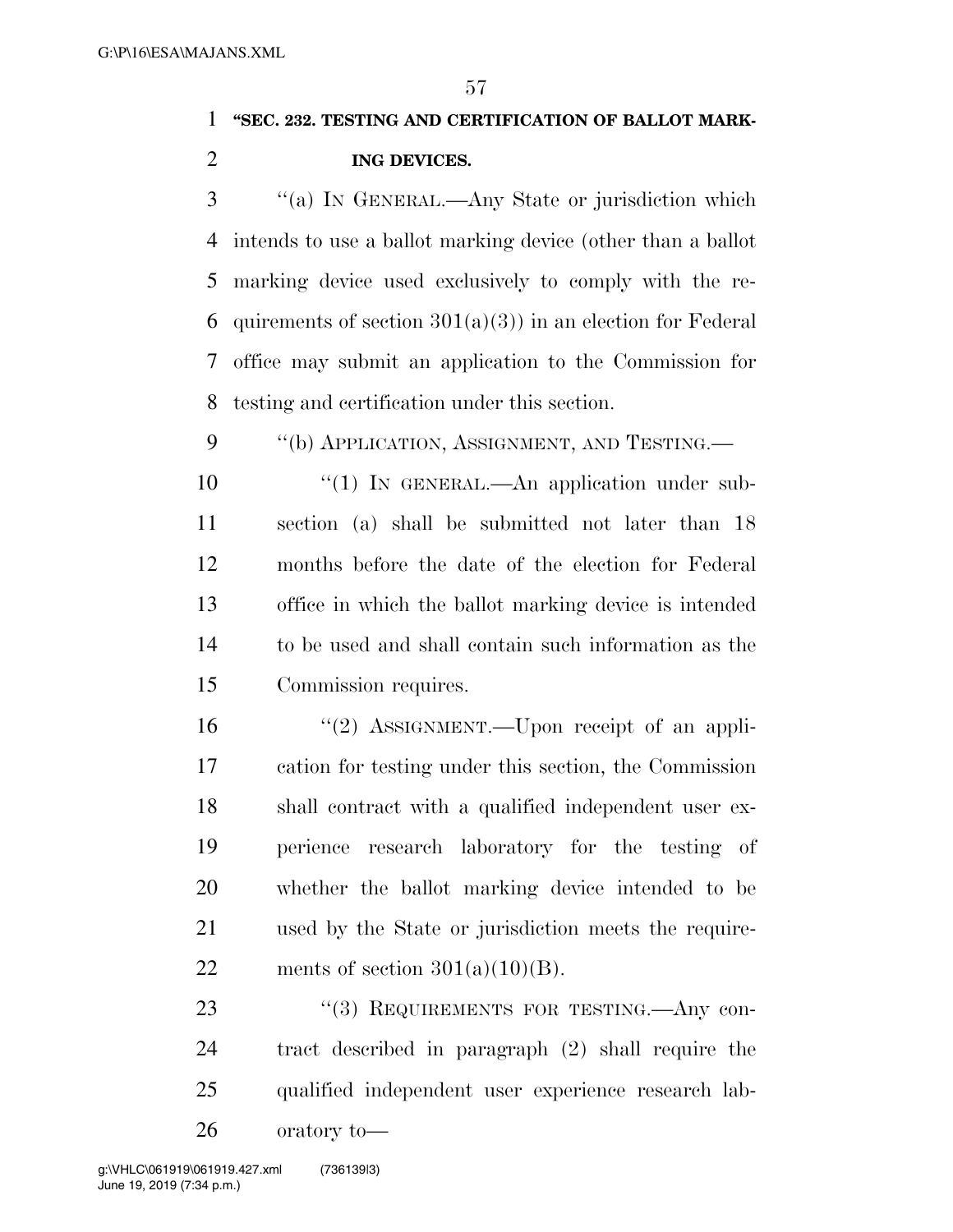**"SEC. 232. TESTING AND CERTIFICATION OF BALLOT MARKING DEVICES.**

"(a) IN GENERAL.—Any State or jurisdiction which intends to use a ballot marking device (other than a ballot marking device used exclusively to comply with the requirements of section 301(a)(3)) in an election for Federal office may submit an application to the Commission for testing and certification under this section.

"(b) APPLICATION, ASSIGNMENT, AND TESTING.—

"(1) IN GENERAL.—An application under subsection (a) shall be submitted not later than 18 months before the date of the election for Federal office in which the ballot marking device is intended to be used and shall contain such information as the Commission requires.

"(2) ASSIGNMENT.—Upon receipt of an application for testing under this section, the Commission shall contract with a qualified independent user experience research laboratory for the testing of whether the ballot marking device intended to be used by the State or jurisdiction meets the requirements of section 301(a)(10)(B).

"(3) REQUIREMENTS FOR TESTING.—Any contract described in paragraph (2) shall require the qualified independent user experience research laboratory to—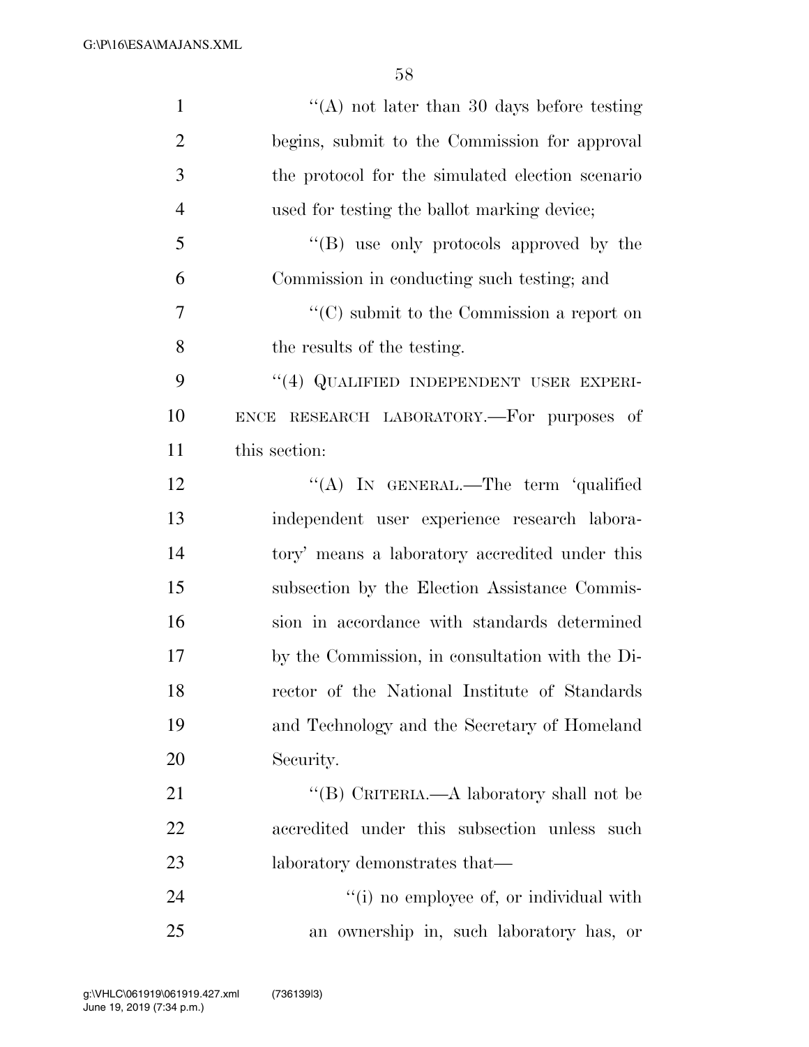''(A) not later than 30 days before testing begins, submit to the Commission for approval the protocol for the simulated election scenario used for testing the ballot marking device;

''(B) use only protocols approved by the Commission in conducting such testing; and

''(C) submit to the Commission a report on the results of the testing.

''(4) QUALIFIED INDEPENDENT USER EXPERIENCE RESEARCH LABORATORY.—For purposes of this section:

''(A) IN GENERAL.—The term 'qualified independent user experience research laboratory' means a laboratory accredited under this subsection by the Election Assistance Commission in accordance with standards determined by the Commission, in consultation with the Director of the National Institute of Standards and Technology and the Secretary of Homeland Security.

''(B) CRITERIA.—A laboratory shall not be accredited under this subsection unless such laboratory demonstrates that—

''(i) no employee of, or individual with an ownership in, such laboratory has, or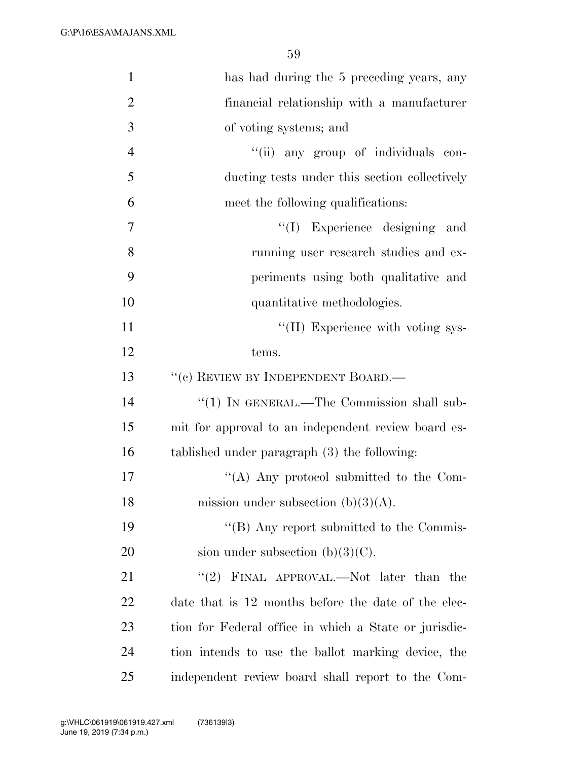has had during the 5 preceding years, any financial relationship with a manufacturer of voting systems; and

"(ii) any group of individuals conducting tests under this section collectively meet the following qualifications:

"(I) Experience designing and running user research studies and experiments using both qualitative and quantitative methodologies.

"(II) Experience with voting systems.

"(c) REVIEW BY INDEPENDENT BOARD.—

"(1) IN GENERAL.—The Commission shall submit for approval to an independent review board established under paragraph (3) the following:

"(A) Any protocol submitted to the Commission under subsection (b)(3)(A).

"(B) Any report submitted to the Commission under subsection (b)(3)(C).

"(2) FINAL APPROVAL.—Not later than the date that is 12 months before the date of the election for Federal office in which a State or jurisdiction intends to use the ballot marking device, the independent review board shall report to the Com-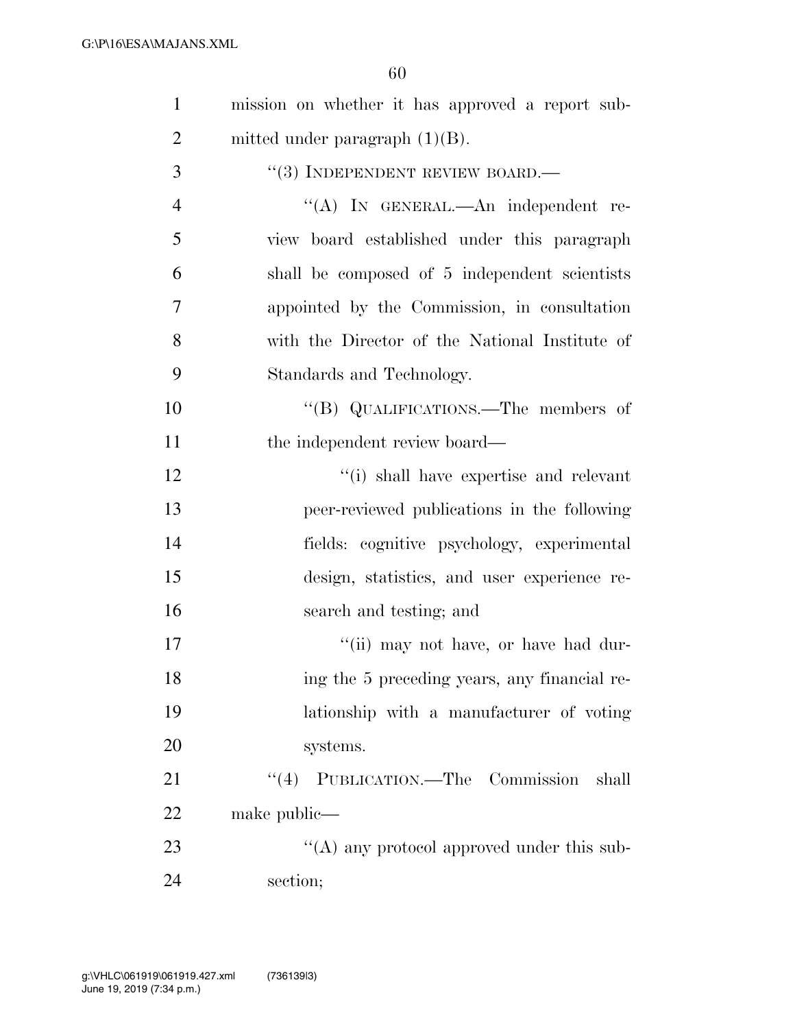mission on whether it has approved a report submitted under paragraph (1)(B).

"(3) INDEPENDENT REVIEW BOARD.—

"(A) IN GENERAL.—An independent review board established under this paragraph shall be composed of 5 independent scientists appointed by the Commission, in consultation with the Director of the National Institute of Standards and Technology.

"(B) QUALIFICATIONS.—The members of the independent review board—

"(i) shall have expertise and relevant peer-reviewed publications in the following fields: cognitive psychology, experimental design, statistics, and user experience research and testing; and

"(ii) may not have, or have had during the 5 preceding years, any financial relationship with a manufacturer of voting systems.

"(4) PUBLICATION.—The Commission shall make public—

"(A) any protocol approved under this subsection;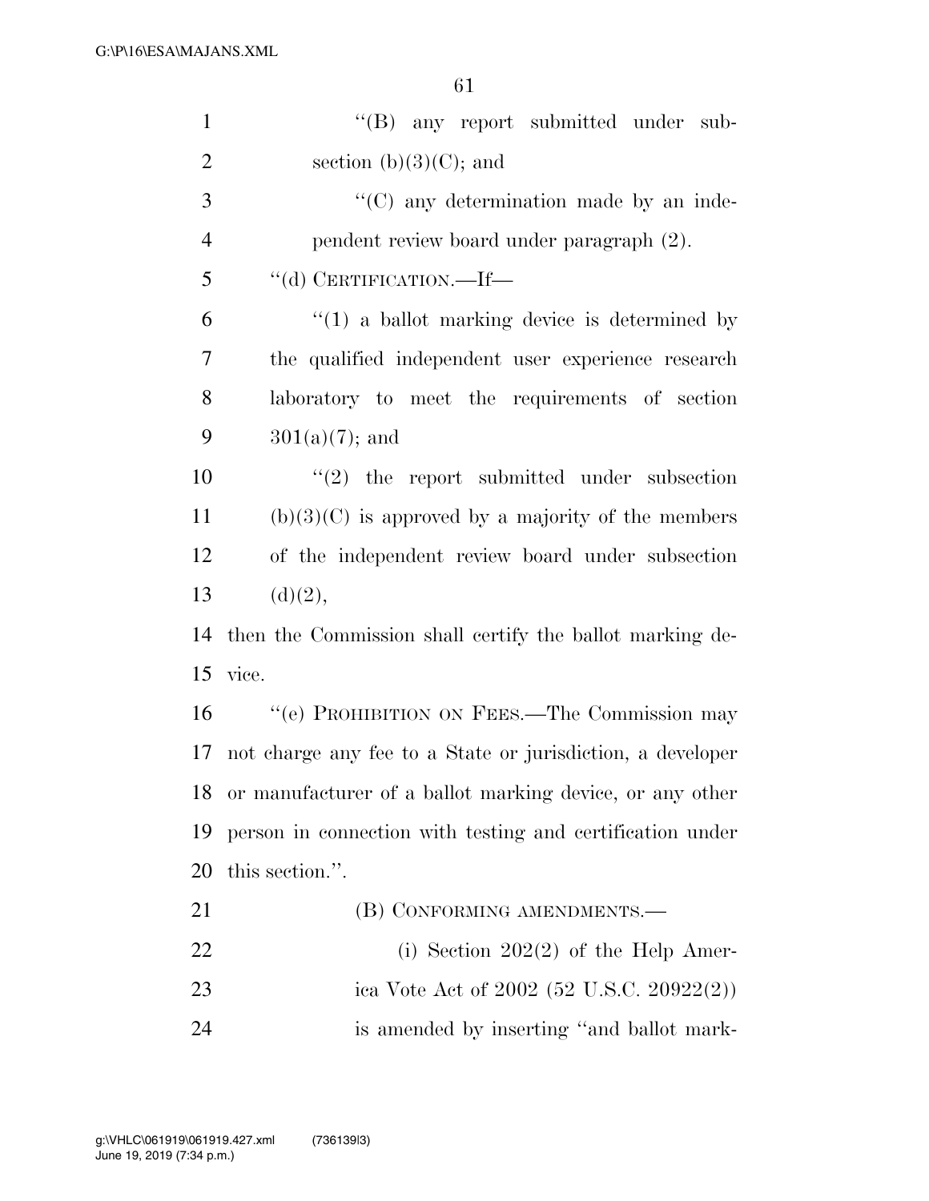"(B) any report submitted under subsection (b)(3)(C); and

"(C) any determination made by an independent review board under paragraph (2).

"(d) CERTIFICATION.—If—

"(1) a ballot marking device is determined by the qualified independent user experience research laboratory to meet the requirements of section 301(a)(7); and

"(2) the report submitted under subsection (b)(3)(C) is approved by a majority of the members of the independent review board under subsection (d)(2),

then the Commission shall certify the ballot marking device.

"(e) PROHIBITION ON FEES.—The Commission may not charge any fee to a State or jurisdiction, a developer or manufacturer of a ballot marking device, or any other person in connection with testing and certification under this section.".

(B) CONFORMING AMENDMENTS.—

(i) Section 202(2) of the Help America Vote Act of 2002 (52 U.S.C. 20922(2)) is amended by inserting "and ballot mark-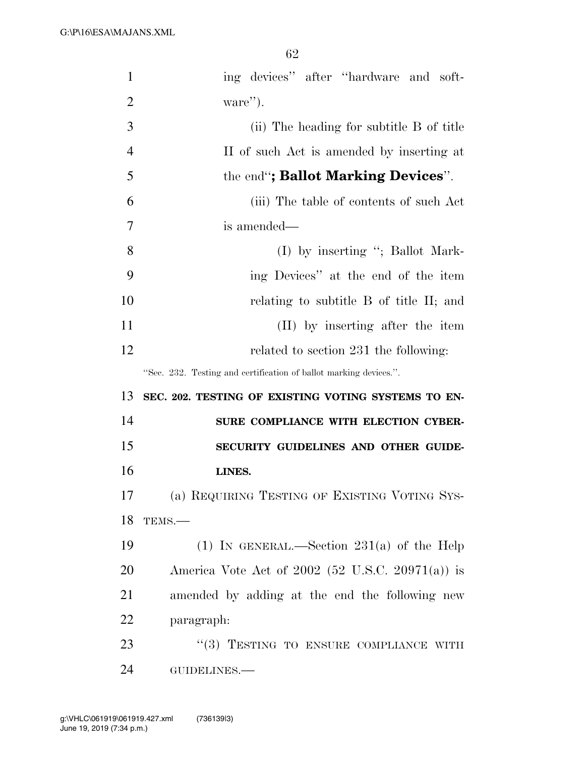ing devices'' after ''hardware and software'').

(ii) The heading for subtitle B of title II of such Act is amended by inserting at the end''**; Ballot Marking Devices**''.

(iii) The table of contents of such Act is amended—

(I) by inserting ''; Ballot Marking Devices'' at the end of the item relating to subtitle B of title II; and

(II) by inserting after the item related to section 231 the following:

''Sec. 232. Testing and certification of ballot marking devices.''.

**SEC. 202. TESTING OF EXISTING VOTING SYSTEMS TO ENSURE COMPLIANCE WITH ELECTION CYBERSECURITY GUIDELINES AND OTHER GUIDELINES.**

(a) REQUIRING TESTING OF EXISTING VOTING SYSTEMS.—

(1) IN GENERAL.—Section 231(a) of the Help America Vote Act of 2002 (52 U.S.C. 20971(a)) is amended by adding at the end the following new paragraph:

''(3) TESTING TO ENSURE COMPLIANCE WITH GUIDELINES.—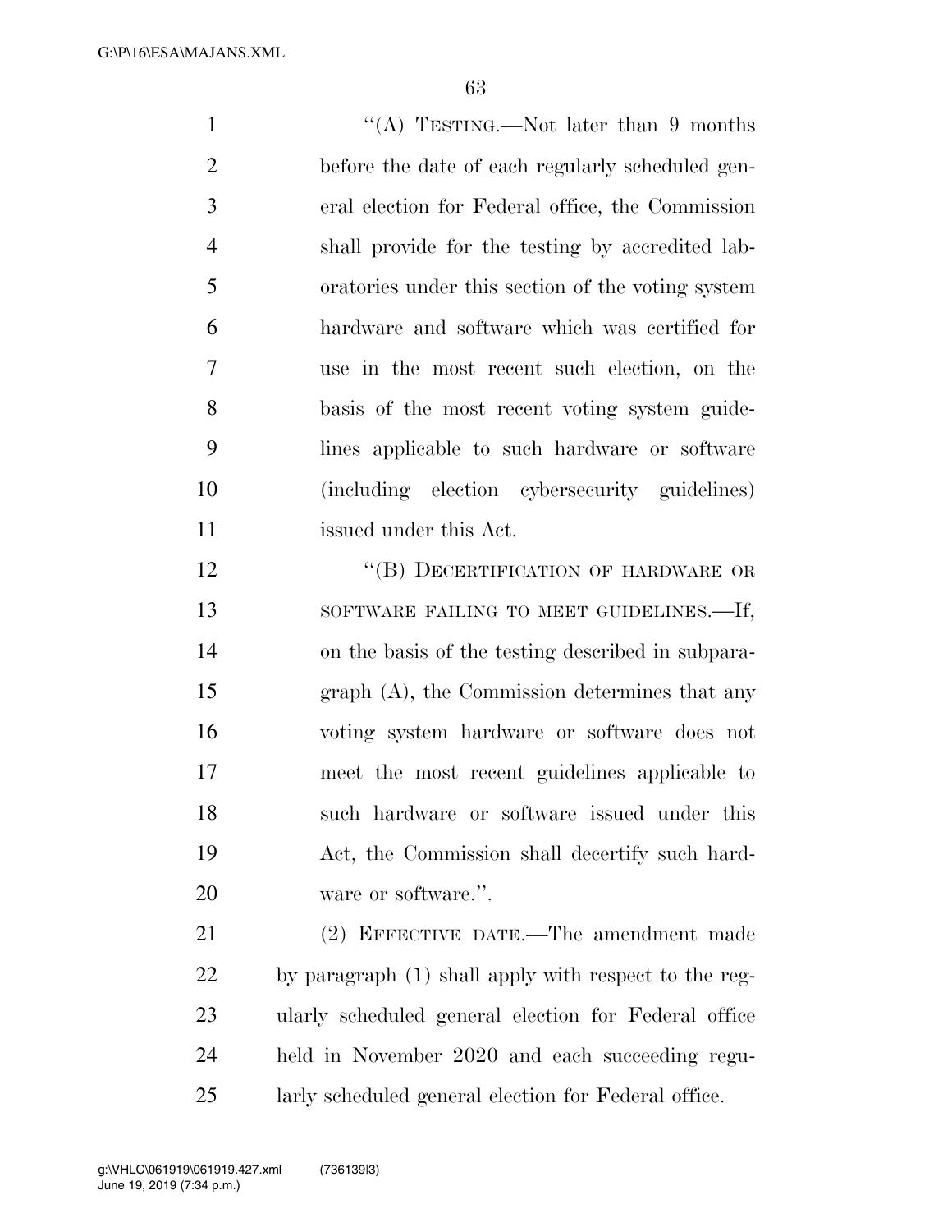"(A) TESTING.—Not later than 9 months before the date of each regularly scheduled general election for Federal office, the Commission shall provide for the testing by accredited laboratories under this section of the voting system hardware and software which was certified for use in the most recent such election, on the basis of the most recent voting system guidelines applicable to such hardware or software (including election cybersecurity guidelines) issued under this Act.

"(B) DECERTIFICATION OF HARDWARE OR SOFTWARE FAILING TO MEET GUIDELINES.—If, on the basis of the testing described in subparagraph (A), the Commission determines that any voting system hardware or software does not meet the most recent guidelines applicable to such hardware or software issued under this Act, the Commission shall decertify such hardware or software.".

(2) EFFECTIVE DATE.—The amendment made by paragraph (1) shall apply with respect to the regularly scheduled general election for Federal office held in November 2020 and each succeeding regularly scheduled general election for Federal office.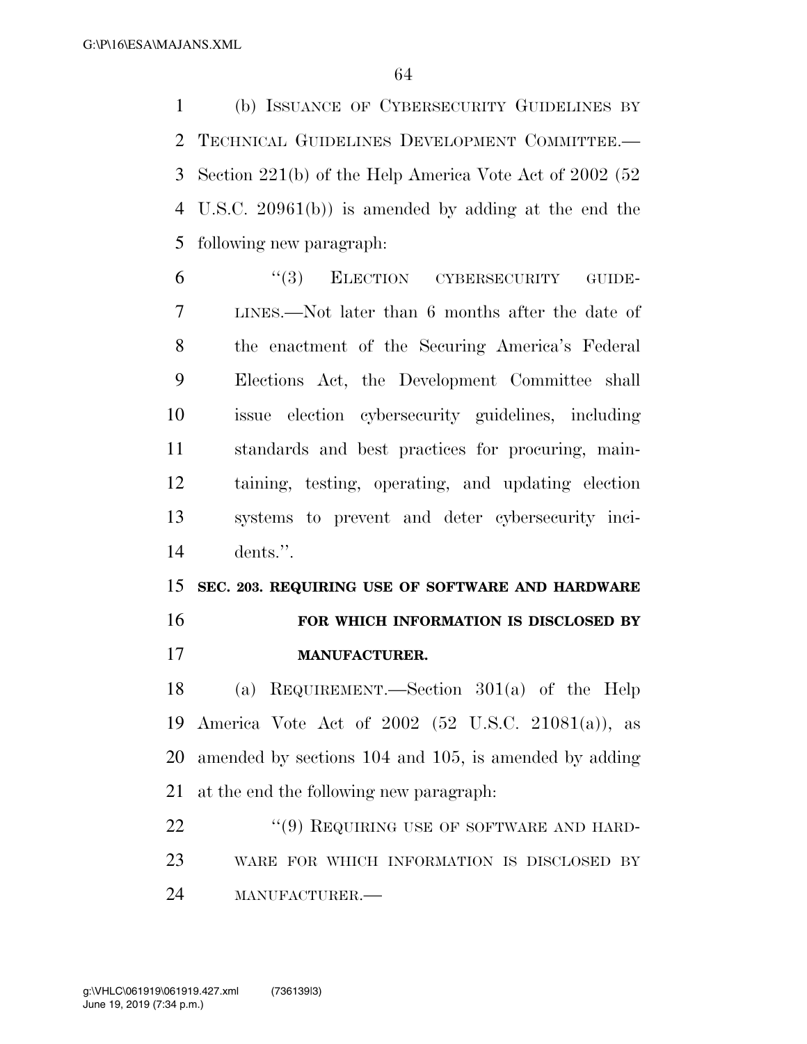(b) ISSUANCE OF CYBERSECURITY GUIDELINES BY TECHNICAL GUIDELINES DEVELOPMENT COMMITTEE.—Section 221(b) of the Help America Vote Act of 2002 (52 U.S.C. 20961(b)) is amended by adding at the end the following new paragraph:

"(3) ELECTION CYBERSECURITY GUIDELINES.—Not later than 6 months after the date of the enactment of the Securing America's Federal Elections Act, the Development Committee shall issue election cybersecurity guidelines, including standards and best practices for procuring, maintaining, testing, operating, and updating election systems to prevent and deter cybersecurity incidents.".

**SEC. 203. REQUIRING USE OF SOFTWARE AND HARDWARE FOR WHICH INFORMATION IS DISCLOSED BY MANUFACTURER.**

(a) REQUIREMENT.—Section 301(a) of the Help America Vote Act of 2002 (52 U.S.C. 21081(a)), as amended by sections 104 and 105, is amended by adding at the end the following new paragraph:

"(9) REQUIRING USE OF SOFTWARE AND HARDWARE FOR WHICH INFORMATION IS DISCLOSED BY MANUFACTURER.—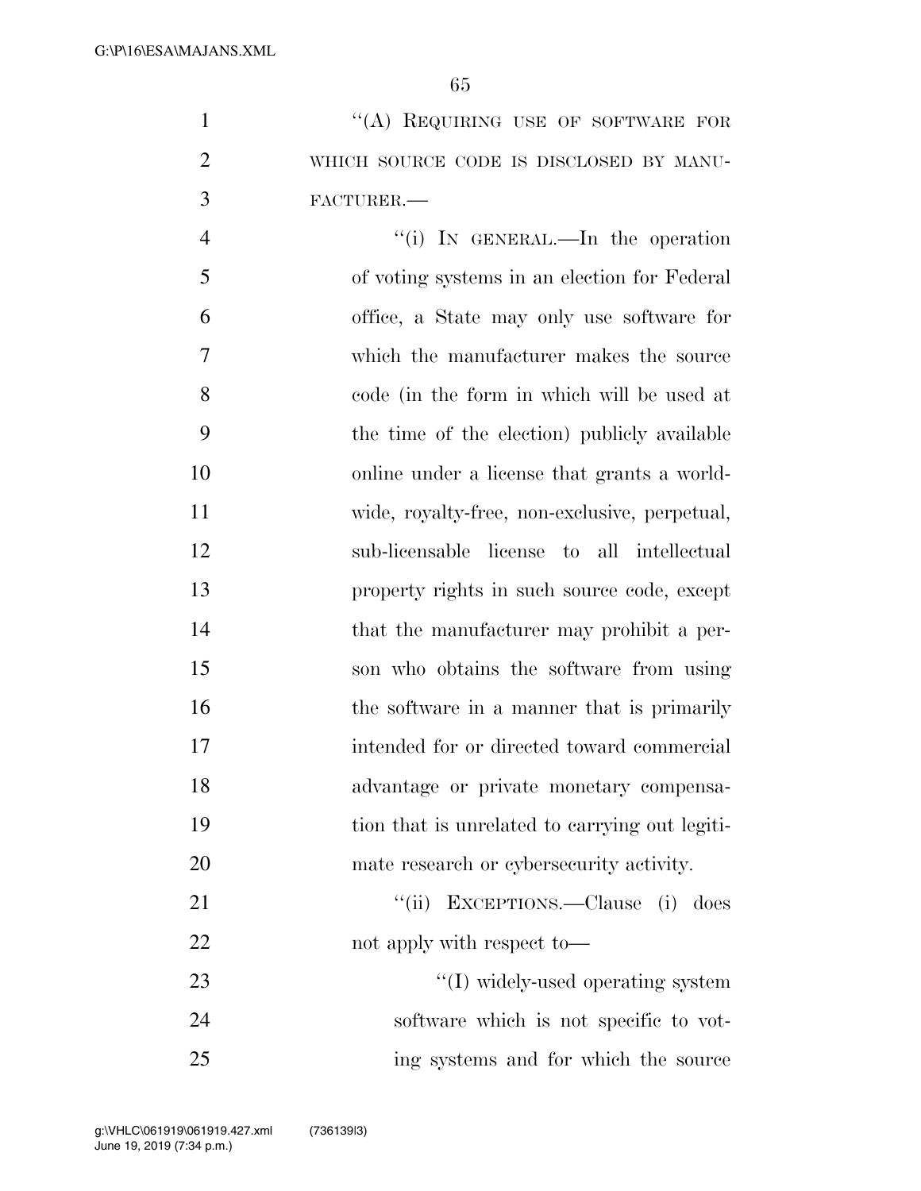"(A) REQUIRING USE OF SOFTWARE FOR WHICH SOURCE CODE IS DISCLOSED BY MANUFACTURER.—

"(i) IN GENERAL.—In the operation of voting systems in an election for Federal office, a State may only use software for which the manufacturer makes the source code (in the form in which will be used at the time of the election) publicly available online under a license that grants a worldwide, royalty-free, non-exclusive, perpetual, sub-licensable license to all intellectual property rights in such source code, except that the manufacturer may prohibit a person who obtains the software from using the software in a manner that is primarily intended for or directed toward commercial advantage or private monetary compensation that is unrelated to carrying out legitimate research or cybersecurity activity.

"(ii) EXCEPTIONS.—Clause (i) does not apply with respect to—

"(I) widely-used operating system software which is not specific to voting systems and for which the source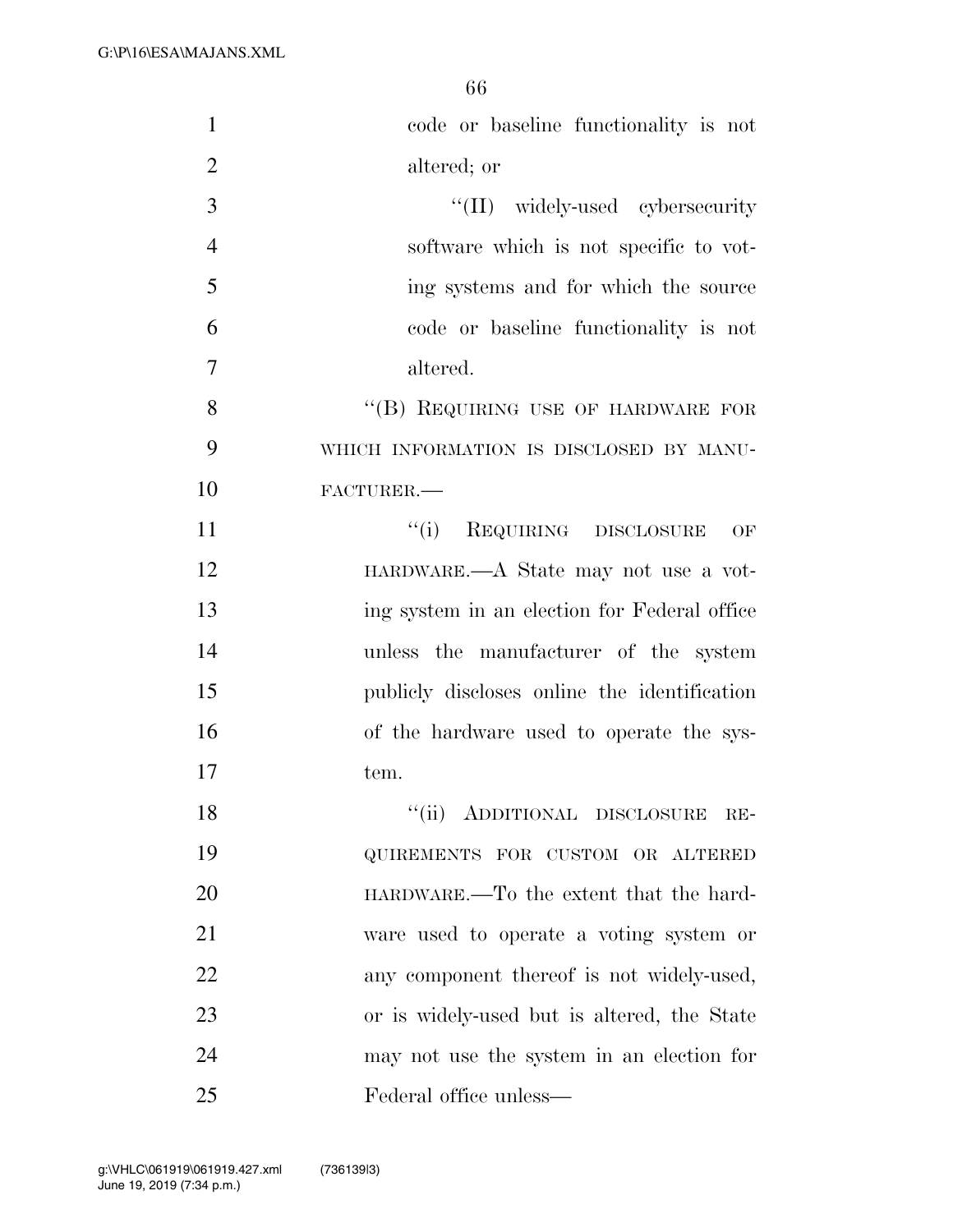code or baseline functionality is not altered; or

''(II) widely-used cybersecurity software which is not specific to voting systems and for which the source code or baseline functionality is not altered.

''(B) REQUIRING USE OF HARDWARE FOR WHICH INFORMATION IS DISCLOSED BY MANUFACTURER.—

''(i) REQUIRING DISCLOSURE OF HARDWARE.—A State may not use a voting system in an election for Federal office unless the manufacturer of the system publicly discloses online the identification of the hardware used to operate the system.

''(ii) ADDITIONAL DISCLOSURE REQUIREMENTS FOR CUSTOM OR ALTERED HARDWARE.—To the extent that the hardware used to operate a voting system or any component thereof is not widely-used, or is widely-used but is altered, the State may not use the system in an election for Federal office unless—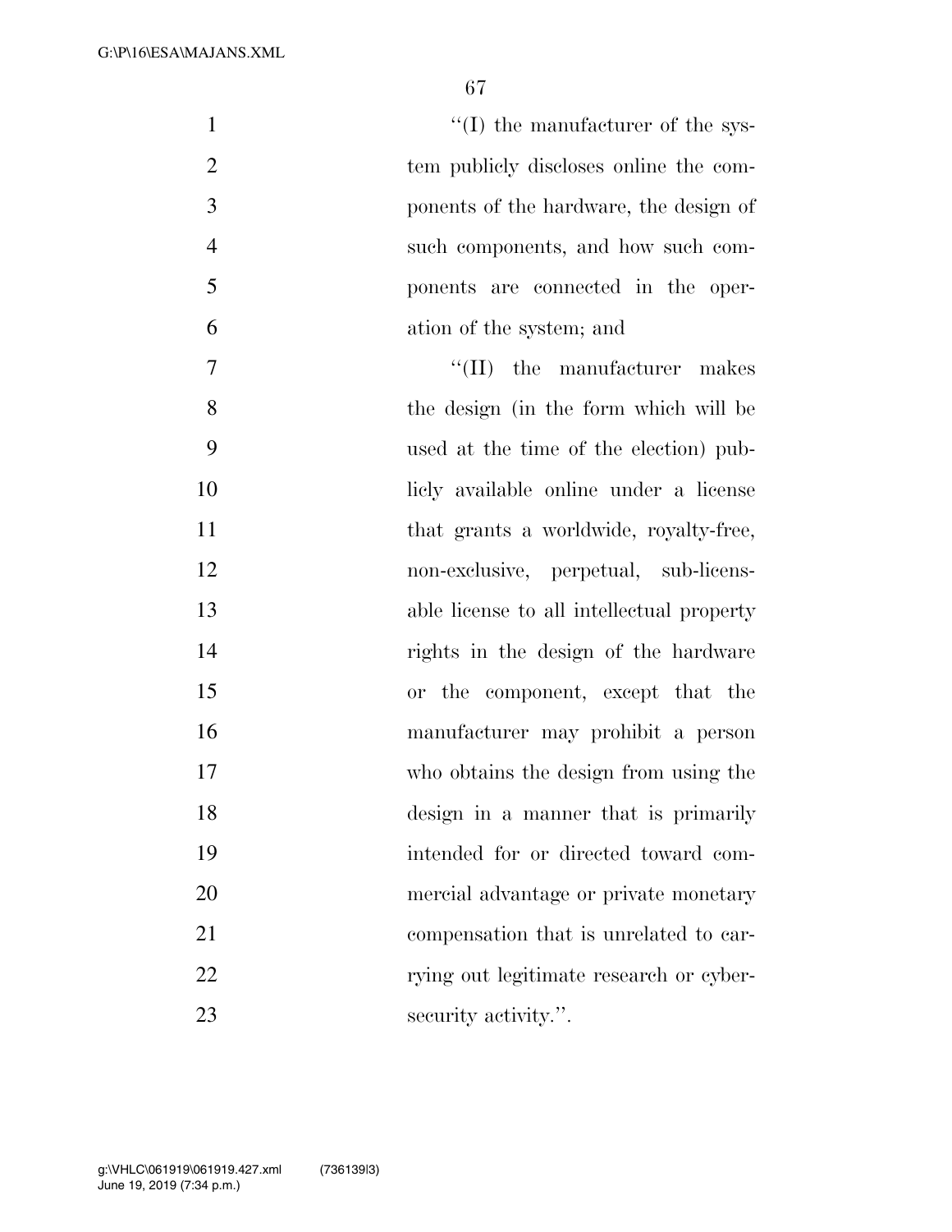''(I) the manufacturer of the system publicly discloses online the components of the hardware, the design of such components, and how such components are connected in the operation of the system; and

''(II) the manufacturer makes the design (in the form which will be used at the time of the election) publicly available online under a license that grants a worldwide, royalty-free, non-exclusive, perpetual, sub-licensable license to all intellectual property rights in the design of the hardware or the component, except that the manufacturer may prohibit a person who obtains the design from using the design in a manner that is primarily intended for or directed toward commercial advantage or private monetary compensation that is unrelated to carrying out legitimate research or cybersecurity activity.''.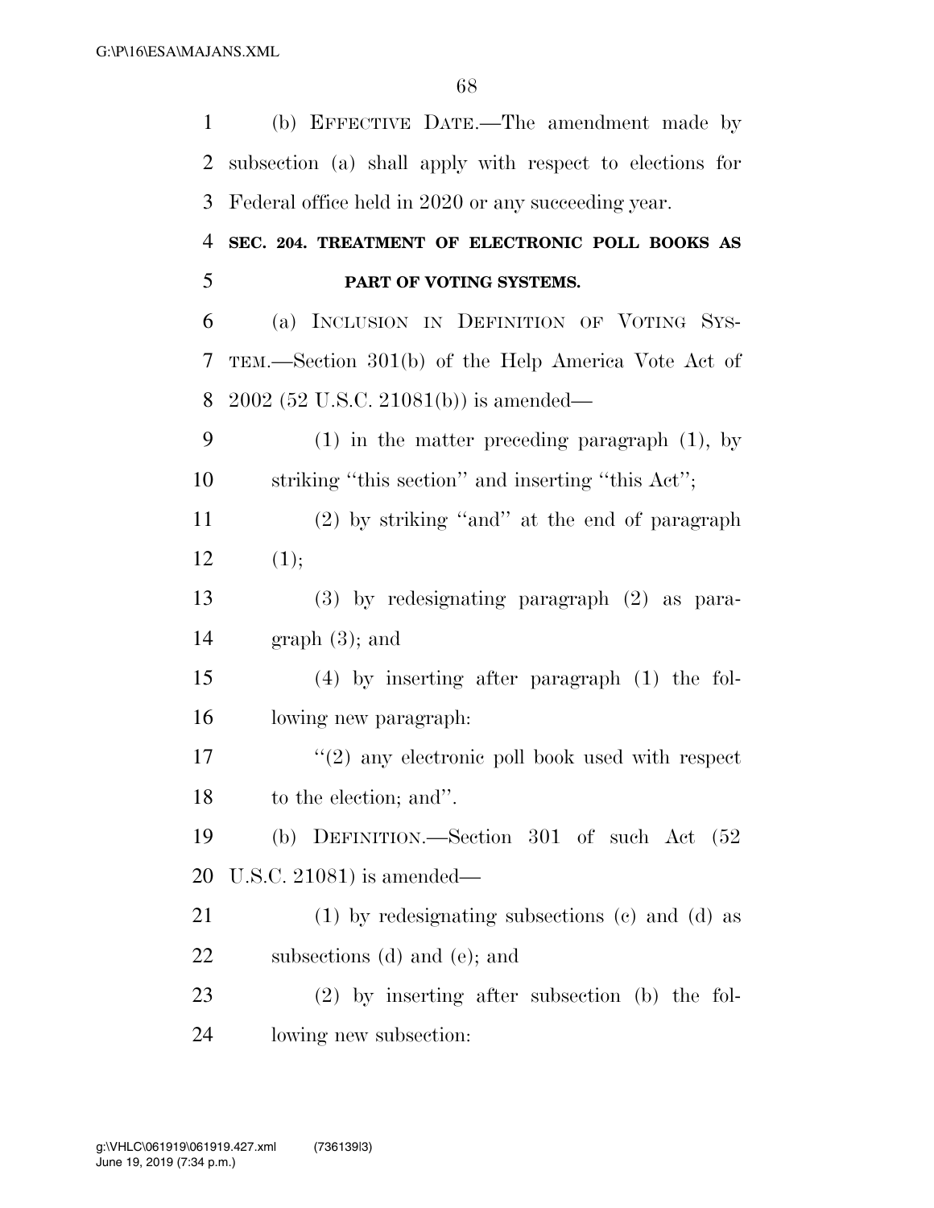(b) EFFECTIVE DATE.—The amendment made by subsection (a) shall apply with respect to elections for Federal office held in 2020 or any succeeding year.

**SEC. 204. TREATMENT OF ELECTRONIC POLL BOOKS AS PART OF VOTING SYSTEMS.**

(a) INCLUSION IN DEFINITION OF VOTING SYSTEM.—Section 301(b) of the Help America Vote Act of 2002 (52 U.S.C. 21081(b)) is amended—

(1) in the matter preceding paragraph (1), by striking ''this section'' and inserting ''this Act'';

(2) by striking ''and'' at the end of paragraph (1);

(3) by redesignating paragraph (2) as paragraph (3); and

(4) by inserting after paragraph (1) the following new paragraph:

''(2) any electronic poll book used with respect to the election; and''.

(b) DEFINITION.—Section 301 of such Act (52 U.S.C. 21081) is amended—

(1) by redesignating subsections (c) and (d) as subsections (d) and (e); and

(2) by inserting after subsection (b) the following new subsection: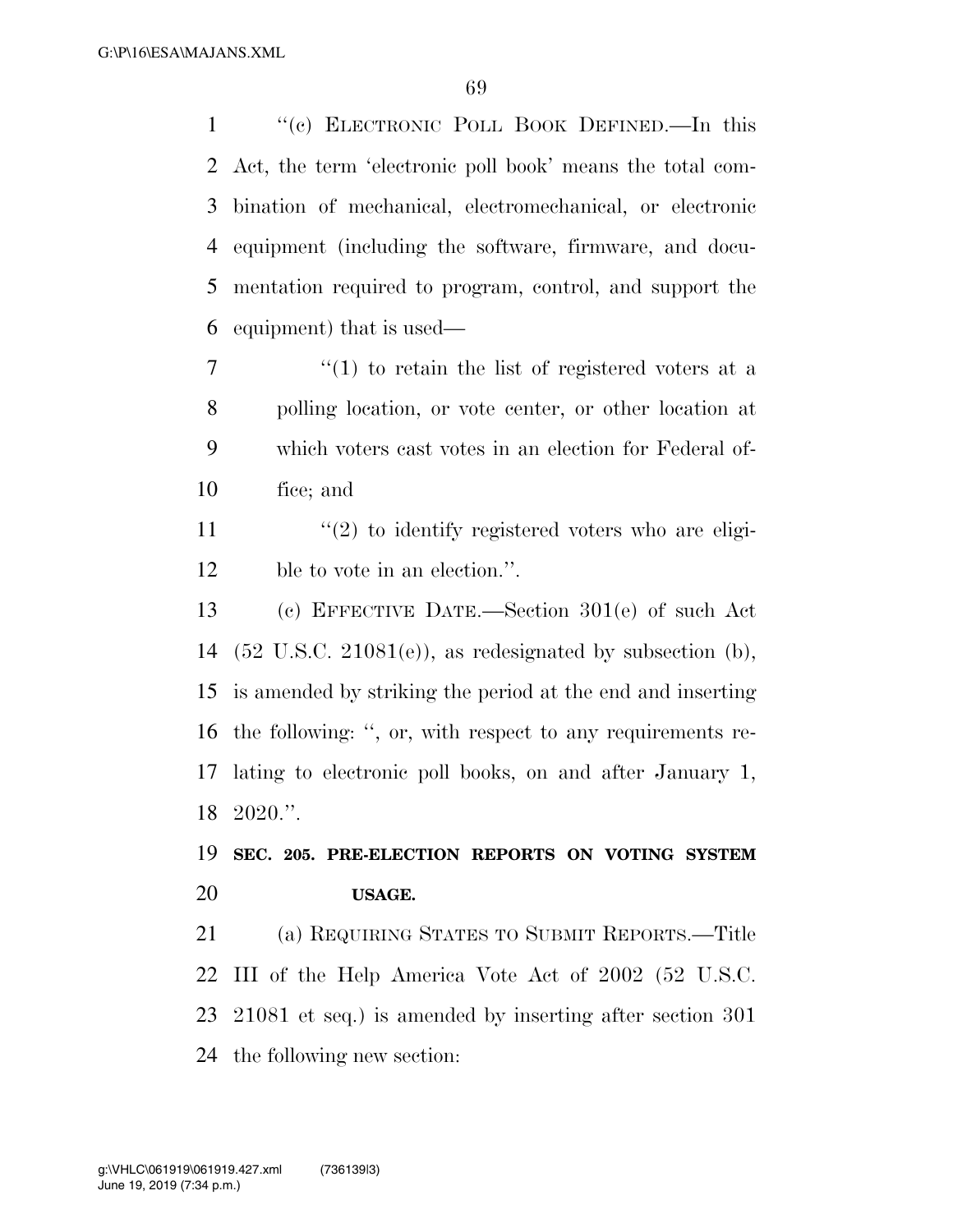"(c) ELECTRONIC POLL BOOK DEFINED.—In this Act, the term 'electronic poll book' means the total combination of mechanical, electromechanical, or electronic equipment (including the software, firmware, and documentation required to program, control, and support the equipment) that is used—

"(1) to retain the list of registered voters at a polling location, or vote center, or other location at which voters cast votes in an election for Federal office; and

"(2) to identify registered voters who are eligible to vote in an election.".

(c) EFFECTIVE DATE.—Section 301(e) of such Act (52 U.S.C. 21081(e)), as redesignated by subsection (b), is amended by striking the period at the end and inserting the following: ", or, with respect to any requirements relating to electronic poll books, on and after January 1, 2020.".

**SEC. 205. PRE-ELECTION REPORTS ON VOTING SYSTEM USAGE.**

(a) REQUIRING STATES TO SUBMIT REPORTS.—Title III of the Help America Vote Act of 2002 (52 U.S.C. 21081 et seq.) is amended by inserting after section 301 the following new section: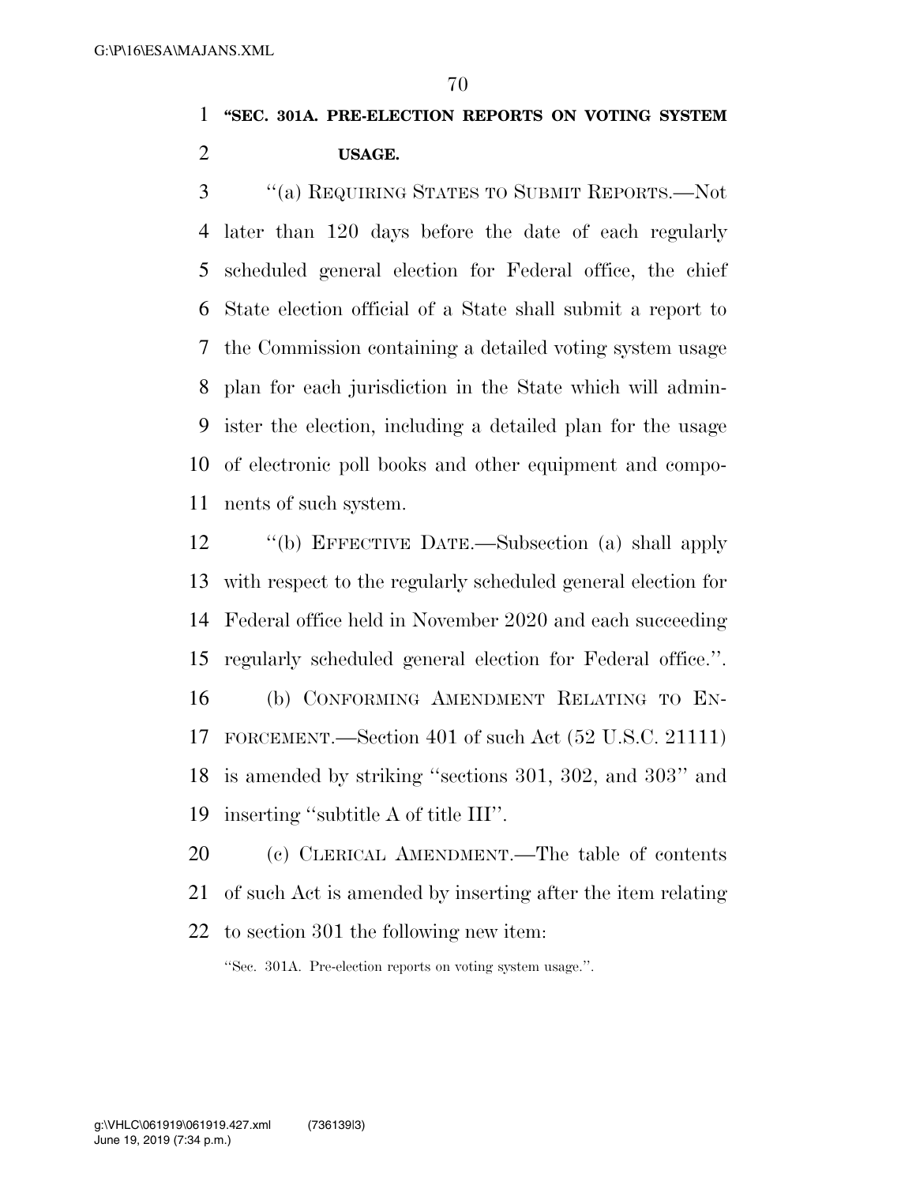**"SEC. 301A. PRE-ELECTION REPORTS ON VOTING SYSTEM USAGE.**

"(a) REQUIRING STATES TO SUBMIT REPORTS.—Not later than 120 days before the date of each regularly scheduled general election for Federal office, the chief State election official of a State shall submit a report to the Commission containing a detailed voting system usage plan for each jurisdiction in the State which will administer the election, including a detailed plan for the usage of electronic poll books and other equipment and components of such system.

"(b) EFFECTIVE DATE.—Subsection (a) shall apply with respect to the regularly scheduled general election for Federal office held in November 2020 and each succeeding regularly scheduled general election for Federal office.".

(b) CONFORMING AMENDMENT RELATING TO ENFORCEMENT.—Section 401 of such Act (52 U.S.C. 21111) is amended by striking "sections 301, 302, and 303" and inserting "subtitle A of title III".

(c) CLERICAL AMENDMENT.—The table of contents of such Act is amended by inserting after the item relating to section 301 the following new item:

"Sec. 301A. Pre-election reports on voting system usage.".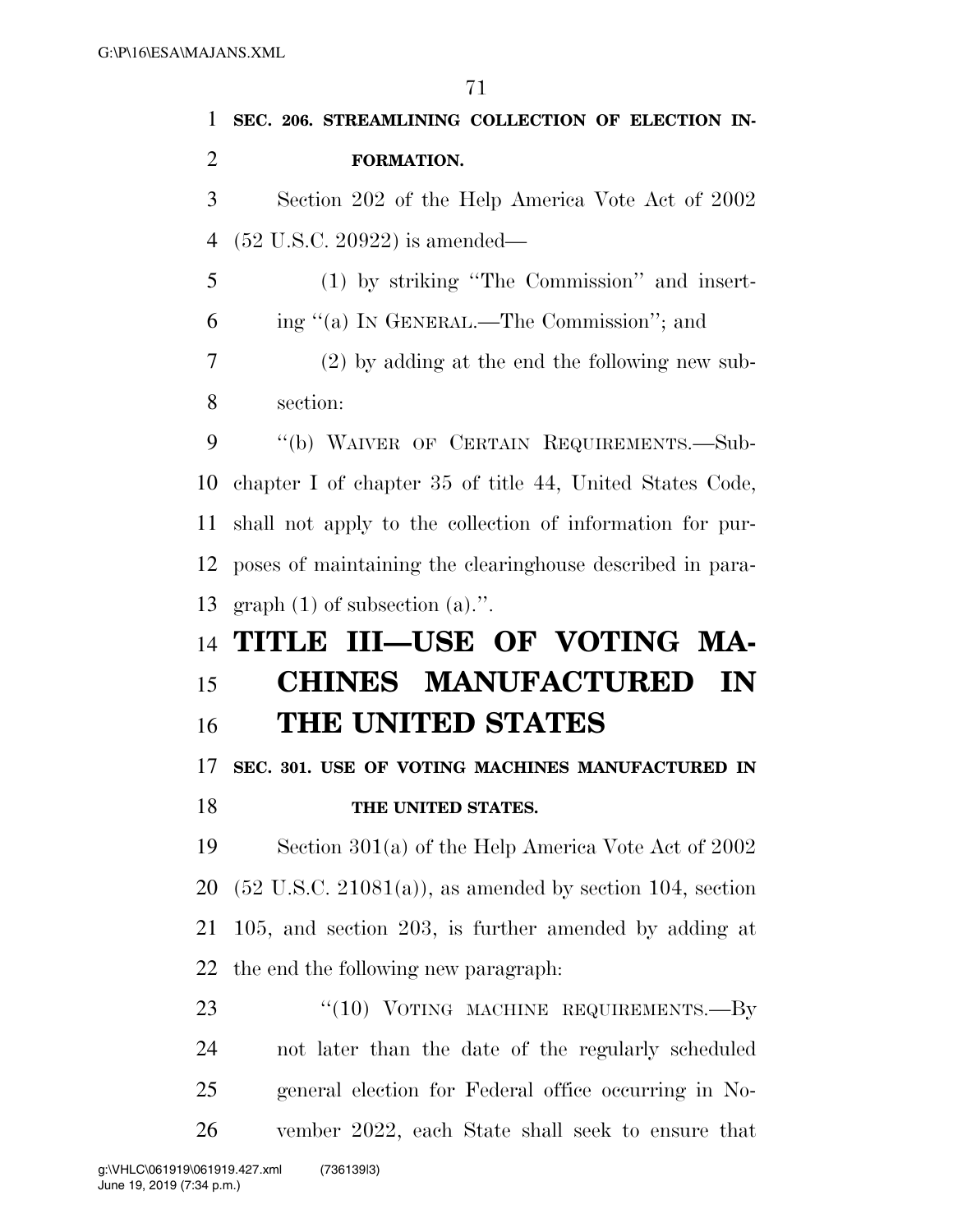**SEC. 206. STREAMLINING COLLECTION OF ELECTION INFORMATION.**

Section 202 of the Help America Vote Act of 2002 (52 U.S.C. 20922) is amended—

(1) by striking "The Commission" and inserting "(a) IN GENERAL.—The Commission"; and

(2) by adding at the end the following new subsection:

"(b) WAIVER OF CERTAIN REQUIREMENTS.—Subchapter I of chapter 35 of title 44, United States Code, shall not apply to the collection of information for purposes of maintaining the clearinghouse described in paragraph (1) of subsection (a).".

# TITLE III—USE OF VOTING MACHINES MANUFACTURED IN THE UNITED STATES

**SEC. 301. USE OF VOTING MACHINES MANUFACTURED IN THE UNITED STATES.**

Section 301(a) of the Help America Vote Act of 2002 (52 U.S.C. 21081(a)), as amended by section 104, section 105, and section 203, is further amended by adding at the end the following new paragraph:

"(10) VOTING MACHINE REQUIREMENTS.—By not later than the date of the regularly scheduled general election for Federal office occurring in November 2022, each State shall seek to ensure that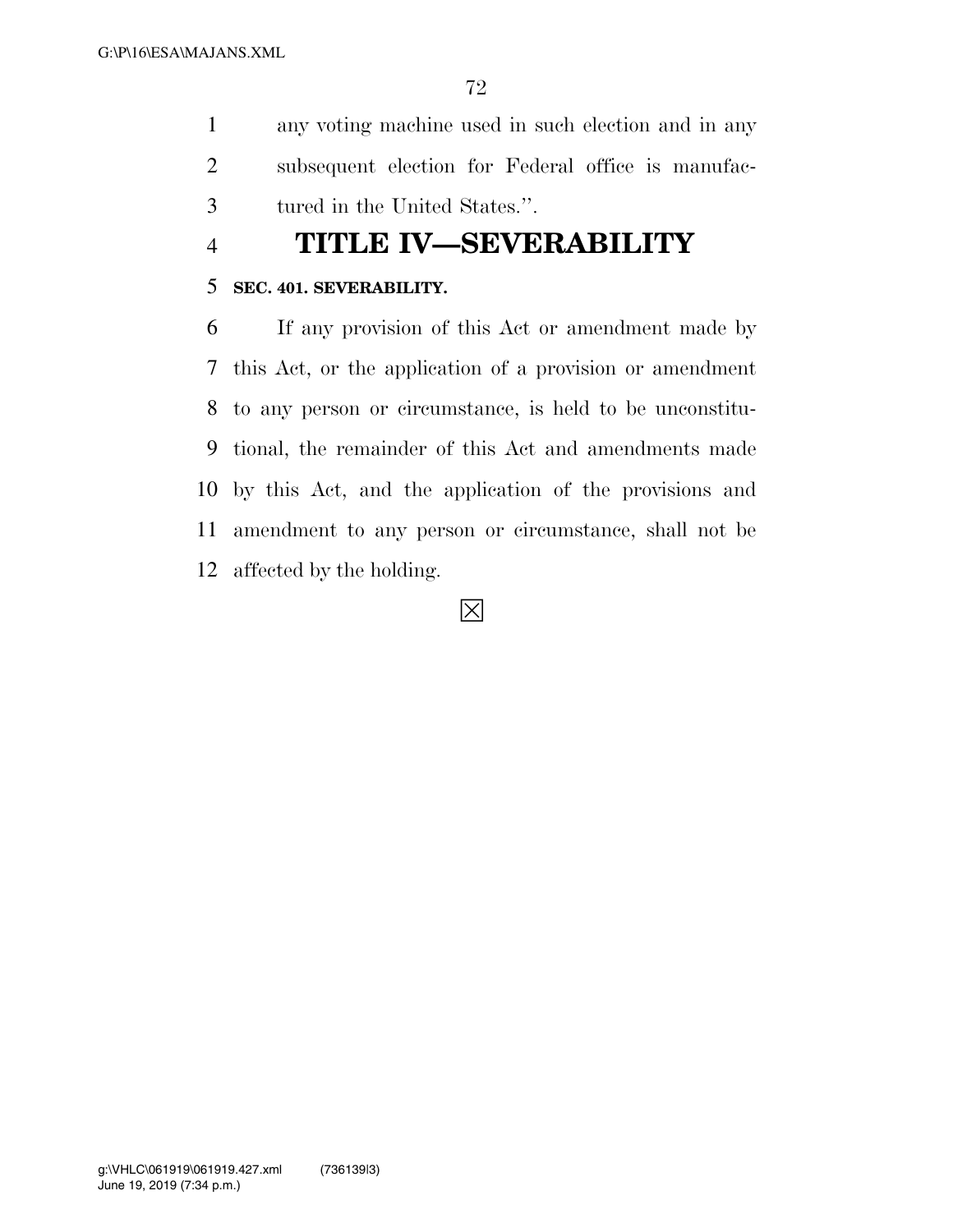any voting machine used in such election and in any subsequent election for Federal office is manufactured in the United States.''.

# TITLE IV—SEVERABILITY

**SEC. 401. SEVERABILITY.**

If any provision of this Act or amendment made by this Act, or the application of a provision or amendment to any person or circumstance, is held to be unconstitutional, the remainder of this Act and amendments made by this Act, and the application of the provisions and amendment to any person or circumstance, shall not be affected by the holding.